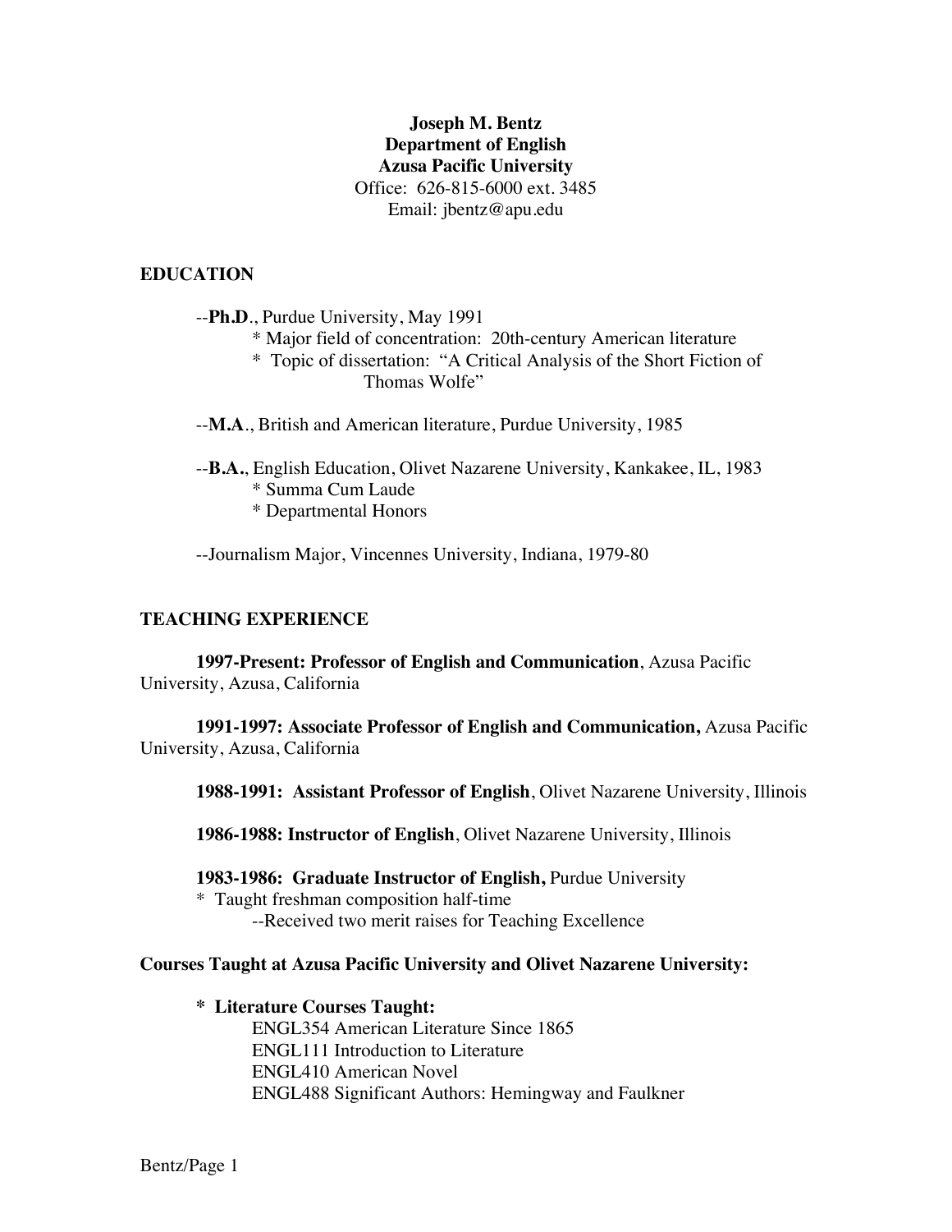**Joseph M. Bentz**
**Department of English**
**Azusa Pacific University**
Office: 626-815-6000 ext. 3485
Email: jbentz@apu.edu

## EDUCATION

--**Ph.D**., Purdue University, May 1991
- * Major field of concentration: 20th-century American literature
- * Topic of dissertation: "A Critical Analysis of the Short Fiction of Thomas Wolfe"

--**M.A**., British and American literature, Purdue University, 1985

--**B.A.**, English Education, Olivet Nazarene University, Kankakee, IL, 1983
- * Summa Cum Laude
- * Departmental Honors

--Journalism Major, Vincennes University, Indiana, 1979-80

## TEACHING EXPERIENCE

**1997-Present: Professor of English and Communication**, Azusa Pacific University, Azusa, California

**1991-1997: Associate Professor of English and Communication,** Azusa Pacific University, Azusa, California

**1988-1991: Assistant Professor of English**, Olivet Nazarene University, Illinois

**1986-1988: Instructor of English**, Olivet Nazarene University, Illinois

**1983-1986: Graduate Instructor of English,** Purdue University
- * Taught freshman composition half-time
  - --Received two merit raises for Teaching Excellence

### Courses Taught at Azusa Pacific University and Olivet Nazarene University:

**\* Literature Courses Taught:**
- ENGL354 American Literature Since 1865
- ENGL111 Introduction to Literature
- ENGL410 American Novel
- ENGL488 Significant Authors: Hemingway and Faulkner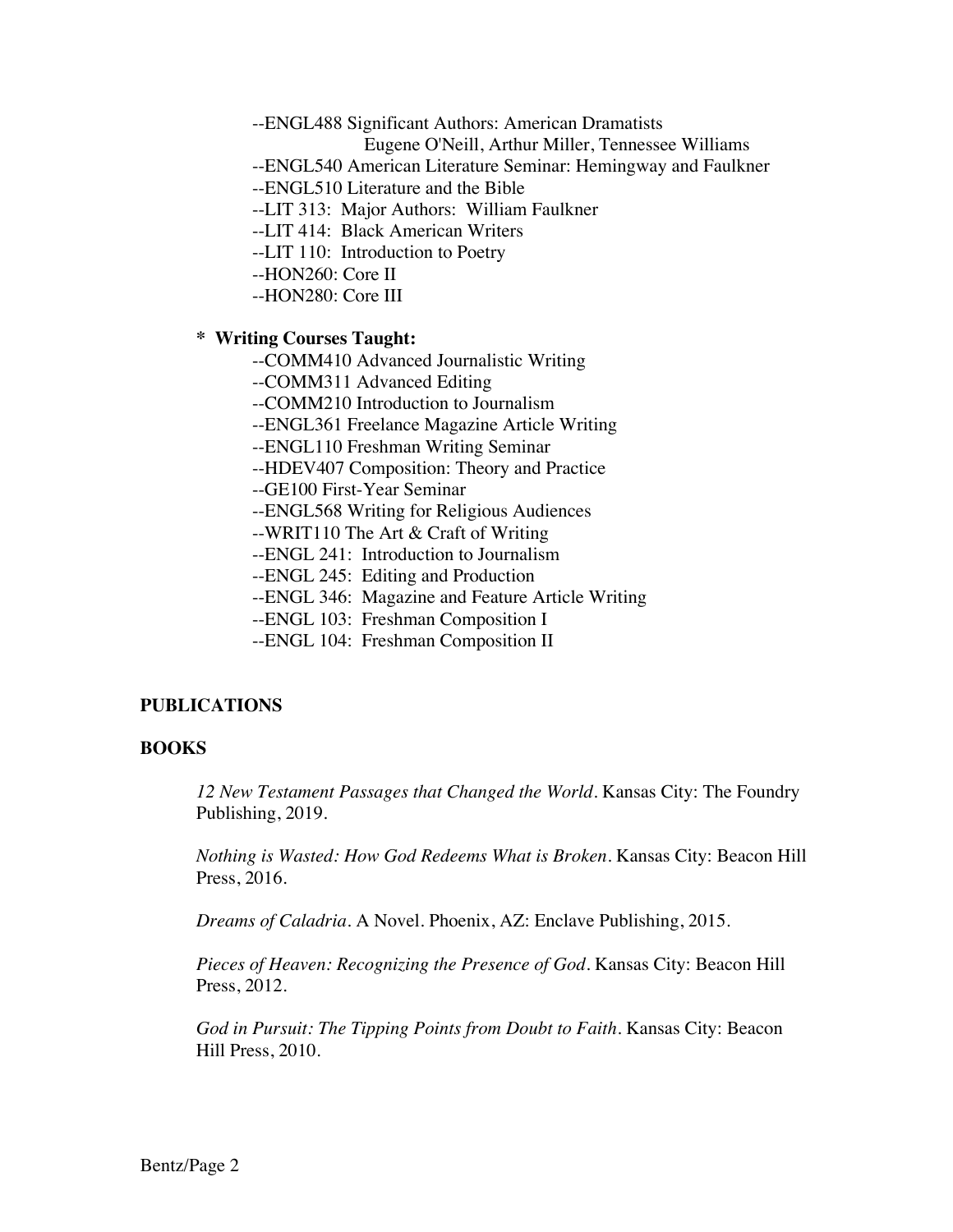--ENGL488 Significant Authors: American Dramatists
Eugene O'Neill, Arthur Miller, Tennessee Williams
--ENGL540 American Literature Seminar: Hemingway and Faulkner
--ENGL510 Literature and the Bible
--LIT 313: Major Authors: William Faulkner
--LIT 414: Black American Writers
--LIT 110: Introduction to Poetry
--HON260: Core II
--HON280: Core III

**\* Writing Courses Taught:**

--COMM410 Advanced Journalistic Writing
--COMM311 Advanced Editing
--COMM210 Introduction to Journalism
--ENGL361 Freelance Magazine Article Writing
--ENGL110 Freshman Writing Seminar
--HDEV407 Composition: Theory and Practice
--GE100 First-Year Seminar
--ENGL568 Writing for Religious Audiences
--WRIT110 The Art & Craft of Writing
--ENGL 241: Introduction to Journalism
--ENGL 245: Editing and Production
--ENGL 346: Magazine and Feature Article Writing
--ENGL 103: Freshman Composition I
--ENGL 104: Freshman Composition II

## PUBLICATIONS

### BOOKS

*12 New Testament Passages that Changed the World*. Kansas City: The Foundry Publishing, 2019.

*Nothing is Wasted: How God Redeems What is Broken*. Kansas City: Beacon Hill Press, 2016.

*Dreams of Caladria*. A Novel. Phoenix, AZ: Enclave Publishing, 2015.

*Pieces of Heaven: Recognizing the Presence of God*. Kansas City: Beacon Hill Press, 2012.

*God in Pursuit: The Tipping Points from Doubt to Faith*. Kansas City: Beacon Hill Press, 2010.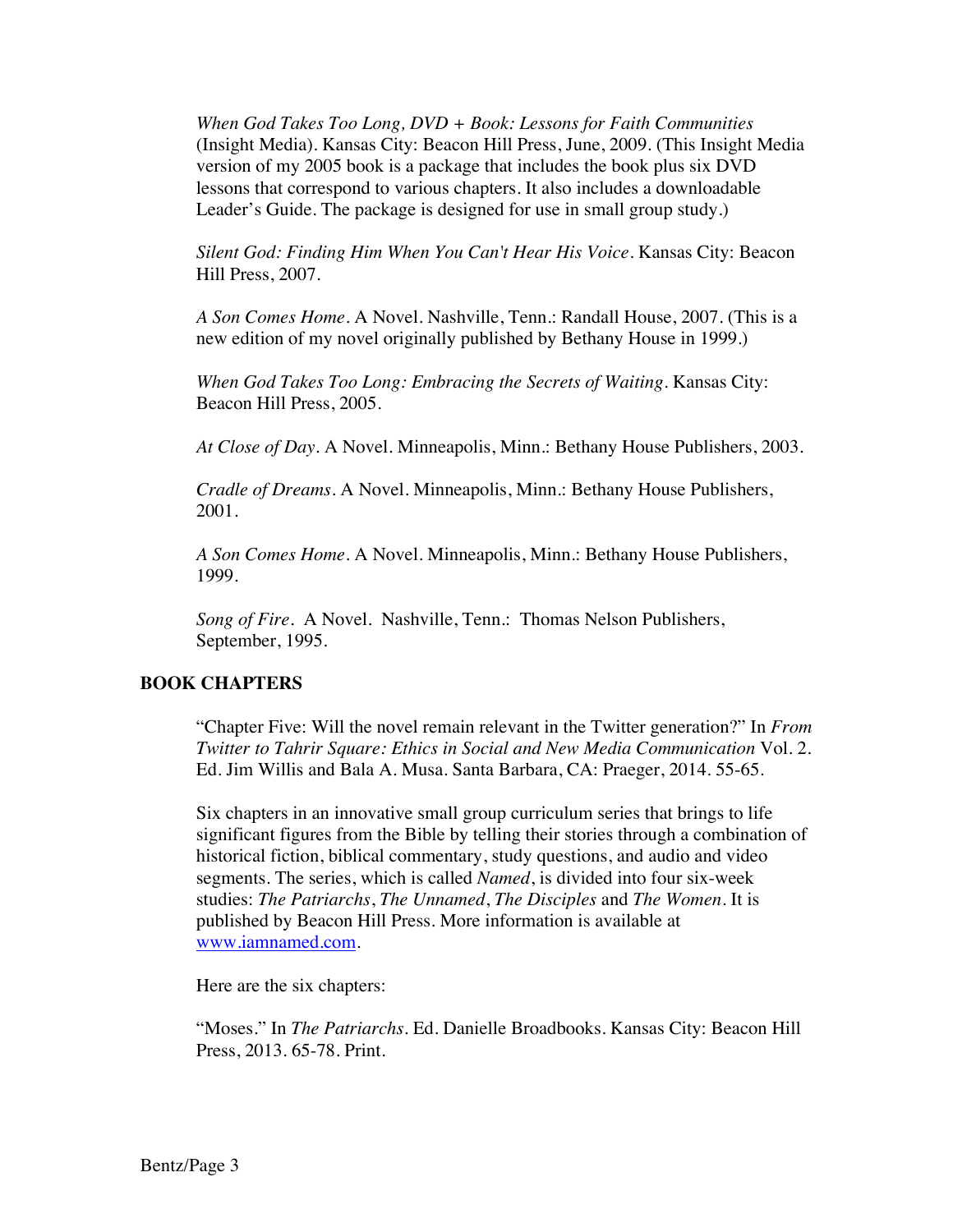*When God Takes Too Long, DVD + Book: Lessons for Faith Communities* (Insight Media). Kansas City: Beacon Hill Press, June, 2009. (This Insight Media version of my 2005 book is a package that includes the book plus six DVD lessons that correspond to various chapters. It also includes a downloadable Leader's Guide. The package is designed for use in small group study.)

*Silent God: Finding Him When You Can't Hear His Voice*. Kansas City: Beacon Hill Press, 2007.

*A Son Comes Home*. A Novel. Nashville, Tenn.: Randall House, 2007. (This is a new edition of my novel originally published by Bethany House in 1999.)

*When God Takes Too Long: Embracing the Secrets of Waiting*. Kansas City: Beacon Hill Press, 2005.

*At Close of Day*. A Novel. Minneapolis, Minn.: Bethany House Publishers, 2003.

*Cradle of Dreams*. A Novel. Minneapolis, Minn.: Bethany House Publishers, 2001.

*A Son Comes Home*. A Novel. Minneapolis, Minn.: Bethany House Publishers, 1999.

*Song of Fire*. A Novel. Nashville, Tenn.: Thomas Nelson Publishers, September, 1995.

## BOOK CHAPTERS

"Chapter Five: Will the novel remain relevant in the Twitter generation?" In *From Twitter to Tahrir Square: Ethics in Social and New Media Communication* Vol. 2. Ed. Jim Willis and Bala A. Musa. Santa Barbara, CA: Praeger, 2014. 55-65.

Six chapters in an innovative small group curriculum series that brings to life significant figures from the Bible by telling their stories through a combination of historical fiction, biblical commentary, study questions, and audio and video segments. The series, which is called *Named*, is divided into four six-week studies: *The Patriarchs*, *The Unnamed*, *The Disciples* and *The Women*. It is published by Beacon Hill Press. More information is available at www.iamnamed.com.

Here are the six chapters:

"Moses." In *The Patriarchs*. Ed. Danielle Broadbooks. Kansas City: Beacon Hill Press, 2013. 65-78. Print.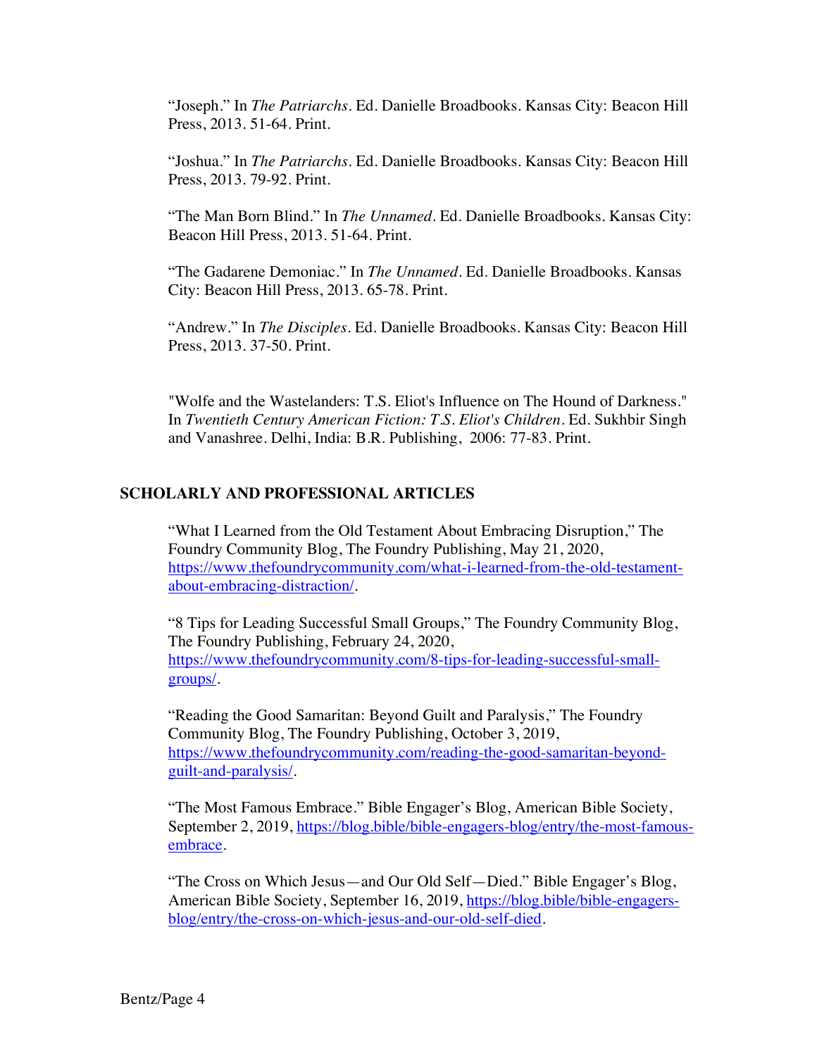"Joseph." In *The Patriarchs*. Ed. Danielle Broadbooks. Kansas City: Beacon Hill Press, 2013. 51-64. Print.

"Joshua." In *The Patriarchs*. Ed. Danielle Broadbooks. Kansas City: Beacon Hill Press, 2013. 79-92. Print.

"The Man Born Blind." In *The Unnamed*. Ed. Danielle Broadbooks. Kansas City: Beacon Hill Press, 2013. 51-64. Print.

"The Gadarene Demoniac." In *The Unnamed*. Ed. Danielle Broadbooks. Kansas City: Beacon Hill Press, 2013. 65-78. Print.

"Andrew." In *The Disciples*. Ed. Danielle Broadbooks. Kansas City: Beacon Hill Press, 2013. 37-50. Print.

"Wolfe and the Wastelanders: T.S. Eliot's Influence on The Hound of Darkness." In *Twentieth Century American Fiction: T.S. Eliot's Children*. Ed. Sukhbir Singh and Vanashree. Delhi, India: B.R. Publishing, 2006: 77-83. Print.

## SCHOLARLY AND PROFESSIONAL ARTICLES

"What I Learned from the Old Testament About Embracing Disruption," The Foundry Community Blog, The Foundry Publishing, May 21, 2020, https://www.thefoundrycommunity.com/what-i-learned-from-the-old-testament-about-embracing-distraction/.

"8 Tips for Leading Successful Small Groups," The Foundry Community Blog, The Foundry Publishing, February 24, 2020, https://www.thefoundrycommunity.com/8-tips-for-leading-successful-small-groups/.

"Reading the Good Samaritan: Beyond Guilt and Paralysis," The Foundry Community Blog, The Foundry Publishing, October 3, 2019, https://www.thefoundrycommunity.com/reading-the-good-samaritan-beyond-guilt-and-paralysis/.

"The Most Famous Embrace." Bible Engager's Blog, American Bible Society, September 2, 2019, https://blog.bible/bible-engagers-blog/entry/the-most-famous-embrace.

"The Cross on Which Jesus—and Our Old Self—Died." Bible Engager's Blog, American Bible Society, September 16, 2019, https://blog.bible/bible-engagers-blog/entry/the-cross-on-which-jesus-and-our-old-self-died.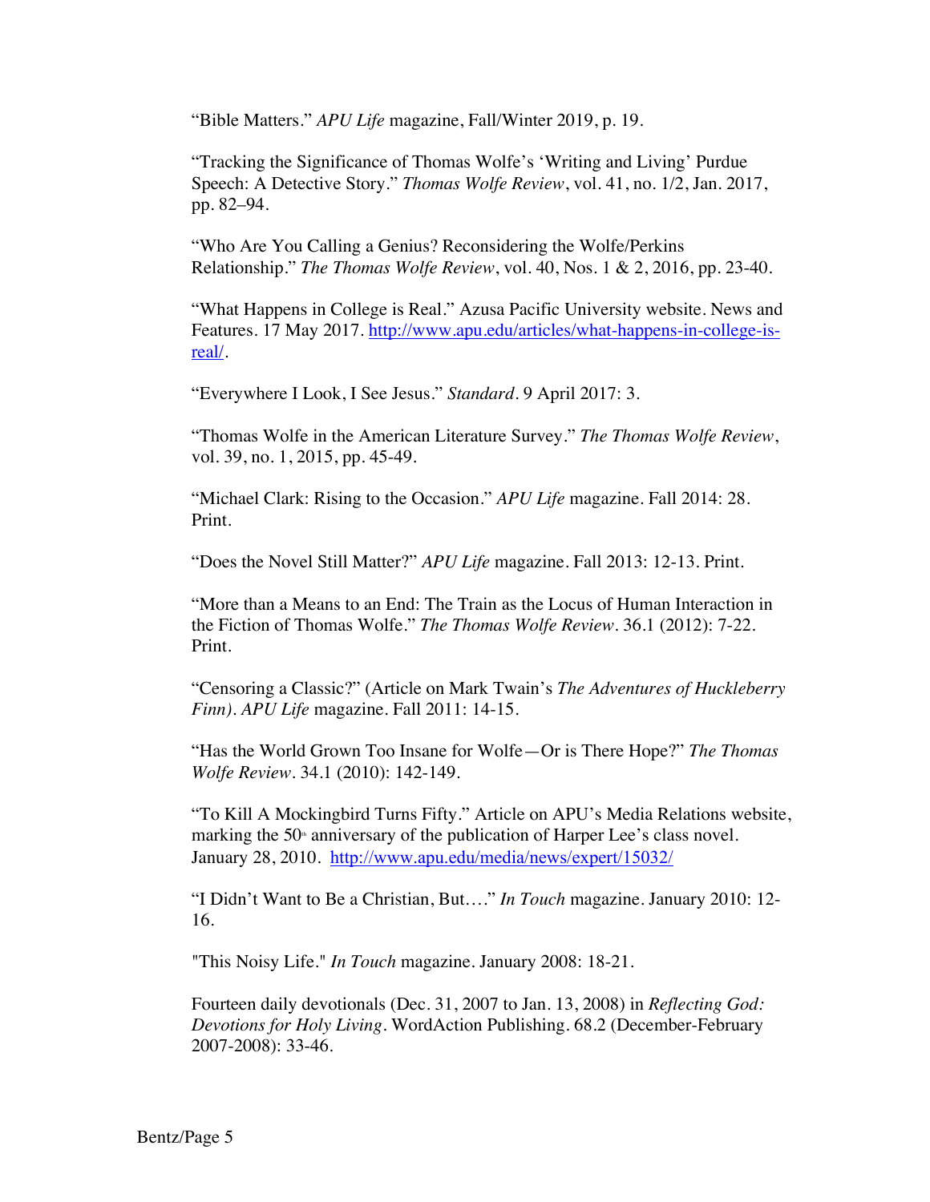"Bible Matters." *APU Life* magazine, Fall/Winter 2019, p. 19.

"Tracking the Significance of Thomas Wolfe's 'Writing and Living' Purdue Speech: A Detective Story." *Thomas Wolfe Review*, vol. 41, no. 1/2, Jan. 2017, pp. 82–94.

"Who Are You Calling a Genius? Reconsidering the Wolfe/Perkins Relationship." *The Thomas Wolfe Review*, vol. 40, Nos. 1 & 2, 2016, pp. 23-40.

"What Happens in College is Real." Azusa Pacific University website. News and Features. 17 May 2017. [http://www.apu.edu/articles/what-happens-in-college-is-real/](http://www.apu.edu/articles/what-happens-in-college-is-real/).

"Everywhere I Look, I See Jesus." *Standard*. 9 April 2017: 3.

"Thomas Wolfe in the American Literature Survey." *The Thomas Wolfe Review*, vol. 39, no. 1, 2015, pp. 45-49.

"Michael Clark: Rising to the Occasion." *APU Life* magazine. Fall 2014: 28. Print.

"Does the Novel Still Matter?" *APU Life* magazine. Fall 2013: 12-13. Print.

"More than a Means to an End: The Train as the Locus of Human Interaction in the Fiction of Thomas Wolfe." *The Thomas Wolfe Review*. 36.1 (2012): 7-22. Print.

"Censoring a Classic?" (Article on Mark Twain's *The Adventures of Huckleberry Finn)*. *APU Life* magazine. Fall 2011: 14-15.

"Has the World Grown Too Insane for Wolfe—Or is There Hope?" *The Thomas Wolfe Review*. 34.1 (2010): 142-149.

"To Kill A Mockingbird Turns Fifty." Article on APU's Media Relations website, marking the 50th anniversary of the publication of Harper Lee's class novel. January 28, 2010. [http://www.apu.edu/media/news/expert/15032/](http://www.apu.edu/media/news/expert/15032/)

"I Didn't Want to Be a Christian, But…." *In Touch* magazine. January 2010: 12-16.

"This Noisy Life." *In Touch* magazine. January 2008: 18-21.

Fourteen daily devotionals (Dec. 31, 2007 to Jan. 13, 2008) in *Reflecting God: Devotions for Holy Living*. WordAction Publishing. 68.2 (December-February 2007-2008): 33-46.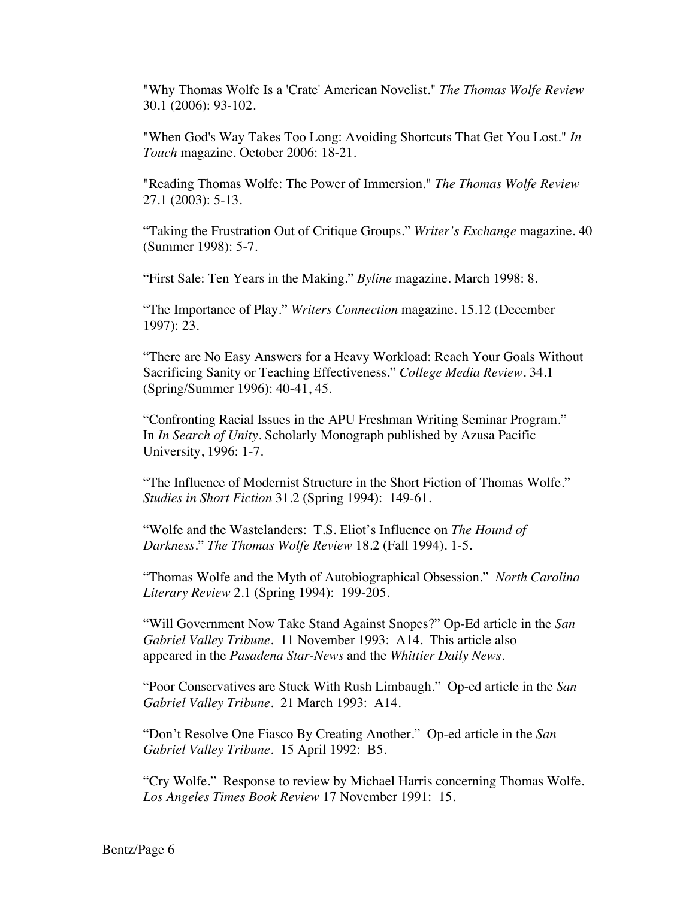"Why Thomas Wolfe Is a 'Crate' American Novelist." *The Thomas Wolfe Review* 30.1 (2006): 93-102.

"When God's Way Takes Too Long: Avoiding Shortcuts That Get You Lost." *In Touch* magazine. October 2006: 18-21.

"Reading Thomas Wolfe: The Power of Immersion." *The Thomas Wolfe Review* 27.1 (2003): 5-13.

"Taking the Frustration Out of Critique Groups." *Writer's Exchange* magazine. 40 (Summer 1998): 5-7.

"First Sale: Ten Years in the Making." *Byline* magazine. March 1998: 8.

"The Importance of Play." *Writers Connection* magazine. 15.12 (December 1997): 23.

"There are No Easy Answers for a Heavy Workload: Reach Your Goals Without Sacrificing Sanity or Teaching Effectiveness." *College Media Review*. 34.1 (Spring/Summer 1996): 40-41, 45.

"Confronting Racial Issues in the APU Freshman Writing Seminar Program." In *In Search of Unity*. Scholarly Monograph published by Azusa Pacific University, 1996: 1-7.

"The Influence of Modernist Structure in the Short Fiction of Thomas Wolfe." *Studies in Short Fiction* 31.2 (Spring 1994): 149-61.

"Wolfe and the Wastelanders: T.S. Eliot's Influence on *The Hound of Darkness*." *The Thomas Wolfe Review* 18.2 (Fall 1994). 1-5.

"Thomas Wolfe and the Myth of Autobiographical Obsession." *North Carolina Literary Review* 2.1 (Spring 1994): 199-205.

"Will Government Now Take Stand Against Snopes?" Op-Ed article in the *San Gabriel Valley Tribune*. 11 November 1993: A14. This article also appeared in the *Pasadena Star-News* and the *Whittier Daily News*.

"Poor Conservatives are Stuck With Rush Limbaugh." Op-ed article in the *San Gabriel Valley Tribune*. 21 March 1993: A14.

"Don't Resolve One Fiasco By Creating Another." Op-ed article in the *San Gabriel Valley Tribune*. 15 April 1992: B5.

"Cry Wolfe." Response to review by Michael Harris concerning Thomas Wolfe. *Los Angeles Times Book Review* 17 November 1991: 15.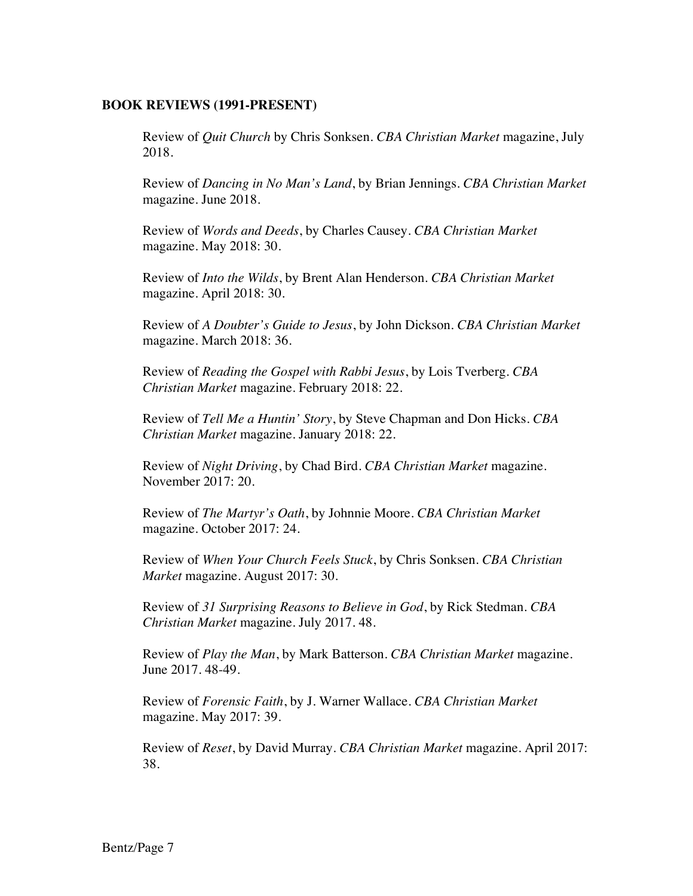**BOOK REVIEWS (1991-PRESENT)**

Review of *Quit Church* by Chris Sonksen. *CBA Christian Market* magazine, July 2018.

Review of *Dancing in No Man's Land*, by Brian Jennings. *CBA Christian Market* magazine. June 2018.

Review of *Words and Deeds*, by Charles Causey. *CBA Christian Market* magazine. May 2018: 30.

Review of *Into the Wilds*, by Brent Alan Henderson. *CBA Christian Market* magazine. April 2018: 30.

Review of *A Doubter's Guide to Jesus*, by John Dickson. *CBA Christian Market* magazine. March 2018: 36.

Review of *Reading the Gospel with Rabbi Jesus*, by Lois Tverberg. *CBA Christian Market* magazine. February 2018: 22.

Review of *Tell Me a Huntin' Story*, by Steve Chapman and Don Hicks. *CBA Christian Market* magazine. January 2018: 22.

Review of *Night Driving*, by Chad Bird. *CBA Christian Market* magazine. November 2017: 20.

Review of *The Martyr's Oath*, by Johnnie Moore. *CBA Christian Market* magazine. October 2017: 24.

Review of *When Your Church Feels Stuck*, by Chris Sonksen. *CBA Christian Market* magazine. August 2017: 30.

Review of *31 Surprising Reasons to Believe in God*, by Rick Stedman. *CBA Christian Market* magazine. July 2017. 48.

Review of *Play the Man*, by Mark Batterson. *CBA Christian Market* magazine. June 2017. 48-49.

Review of *Forensic Faith*, by J. Warner Wallace. *CBA Christian Market* magazine. May 2017: 39.

Review of *Reset*, by David Murray. *CBA Christian Market* magazine. April 2017: 38.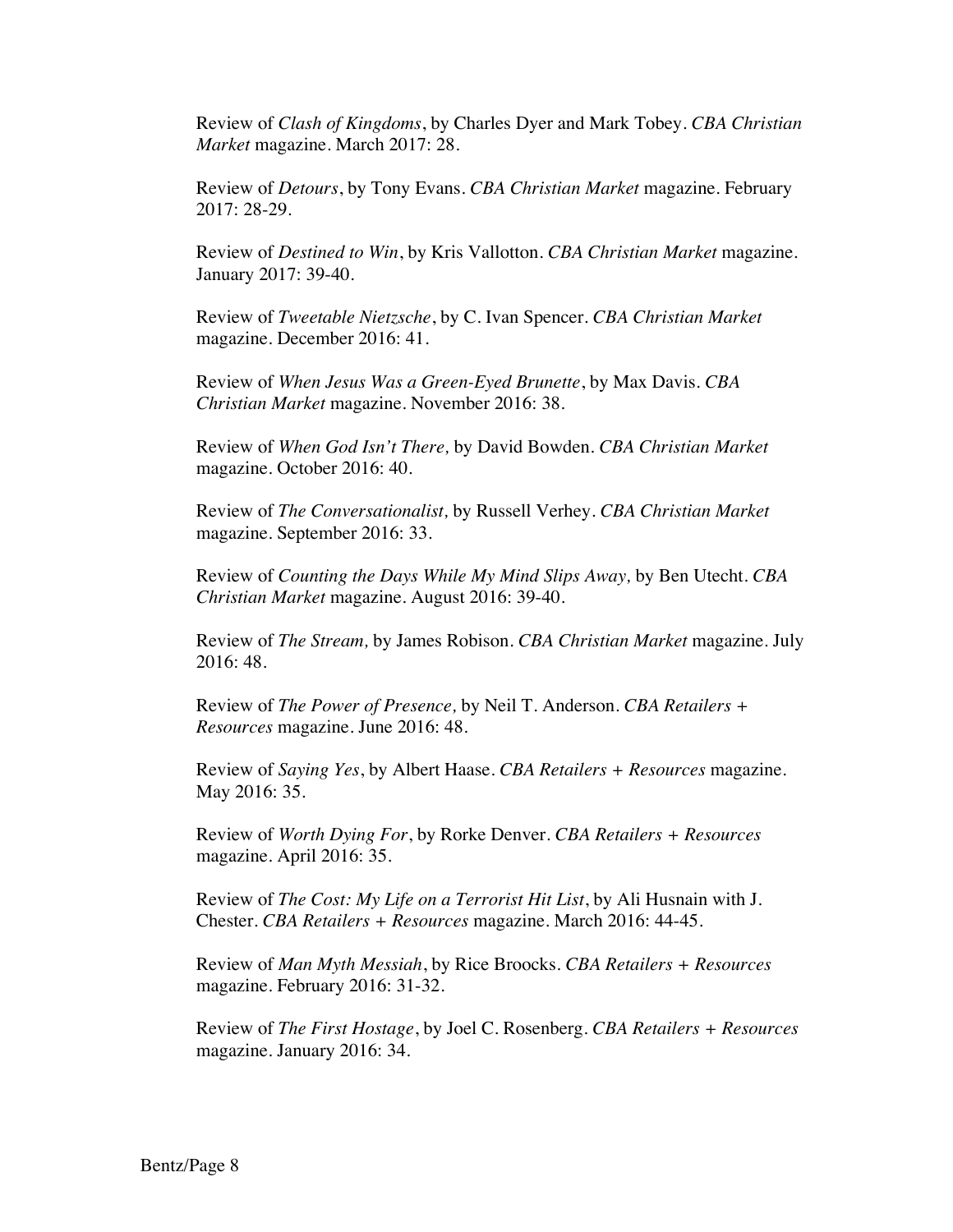Review of *Clash of Kingdoms*, by Charles Dyer and Mark Tobey. *CBA Christian Market* magazine. March 2017: 28.

Review of *Detours*, by Tony Evans. *CBA Christian Market* magazine. February 2017: 28-29.

Review of *Destined to Win*, by Kris Vallotton. *CBA Christian Market* magazine. January 2017: 39-40.

Review of *Tweetable Nietzsche*, by C. Ivan Spencer. *CBA Christian Market* magazine. December 2016: 41.

Review of *When Jesus Was a Green-Eyed Brunette*, by Max Davis. *CBA Christian Market* magazine. November 2016: 38.

Review of *When God Isn't There,* by David Bowden. *CBA Christian Market* magazine. October 2016: 40.

Review of *The Conversationalist,* by Russell Verhey. *CBA Christian Market* magazine. September 2016: 33.

Review of *Counting the Days While My Mind Slips Away,* by Ben Utecht. *CBA Christian Market* magazine. August 2016: 39-40.

Review of *The Stream,* by James Robison. *CBA Christian Market* magazine. July 2016: 48.

Review of *The Power of Presence,* by Neil T. Anderson. *CBA Retailers + Resources* magazine. June 2016: 48.

Review of *Saying Yes*, by Albert Haase. *CBA Retailers + Resources* magazine. May 2016: 35.

Review of *Worth Dying For*, by Rorke Denver. *CBA Retailers + Resources* magazine. April 2016: 35.

Review of *The Cost: My Life on a Terrorist Hit List*, by Ali Husnain with J. Chester. *CBA Retailers + Resources* magazine. March 2016: 44-45.

Review of *Man Myth Messiah*, by Rice Broocks. *CBA Retailers + Resources* magazine. February 2016: 31-32.

Review of *The First Hostage*, by Joel C. Rosenberg. *CBA Retailers + Resources* magazine. January 2016: 34.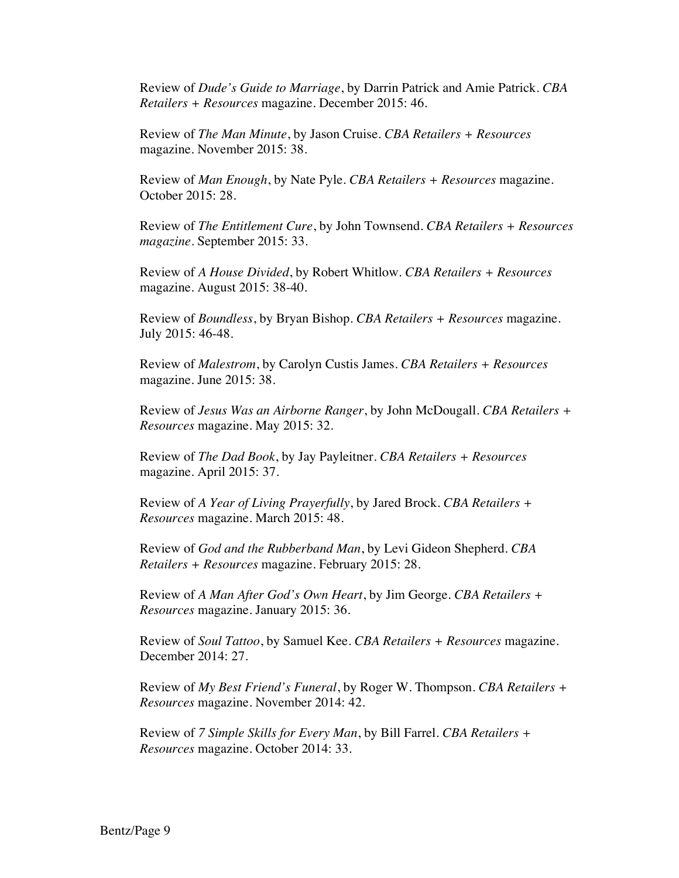Review of *Dude's Guide to Marriage*, by Darrin Patrick and Amie Patrick. *CBA Retailers + Resources* magazine. December 2015: 46.

Review of *The Man Minute*, by Jason Cruise. *CBA Retailers + Resources* magazine. November 2015: 38.

Review of *Man Enough*, by Nate Pyle. *CBA Retailers + Resources* magazine. October 2015: 28.

Review of *The Entitlement Cure*, by John Townsend. *CBA Retailers + Resources magazine*. September 2015: 33.

Review of *A House Divided*, by Robert Whitlow. *CBA Retailers + Resources* magazine. August 2015: 38-40.

Review of *Boundless*, by Bryan Bishop. *CBA Retailers + Resources* magazine. July 2015: 46-48.

Review of *Malestrom*, by Carolyn Custis James. *CBA Retailers + Resources* magazine. June 2015: 38.

Review of *Jesus Was an Airborne Ranger*, by John McDougall. *CBA Retailers + Resources* magazine. May 2015: 32.

Review of *The Dad Book*, by Jay Payleitner. *CBA Retailers + Resources* magazine. April 2015: 37.

Review of *A Year of Living Prayerfully*, by Jared Brock. *CBA Retailers + Resources* magazine. March 2015: 48.

Review of *God and the Rubberband Man*, by Levi Gideon Shepherd. *CBA Retailers + Resources* magazine. February 2015: 28.

Review of *A Man After God's Own Heart*, by Jim George. *CBA Retailers + Resources* magazine. January 2015: 36.

Review of *Soul Tattoo*, by Samuel Kee. *CBA Retailers + Resources* magazine. December 2014: 27.

Review of *My Best Friend's Funeral*, by Roger W. Thompson. *CBA Retailers + Resources* magazine. November 2014: 42.

Review of *7 Simple Skills for Every Man*, by Bill Farrel. *CBA Retailers + Resources* magazine. October 2014: 33.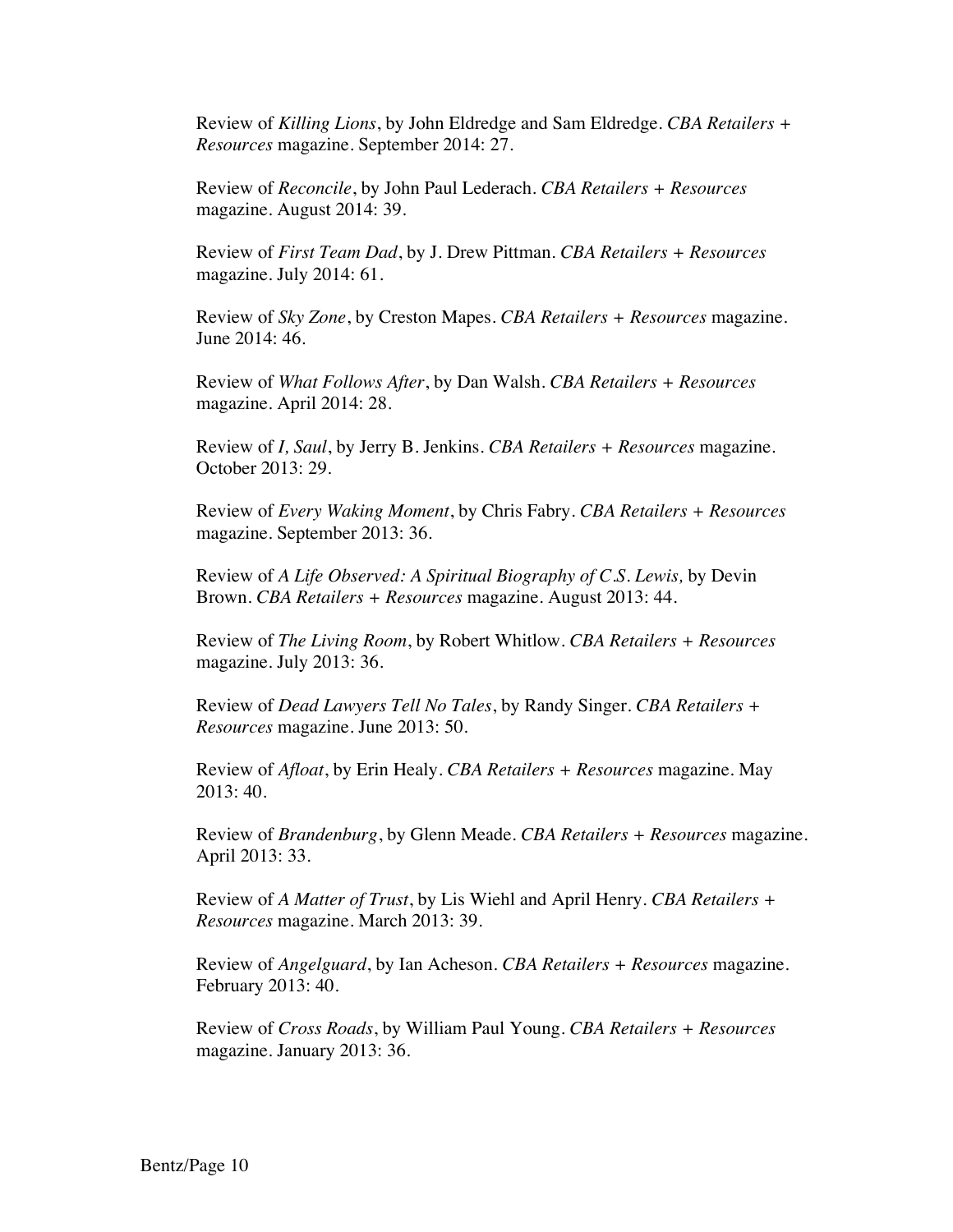Review of *Killing Lions*, by John Eldredge and Sam Eldredge. *CBA Retailers + Resources* magazine. September 2014: 27.

Review of *Reconcile*, by John Paul Lederach. *CBA Retailers + Resources* magazine. August 2014: 39.

Review of *First Team Dad*, by J. Drew Pittman. *CBA Retailers + Resources* magazine. July 2014: 61.

Review of *Sky Zone*, by Creston Mapes. *CBA Retailers + Resources* magazine. June 2014: 46.

Review of *What Follows After*, by Dan Walsh. *CBA Retailers + Resources* magazine. April 2014: 28.

Review of *I, Saul*, by Jerry B. Jenkins. *CBA Retailers + Resources* magazine. October 2013: 29.

Review of *Every Waking Moment*, by Chris Fabry. *CBA Retailers + Resources* magazine. September 2013: 36.

Review of *A Life Observed: A Spiritual Biography of C.S. Lewis,* by Devin Brown. *CBA Retailers + Resources* magazine. August 2013: 44.

Review of *The Living Room*, by Robert Whitlow. *CBA Retailers + Resources* magazine. July 2013: 36.

Review of *Dead Lawyers Tell No Tales*, by Randy Singer. *CBA Retailers + Resources* magazine. June 2013: 50.

Review of *Afloat*, by Erin Healy. *CBA Retailers + Resources* magazine. May 2013: 40.

Review of *Brandenburg*, by Glenn Meade. *CBA Retailers + Resources* magazine. April 2013: 33.

Review of *A Matter of Trust*, by Lis Wiehl and April Henry. *CBA Retailers + Resources* magazine. March 2013: 39.

Review of *Angelguard*, by Ian Acheson. *CBA Retailers + Resources* magazine. February 2013: 40.

Review of *Cross Roads*, by William Paul Young. *CBA Retailers + Resources* magazine. January 2013: 36.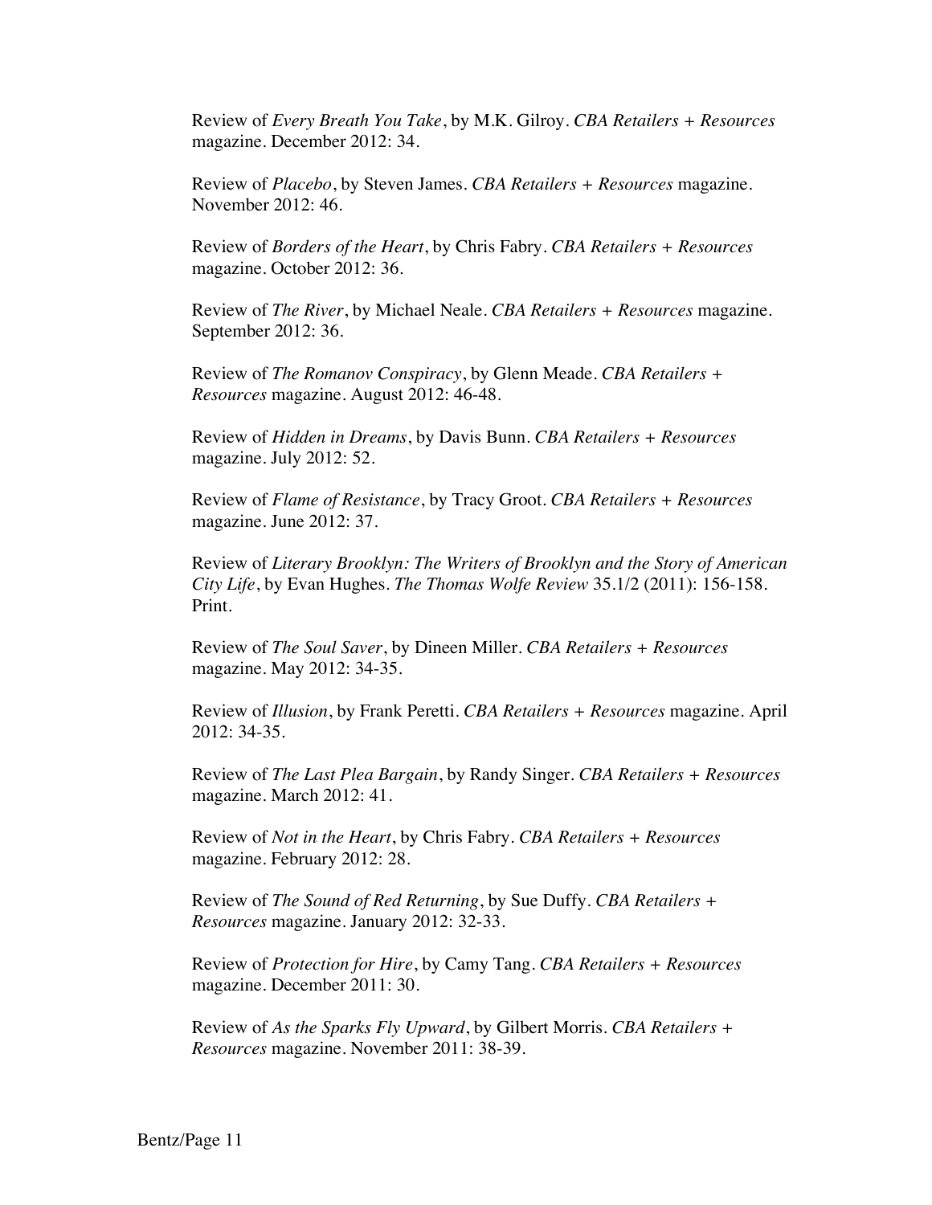Review of *Every Breath You Take*, by M.K. Gilroy. *CBA Retailers + Resources* magazine. December 2012: 34.

Review of *Placebo*, by Steven James. *CBA Retailers + Resources* magazine. November 2012: 46.

Review of *Borders of the Heart*, by Chris Fabry. *CBA Retailers + Resources* magazine. October 2012: 36.

Review of *The River*, by Michael Neale. *CBA Retailers + Resources* magazine. September 2012: 36.

Review of *The Romanov Conspiracy*, by Glenn Meade. *CBA Retailers + Resources* magazine. August 2012: 46-48.

Review of *Hidden in Dreams*, by Davis Bunn. *CBA Retailers + Resources* magazine. July 2012: 52.

Review of *Flame of Resistance*, by Tracy Groot. *CBA Retailers + Resources* magazine. June 2012: 37.

Review of *Literary Brooklyn: The Writers of Brooklyn and the Story of American City Life*, by Evan Hughes. *The Thomas Wolfe Review* 35.1/2 (2011): 156-158. Print.

Review of *The Soul Saver*, by Dineen Miller. *CBA Retailers + Resources* magazine. May 2012: 34-35.

Review of *Illusion*, by Frank Peretti. *CBA Retailers + Resources* magazine. April 2012: 34-35.

Review of *The Last Plea Bargain*, by Randy Singer. *CBA Retailers + Resources* magazine. March 2012: 41.

Review of *Not in the Heart*, by Chris Fabry. *CBA Retailers + Resources* magazine. February 2012: 28.

Review of *The Sound of Red Returning*, by Sue Duffy. *CBA Retailers + Resources* magazine. January 2012: 32-33.

Review of *Protection for Hire*, by Camy Tang. *CBA Retailers + Resources* magazine. December 2011: 30.

Review of *As the Sparks Fly Upward*, by Gilbert Morris. *CBA Retailers + Resources* magazine. November 2011: 38-39.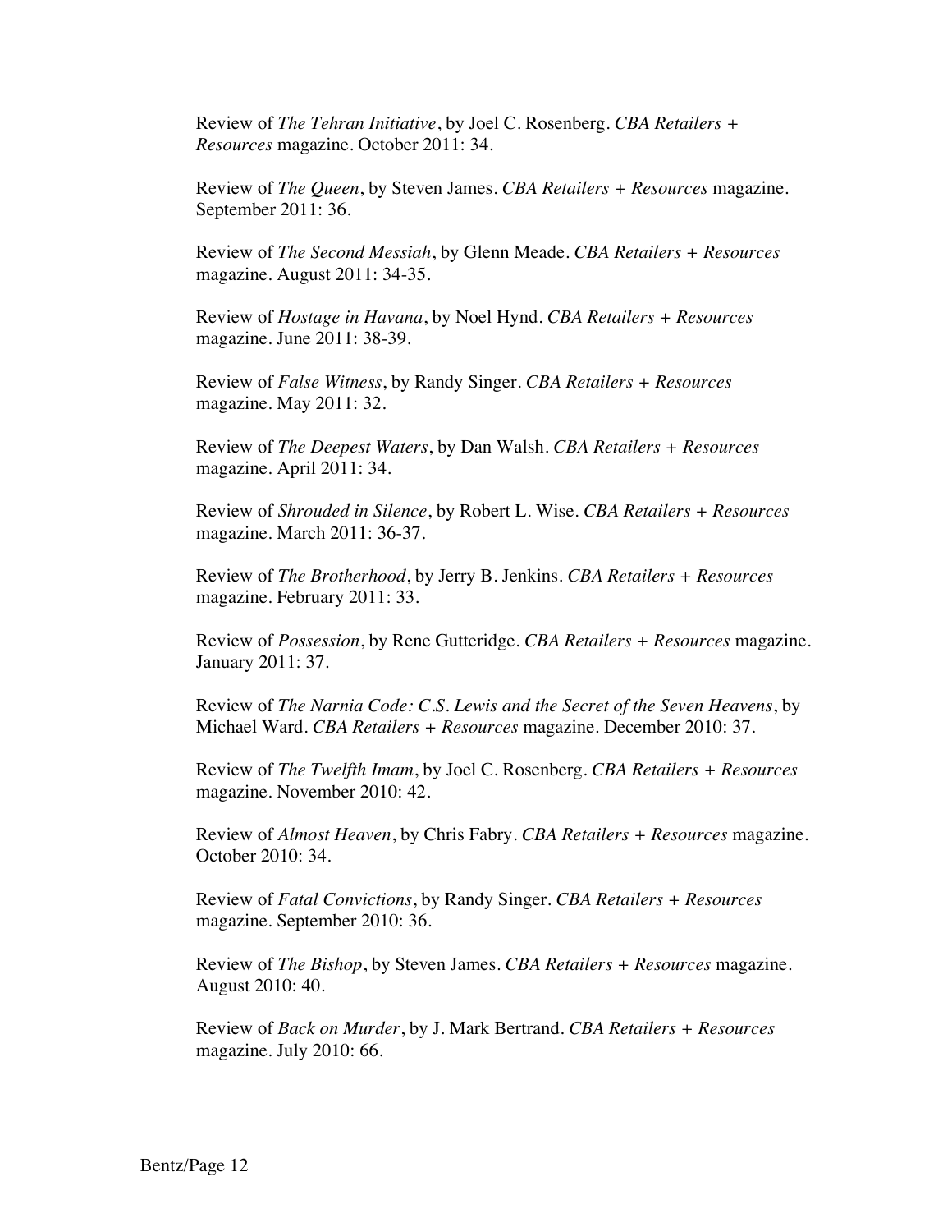Review of *The Tehran Initiative*, by Joel C. Rosenberg. *CBA Retailers + Resources* magazine. October 2011: 34.

Review of *The Queen*, by Steven James. *CBA Retailers + Resources* magazine. September 2011: 36.

Review of *The Second Messiah*, by Glenn Meade. *CBA Retailers + Resources* magazine. August 2011: 34-35.

Review of *Hostage in Havana*, by Noel Hynd. *CBA Retailers + Resources* magazine. June 2011: 38-39.

Review of *False Witness*, by Randy Singer. *CBA Retailers + Resources* magazine. May 2011: 32.

Review of *The Deepest Waters*, by Dan Walsh. *CBA Retailers + Resources* magazine. April 2011: 34.

Review of *Shrouded in Silence*, by Robert L. Wise. *CBA Retailers + Resources* magazine. March 2011: 36-37.

Review of *The Brotherhood*, by Jerry B. Jenkins. *CBA Retailers + Resources* magazine. February 2011: 33.

Review of *Possession*, by Rene Gutteridge. *CBA Retailers + Resources* magazine. January 2011: 37.

Review of *The Narnia Code: C.S. Lewis and the Secret of the Seven Heavens*, by Michael Ward. *CBA Retailers + Resources* magazine. December 2010: 37.

Review of *The Twelfth Imam*, by Joel C. Rosenberg. *CBA Retailers + Resources* magazine. November 2010: 42.

Review of *Almost Heaven*, by Chris Fabry. *CBA Retailers + Resources* magazine. October 2010: 34.

Review of *Fatal Convictions*, by Randy Singer. *CBA Retailers + Resources* magazine. September 2010: 36.

Review of *The Bishop*, by Steven James. *CBA Retailers + Resources* magazine. August 2010: 40.

Review of *Back on Murder*, by J. Mark Bertrand. *CBA Retailers + Resources* magazine. July 2010: 66.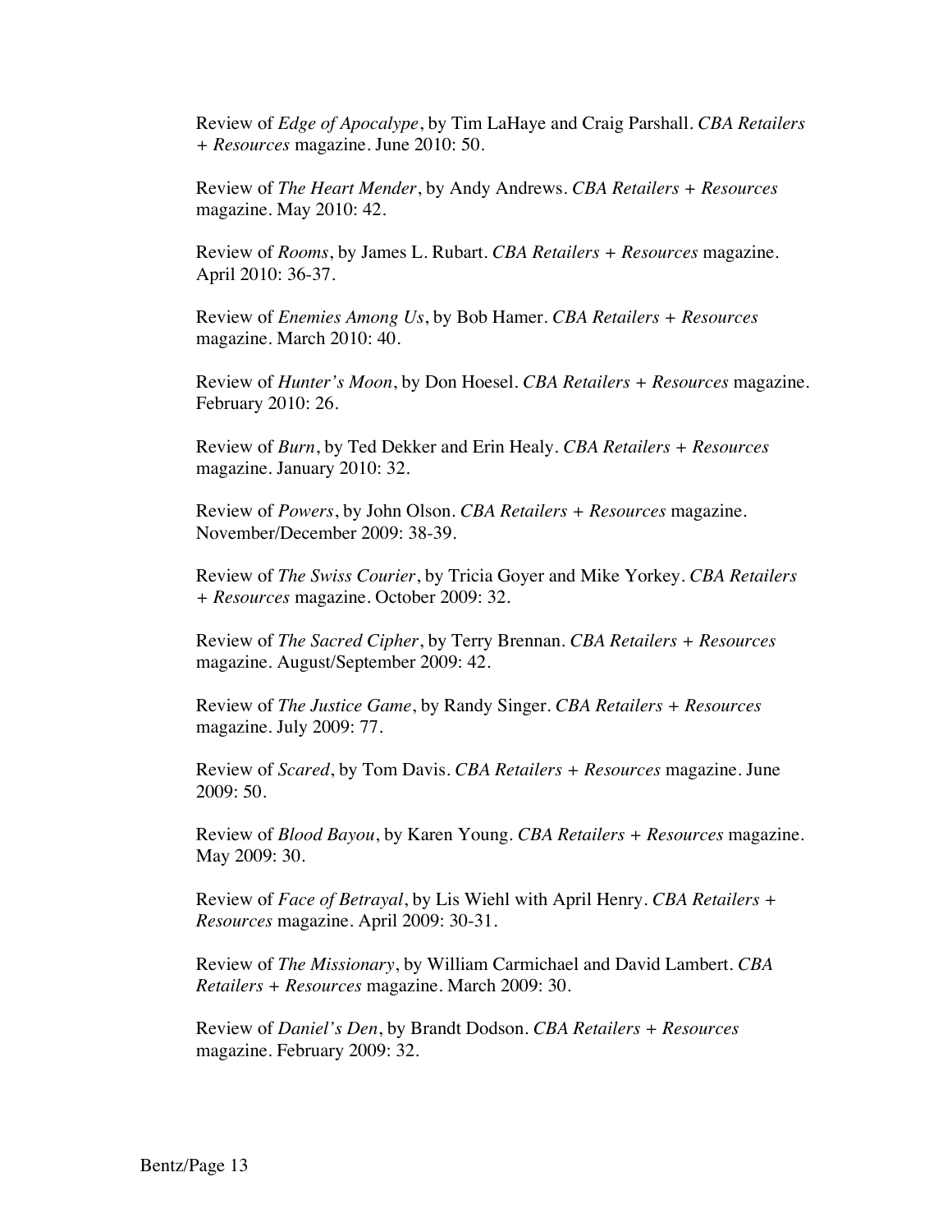Review of *Edge of Apocalype*, by Tim LaHaye and Craig Parshall. *CBA Retailers + Resources* magazine. June 2010: 50.

Review of *The Heart Mender*, by Andy Andrews. *CBA Retailers + Resources* magazine. May 2010: 42.

Review of *Rooms*, by James L. Rubart. *CBA Retailers + Resources* magazine. April 2010: 36-37.

Review of *Enemies Among Us*, by Bob Hamer. *CBA Retailers + Resources* magazine. March 2010: 40.

Review of *Hunter's Moon*, by Don Hoesel. *CBA Retailers + Resources* magazine. February 2010: 26.

Review of *Burn*, by Ted Dekker and Erin Healy. *CBA Retailers + Resources* magazine. January 2010: 32.

Review of *Powers*, by John Olson. *CBA Retailers + Resources* magazine. November/December 2009: 38-39.

Review of *The Swiss Courier*, by Tricia Goyer and Mike Yorkey. *CBA Retailers + Resources* magazine. October 2009: 32.

Review of *The Sacred Cipher*, by Terry Brennan. *CBA Retailers + Resources* magazine. August/September 2009: 42.

Review of *The Justice Game*, by Randy Singer. *CBA Retailers + Resources* magazine. July 2009: 77.

Review of *Scared*, by Tom Davis. *CBA Retailers + Resources* magazine. June 2009: 50.

Review of *Blood Bayou*, by Karen Young. *CBA Retailers + Resources* magazine. May 2009: 30.

Review of *Face of Betrayal*, by Lis Wiehl with April Henry. *CBA Retailers + Resources* magazine. April 2009: 30-31.

Review of *The Missionary*, by William Carmichael and David Lambert. *CBA Retailers + Resources* magazine. March 2009: 30.

Review of *Daniel's Den*, by Brandt Dodson. *CBA Retailers + Resources* magazine. February 2009: 32.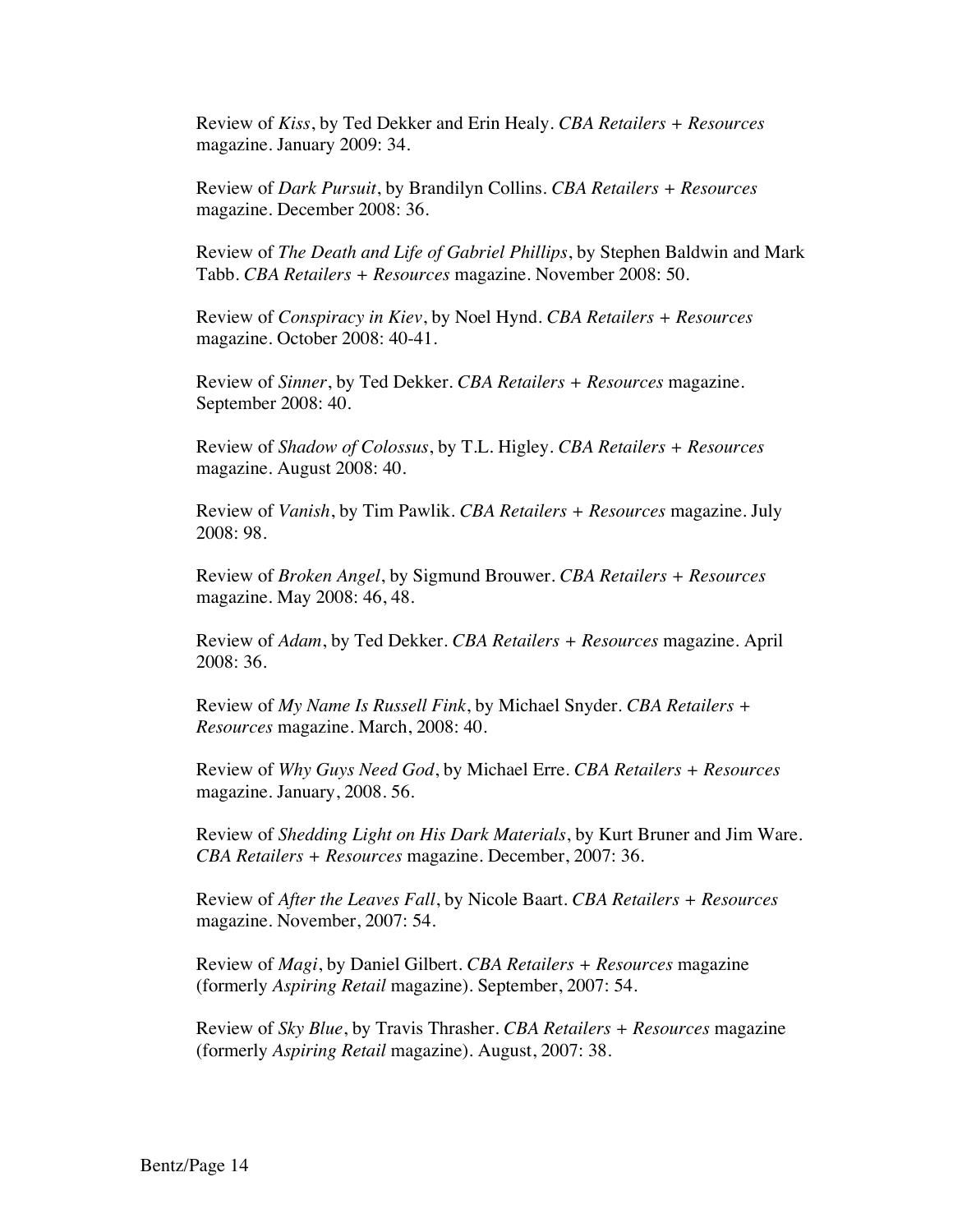Review of *Kiss*, by Ted Dekker and Erin Healy. *CBA Retailers + Resources* magazine. January 2009: 34.

Review of *Dark Pursuit*, by Brandilyn Collins. *CBA Retailers + Resources* magazine. December 2008: 36.

Review of *The Death and Life of Gabriel Phillips*, by Stephen Baldwin and Mark Tabb. *CBA Retailers + Resources* magazine. November 2008: 50.

Review of *Conspiracy in Kiev*, by Noel Hynd. *CBA Retailers + Resources* magazine. October 2008: 40-41.

Review of *Sinner*, by Ted Dekker. *CBA Retailers + Resources* magazine. September 2008: 40.

Review of *Shadow of Colossus*, by T.L. Higley. *CBA Retailers + Resources* magazine. August 2008: 40.

Review of *Vanish*, by Tim Pawlik. *CBA Retailers + Resources* magazine. July 2008: 98.

Review of *Broken Angel*, by Sigmund Brouwer. *CBA Retailers + Resources* magazine. May 2008: 46, 48.

Review of *Adam*, by Ted Dekker. *CBA Retailers + Resources* magazine. April 2008: 36.

Review of *My Name Is Russell Fink*, by Michael Snyder. *CBA Retailers + Resources* magazine. March, 2008: 40.

Review of *Why Guys Need God*, by Michael Erre. *CBA Retailers + Resources* magazine. January, 2008. 56.

Review of *Shedding Light on His Dark Materials*, by Kurt Bruner and Jim Ware. *CBA Retailers + Resources* magazine. December, 2007: 36.

Review of *After the Leaves Fall*, by Nicole Baart. *CBA Retailers + Resources* magazine. November, 2007: 54.

Review of *Magi*, by Daniel Gilbert. *CBA Retailers + Resources* magazine (formerly *Aspiring Retail* magazine). September, 2007: 54.

Review of *Sky Blue*, by Travis Thrasher. *CBA Retailers + Resources* magazine (formerly *Aspiring Retail* magazine). August, 2007: 38.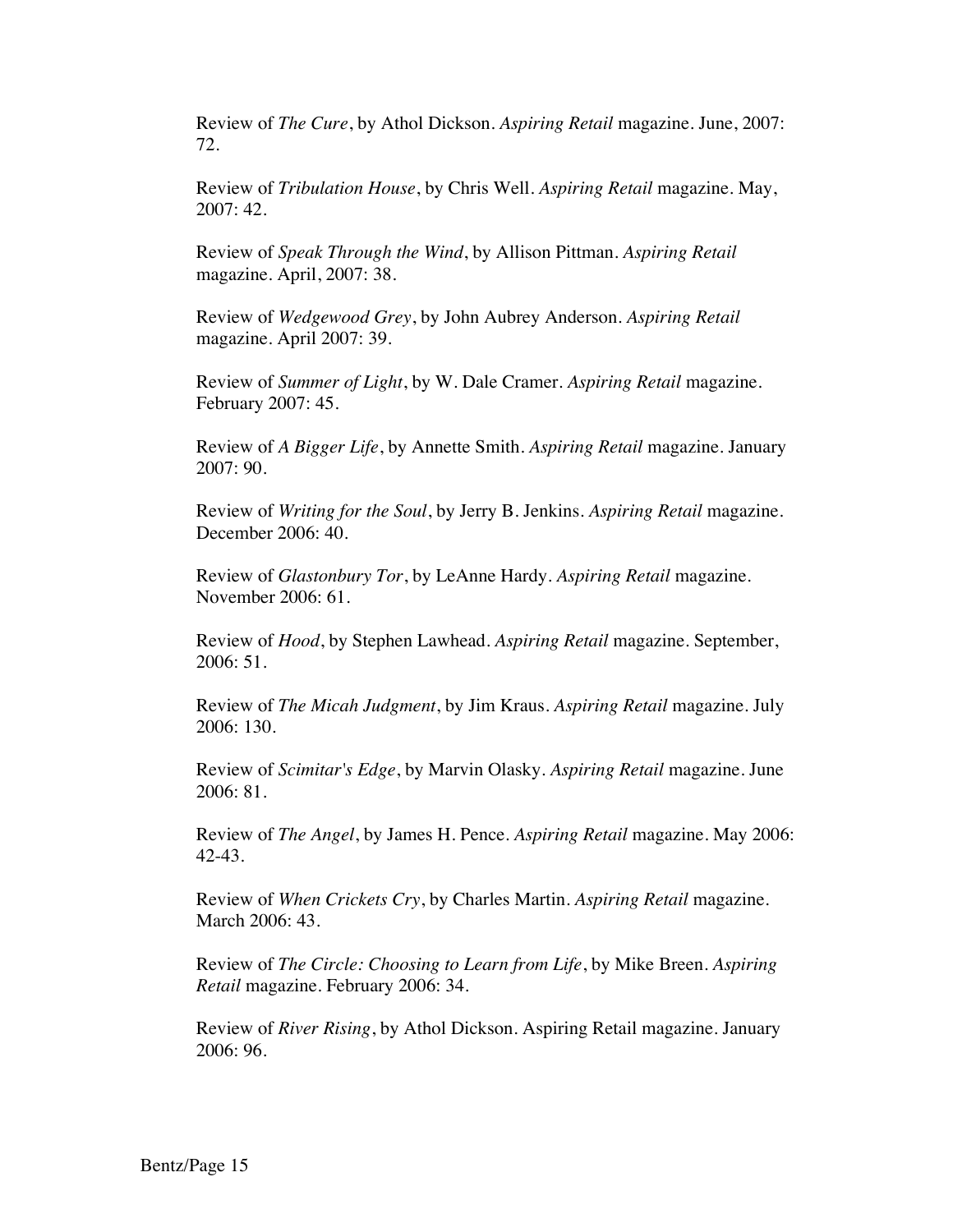Review of *The Cure*, by Athol Dickson. *Aspiring Retail* magazine. June, 2007: 72.

Review of *Tribulation House*, by Chris Well. *Aspiring Retail* magazine. May, 2007: 42.

Review of *Speak Through the Wind*, by Allison Pittman. *Aspiring Retail* magazine. April, 2007: 38.

Review of *Wedgewood Grey*, by John Aubrey Anderson. *Aspiring Retail* magazine. April 2007: 39.

Review of *Summer of Light*, by W. Dale Cramer. *Aspiring Retail* magazine. February 2007: 45.

Review of *A Bigger Life*, by Annette Smith. *Aspiring Retail* magazine. January 2007: 90.

Review of *Writing for the Soul*, by Jerry B. Jenkins. *Aspiring Retail* magazine. December 2006: 40.

Review of *Glastonbury Tor*, by LeAnne Hardy. *Aspiring Retail* magazine. November 2006: 61.

Review of *Hood*, by Stephen Lawhead. *Aspiring Retail* magazine. September, 2006: 51.

Review of *The Micah Judgment*, by Jim Kraus. *Aspiring Retail* magazine. July 2006: 130.

Review of *Scimitar's Edge*, by Marvin Olasky. *Aspiring Retail* magazine. June 2006: 81.

Review of *The Angel*, by James H. Pence. *Aspiring Retail* magazine. May 2006: 42-43.

Review of *When Crickets Cry*, by Charles Martin. *Aspiring Retail* magazine. March 2006: 43.

Review of *The Circle: Choosing to Learn from Life*, by Mike Breen. *Aspiring Retail* magazine. February 2006: 34.

Review of *River Rising*, by Athol Dickson. Aspiring Retail magazine. January 2006: 96.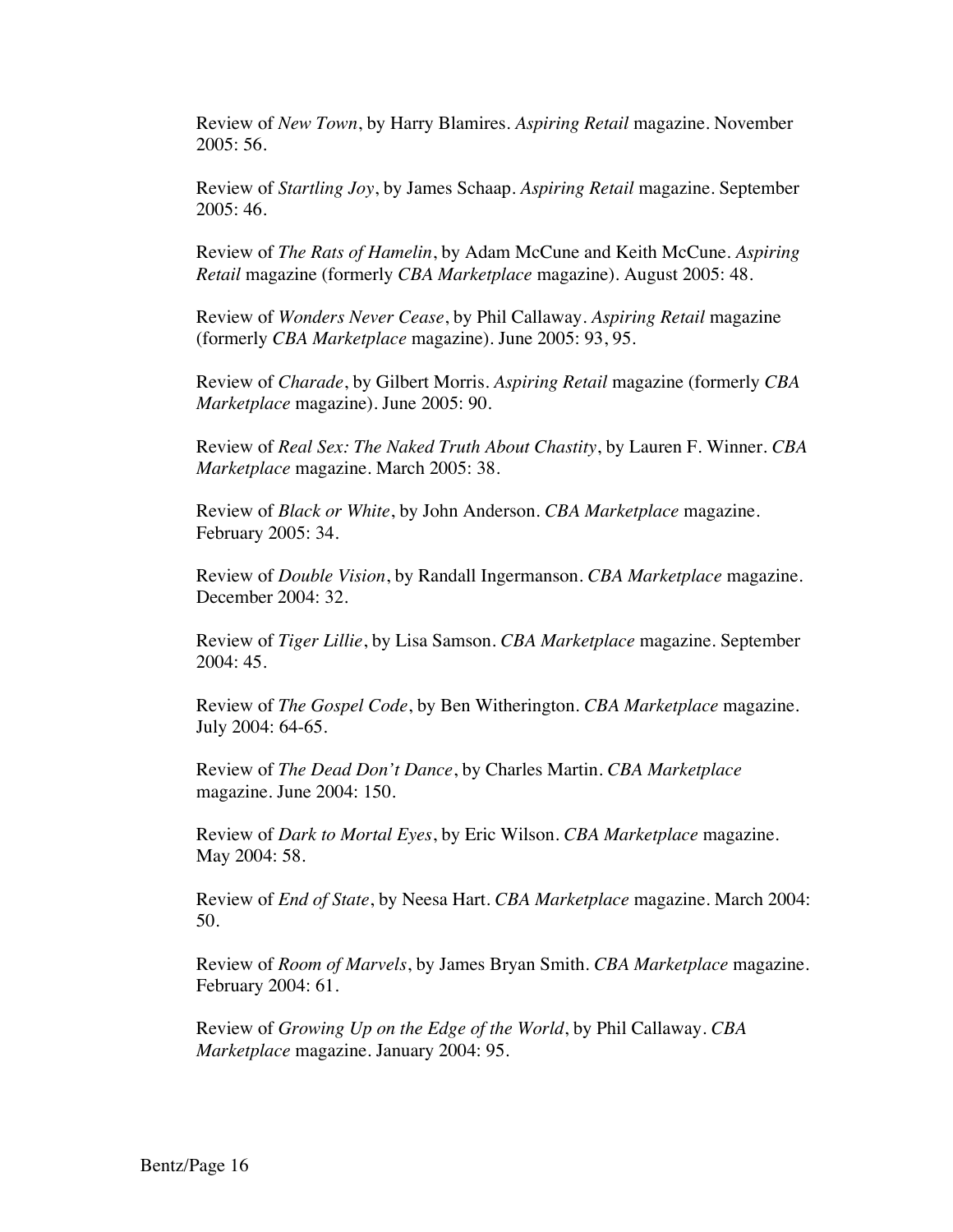Review of *New Town*, by Harry Blamires. *Aspiring Retail* magazine. November 2005: 56.

Review of *Startling Joy*, by James Schaap. *Aspiring Retail* magazine. September 2005: 46.

Review of *The Rats of Hamelin*, by Adam McCune and Keith McCune. *Aspiring Retail* magazine (formerly *CBA Marketplace* magazine). August 2005: 48.

Review of *Wonders Never Cease*, by Phil Callaway. *Aspiring Retail* magazine (formerly *CBA Marketplace* magazine). June 2005: 93, 95.

Review of *Charade*, by Gilbert Morris. *Aspiring Retail* magazine (formerly *CBA Marketplace* magazine). June 2005: 90.

Review of *Real Sex: The Naked Truth About Chastity*, by Lauren F. Winner. *CBA Marketplace* magazine. March 2005: 38.

Review of *Black or White*, by John Anderson. *CBA Marketplace* magazine. February 2005: 34.

Review of *Double Vision*, by Randall Ingermanson. *CBA Marketplace* magazine. December 2004: 32.

Review of *Tiger Lillie*, by Lisa Samson. *CBA Marketplace* magazine. September 2004: 45.

Review of *The Gospel Code*, by Ben Witherington. *CBA Marketplace* magazine. July 2004: 64-65.

Review of *The Dead Don't Dance*, by Charles Martin. *CBA Marketplace* magazine. June 2004: 150.

Review of *Dark to Mortal Eyes*, by Eric Wilson. *CBA Marketplace* magazine. May 2004: 58.

Review of *End of State*, by Neesa Hart. *CBA Marketplace* magazine. March 2004: 50.

Review of *Room of Marvels*, by James Bryan Smith. *CBA Marketplace* magazine. February 2004: 61.

Review of *Growing Up on the Edge of the World*, by Phil Callaway. *CBA Marketplace* magazine. January 2004: 95.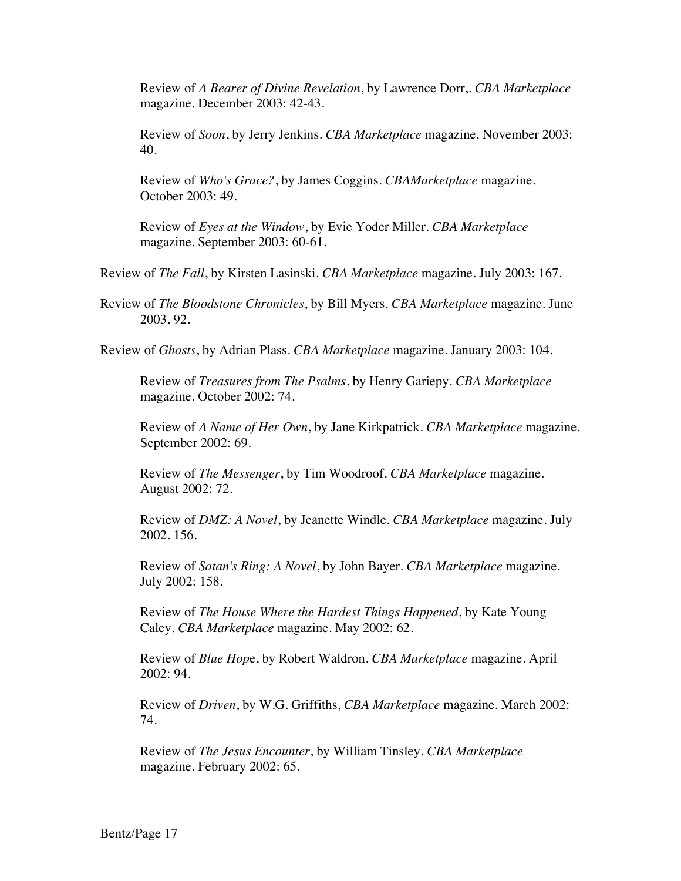Review of *A Bearer of Divine Revelation*, by Lawrence Dorr,. *CBA Marketplace* magazine. December 2003: 42-43.

Review of *Soon*, by Jerry Jenkins. *CBA Marketplace* magazine. November 2003: 40.

Review of *Who's Grace?*, by James Coggins. *CBAMarketplace* magazine. October 2003: 49.

Review of *Eyes at the Window*, by Evie Yoder Miller. *CBA Marketplace* magazine. September 2003: 60-61.

Review of *The Fall*, by Kirsten Lasinski. *CBA Marketplace* magazine. July 2003: 167.

Review of *The Bloodstone Chronicles*, by Bill Myers. *CBA Marketplace* magazine. June 2003. 92.

Review of *Ghosts*, by Adrian Plass. *CBA Marketplace* magazine. January 2003: 104.

Review of *Treasures from The Psalms*, by Henry Gariepy. *CBA Marketplace* magazine. October 2002: 74.

Review of *A Name of Her Own*, by Jane Kirkpatrick. *CBA Marketplace* magazine. September 2002: 69.

Review of *The Messenger*, by Tim Woodroof. *CBA Marketplace* magazine. August 2002: 72.

Review of *DMZ: A Novel*, by Jeanette Windle. *CBA Marketplace* magazine. July 2002. 156.

Review of *Satan's Ring: A Novel*, by John Bayer. *CBA Marketplace* magazine. July 2002: 158.

Review of *The House Where the Hardest Things Happened*, by Kate Young Caley. *CBA Marketplace* magazine. May 2002: 62.

Review of *Blue Hop*e, by Robert Waldron. *CBA Marketplace* magazine. April 2002: 94.

Review of *Driven*, by W.G. Griffiths, *CBA Marketplace* magazine. March 2002: 74.

Review of *The Jesus Encounter*, by William Tinsley. *CBA Marketplace* magazine. February 2002: 65.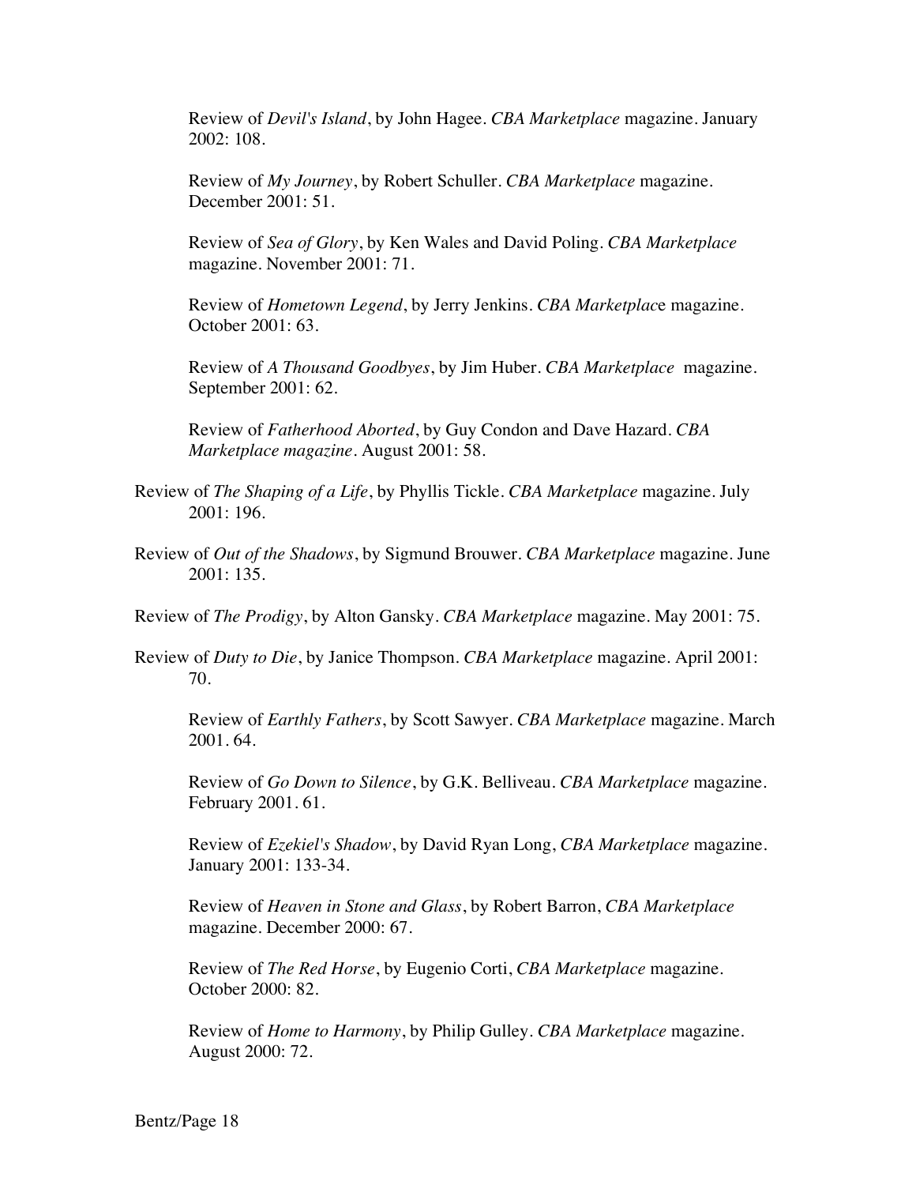Review of *Devil's Island*, by John Hagee. *CBA Marketplace* magazine. January 2002: 108.

Review of *My Journey*, by Robert Schuller. *CBA Marketplace* magazine. December 2001: 51.

Review of *Sea of Glory*, by Ken Wales and David Poling. *CBA Marketplace* magazine. November 2001: 71.

Review of *Hometown Legend*, by Jerry Jenkins. *CBA Marketplace* magazine. October 2001: 63.

Review of *A Thousand Goodbyes*, by Jim Huber. *CBA Marketplace* magazine. September 2001: 62.

Review of *Fatherhood Aborted*, by Guy Condon and Dave Hazard. *CBA Marketplace magazine*. August 2001: 58.

Review of *The Shaping of a Life*, by Phyllis Tickle. *CBA Marketplace* magazine. July 2001: 196.

Review of *Out of the Shadows*, by Sigmund Brouwer. *CBA Marketplace* magazine. June 2001: 135.

Review of *The Prodigy*, by Alton Gansky. *CBA Marketplace* magazine. May 2001: 75.

Review of *Duty to Die*, by Janice Thompson. *CBA Marketplace* magazine. April 2001: 70.

Review of *Earthly Fathers*, by Scott Sawyer. *CBA Marketplace* magazine. March 2001. 64.

Review of *Go Down to Silence*, by G.K. Belliveau. *CBA Marketplace* magazine. February 2001. 61.

Review of *Ezekiel's Shadow*, by David Ryan Long, *CBA Marketplace* magazine. January 2001: 133-34.

Review of *Heaven in Stone and Glass*, by Robert Barron, *CBA Marketplace* magazine. December 2000: 67.

Review of *The Red Horse*, by Eugenio Corti, *CBA Marketplace* magazine. October 2000: 82.

Review of *Home to Harmony*, by Philip Gulley. *CBA Marketplace* magazine. August 2000: 72.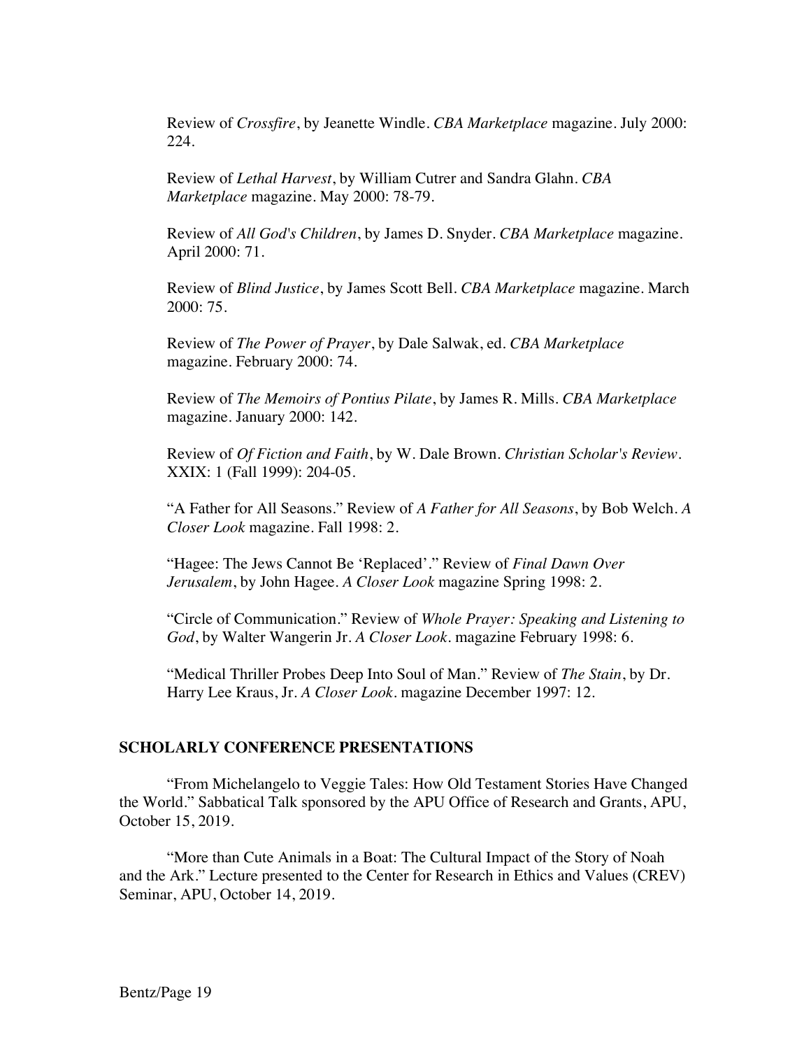Review of *Crossfire*, by Jeanette Windle. *CBA Marketplace* magazine. July 2000: 224.

Review of *Lethal Harvest*, by William Cutrer and Sandra Glahn. *CBA Marketplace* magazine. May 2000: 78-79.

Review of *All God's Children*, by James D. Snyder. *CBA Marketplace* magazine. April 2000: 71.

Review of *Blind Justice*, by James Scott Bell. *CBA Marketplace* magazine. March 2000: 75.

Review of *The Power of Prayer*, by Dale Salwak, ed. *CBA Marketplace* magazine. February 2000: 74.

Review of *The Memoirs of Pontius Pilate*, by James R. Mills. *CBA Marketplace* magazine. January 2000: 142.

Review of *Of Fiction and Faith*, by W. Dale Brown. *Christian Scholar's Review*. XXIX: 1 (Fall 1999): 204-05.

"A Father for All Seasons." Review of *A Father for All Seasons*, by Bob Welch. *A Closer Look* magazine. Fall 1998: 2.

"Hagee: The Jews Cannot Be 'Replaced'." Review of *Final Dawn Over Jerusalem*, by John Hagee. *A Closer Look* magazine Spring 1998: 2.

"Circle of Communication." Review of *Whole Prayer: Speaking and Listening to God*, by Walter Wangerin Jr. *A Closer Look*. magazine February 1998: 6.

"Medical Thriller Probes Deep Into Soul of Man." Review of *The Stain*, by Dr. Harry Lee Kraus, Jr. *A Closer Look*. magazine December 1997: 12.

## SCHOLARLY CONFERENCE PRESENTATIONS

"From Michelangelo to Veggie Tales: How Old Testament Stories Have Changed the World." Sabbatical Talk sponsored by the APU Office of Research and Grants, APU, October 15, 2019.

"More than Cute Animals in a Boat: The Cultural Impact of the Story of Noah and the Ark." Lecture presented to the Center for Research in Ethics and Values (CREV) Seminar, APU, October 14, 2019.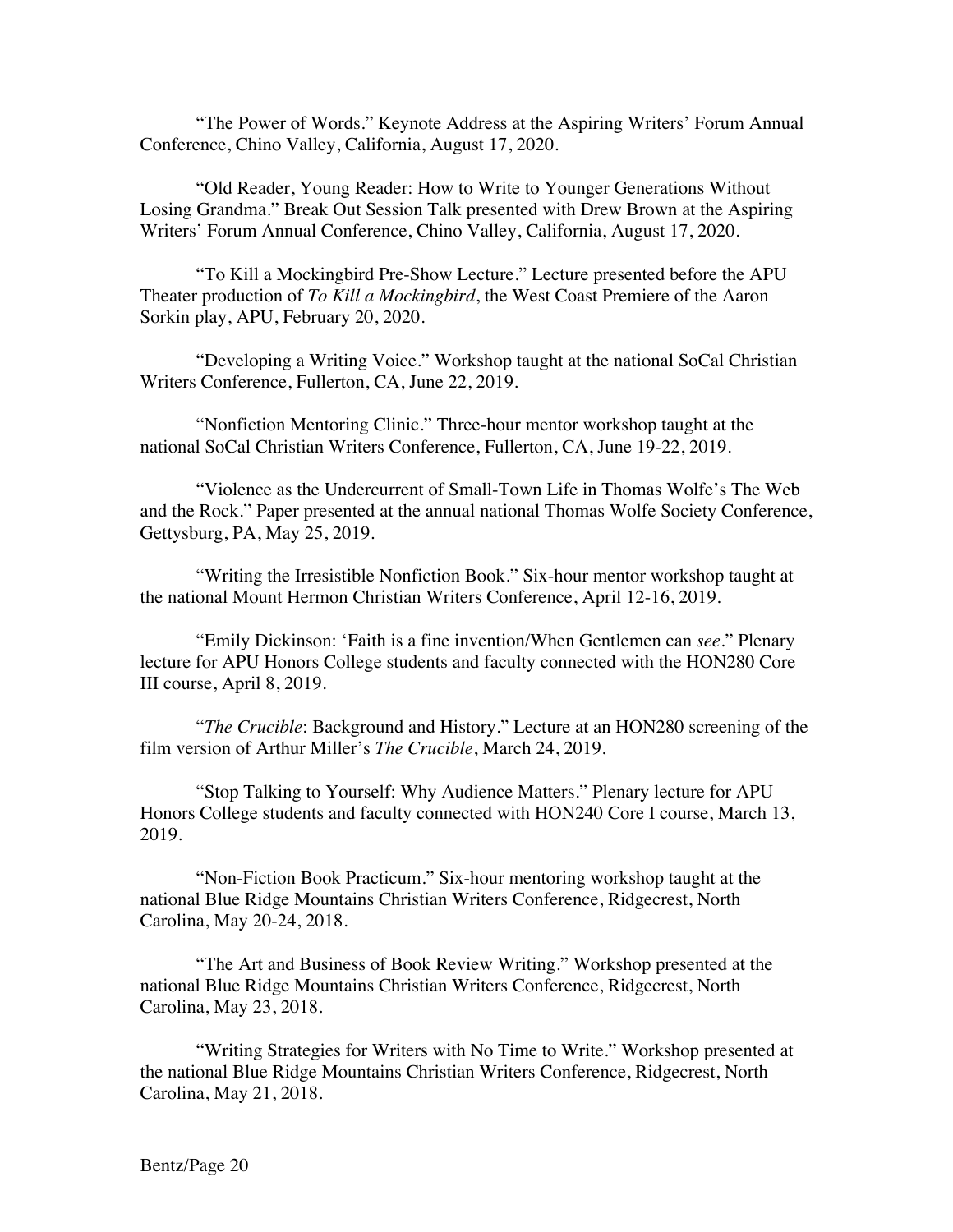“The Power of Words.” Keynote Address at the Aspiring Writers’ Forum Annual Conference, Chino Valley, California, August 17, 2020.

“Old Reader, Young Reader: How to Write to Younger Generations Without Losing Grandma.” Break Out Session Talk presented with Drew Brown at the Aspiring Writers’ Forum Annual Conference, Chino Valley, California, August 17, 2020.

“To Kill a Mockingbird Pre-Show Lecture.” Lecture presented before the APU Theater production of *To Kill a Mockingbird*, the West Coast Premiere of the Aaron Sorkin play, APU, February 20, 2020.

“Developing a Writing Voice.” Workshop taught at the national SoCal Christian Writers Conference, Fullerton, CA, June 22, 2019.

“Nonfiction Mentoring Clinic.” Three-hour mentor workshop taught at the national SoCal Christian Writers Conference, Fullerton, CA, June 19-22, 2019.

“Violence as the Undercurrent of Small-Town Life in Thomas Wolfe’s The Web and the Rock.” Paper presented at the annual national Thomas Wolfe Society Conference, Gettysburg, PA, May 25, 2019.

“Writing the Irresistible Nonfiction Book.” Six-hour mentor workshop taught at the national Mount Hermon Christian Writers Conference, April 12-16, 2019.

“Emily Dickinson: ‘Faith is a fine invention/When Gentlemen can *see*.” Plenary lecture for APU Honors College students and faculty connected with the HON280 Core III course, April 8, 2019.

“*The Crucible*: Background and History.” Lecture at an HON280 screening of the film version of Arthur Miller’s *The Crucible*, March 24, 2019.

“Stop Talking to Yourself: Why Audience Matters.” Plenary lecture for APU Honors College students and faculty connected with HON240 Core I course, March 13, 2019.

“Non-Fiction Book Practicum.” Six-hour mentoring workshop taught at the national Blue Ridge Mountains Christian Writers Conference, Ridgecrest, North Carolina, May 20-24, 2018.

“The Art and Business of Book Review Writing.” Workshop presented at the national Blue Ridge Mountains Christian Writers Conference, Ridgecrest, North Carolina, May 23, 2018.

“Writing Strategies for Writers with No Time to Write.” Workshop presented at the national Blue Ridge Mountains Christian Writers Conference, Ridgecrest, North Carolina, May 21, 2018.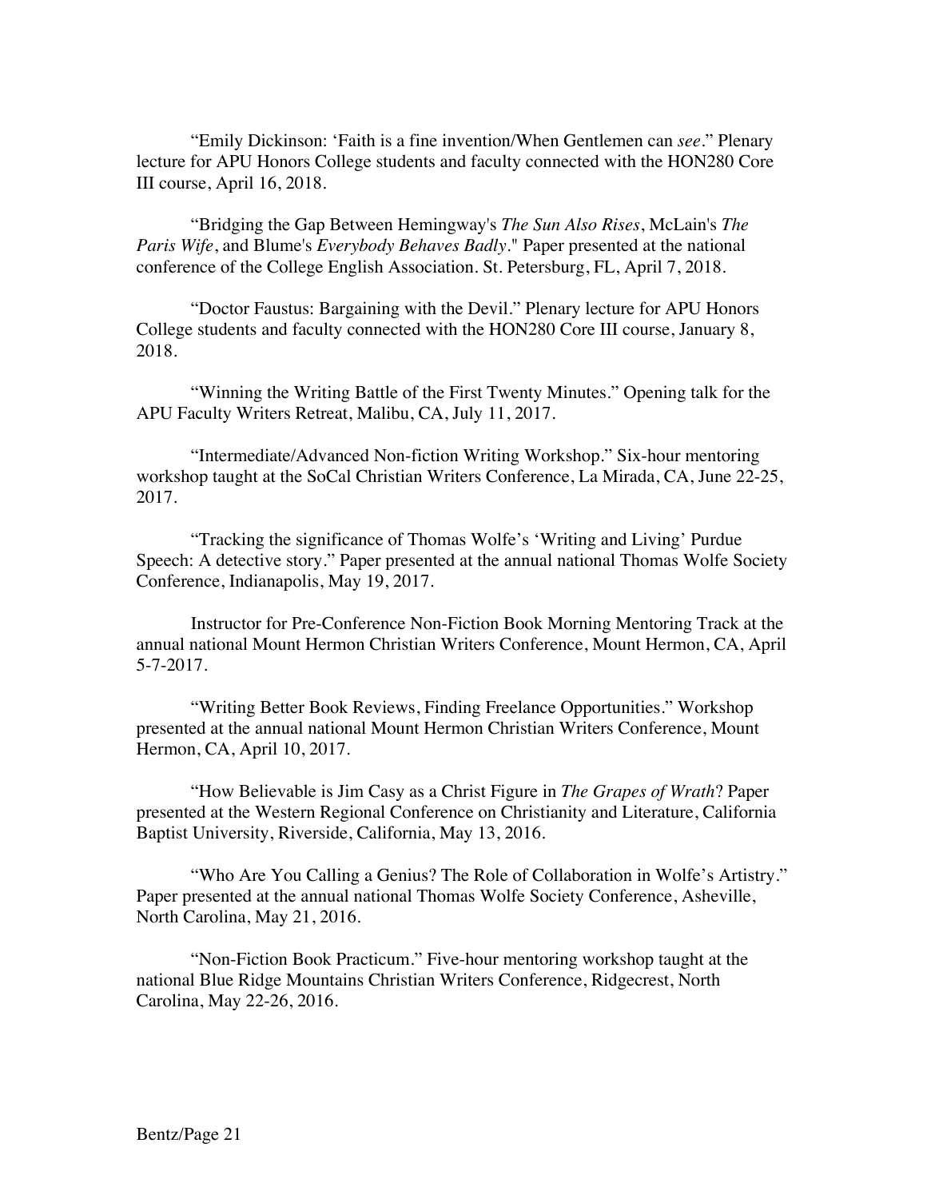"Emily Dickinson: 'Faith is a fine invention/When Gentlemen can *see*." Plenary lecture for APU Honors College students and faculty connected with the HON280 Core III course, April 16, 2018.

"Bridging the Gap Between Hemingway's *The Sun Also Rises*, McLain's *The Paris Wife*, and Blume's *Everybody Behaves Badly*." Paper presented at the national conference of the College English Association. St. Petersburg, FL, April 7, 2018.

"Doctor Faustus: Bargaining with the Devil." Plenary lecture for APU Honors College students and faculty connected with the HON280 Core III course, January 8, 2018.

"Winning the Writing Battle of the First Twenty Minutes." Opening talk for the APU Faculty Writers Retreat, Malibu, CA, July 11, 2017.

"Intermediate/Advanced Non-fiction Writing Workshop." Six-hour mentoring workshop taught at the SoCal Christian Writers Conference, La Mirada, CA, June 22-25, 2017.

"Tracking the significance of Thomas Wolfe's 'Writing and Living' Purdue Speech: A detective story." Paper presented at the annual national Thomas Wolfe Society Conference, Indianapolis, May 19, 2017.

Instructor for Pre-Conference Non-Fiction Book Morning Mentoring Track at the annual national Mount Hermon Christian Writers Conference, Mount Hermon, CA, April 5-7-2017.

"Writing Better Book Reviews, Finding Freelance Opportunities." Workshop presented at the annual national Mount Hermon Christian Writers Conference, Mount Hermon, CA, April 10, 2017.

"How Believable is Jim Casy as a Christ Figure in *The Grapes of Wrath*? Paper presented at the Western Regional Conference on Christianity and Literature, California Baptist University, Riverside, California, May 13, 2016.

"Who Are You Calling a Genius? The Role of Collaboration in Wolfe's Artistry." Paper presented at the annual national Thomas Wolfe Society Conference, Asheville, North Carolina, May 21, 2016.

"Non-Fiction Book Practicum." Five-hour mentoring workshop taught at the national Blue Ridge Mountains Christian Writers Conference, Ridgecrest, North Carolina, May 22-26, 2016.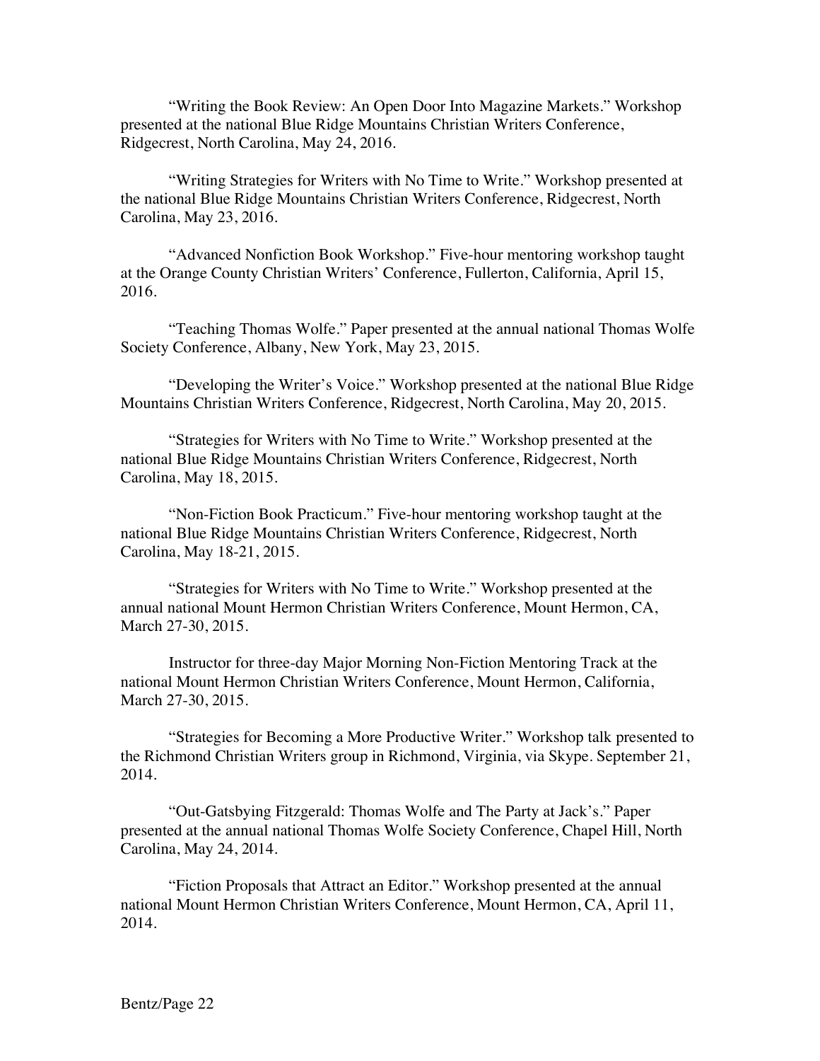"Writing the Book Review: An Open Door Into Magazine Markets." Workshop presented at the national Blue Ridge Mountains Christian Writers Conference, Ridgecrest, North Carolina, May 24, 2016.

"Writing Strategies for Writers with No Time to Write." Workshop presented at the national Blue Ridge Mountains Christian Writers Conference, Ridgecrest, North Carolina, May 23, 2016.

"Advanced Nonfiction Book Workshop." Five-hour mentoring workshop taught at the Orange County Christian Writers' Conference, Fullerton, California, April 15, 2016.

"Teaching Thomas Wolfe." Paper presented at the annual national Thomas Wolfe Society Conference, Albany, New York, May 23, 2015.

"Developing the Writer's Voice." Workshop presented at the national Blue Ridge Mountains Christian Writers Conference, Ridgecrest, North Carolina, May 20, 2015.

"Strategies for Writers with No Time to Write." Workshop presented at the national Blue Ridge Mountains Christian Writers Conference, Ridgecrest, North Carolina, May 18, 2015.

"Non-Fiction Book Practicum." Five-hour mentoring workshop taught at the national Blue Ridge Mountains Christian Writers Conference, Ridgecrest, North Carolina, May 18-21, 2015.

"Strategies for Writers with No Time to Write." Workshop presented at the annual national Mount Hermon Christian Writers Conference, Mount Hermon, CA, March 27-30, 2015.

Instructor for three-day Major Morning Non-Fiction Mentoring Track at the national Mount Hermon Christian Writers Conference, Mount Hermon, California, March 27-30, 2015.

"Strategies for Becoming a More Productive Writer." Workshop talk presented to the Richmond Christian Writers group in Richmond, Virginia, via Skype. September 21, 2014.

"Out-Gatsbying Fitzgerald: Thomas Wolfe and The Party at Jack's." Paper presented at the annual national Thomas Wolfe Society Conference, Chapel Hill, North Carolina, May 24, 2014.

"Fiction Proposals that Attract an Editor." Workshop presented at the annual national Mount Hermon Christian Writers Conference, Mount Hermon, CA, April 11, 2014.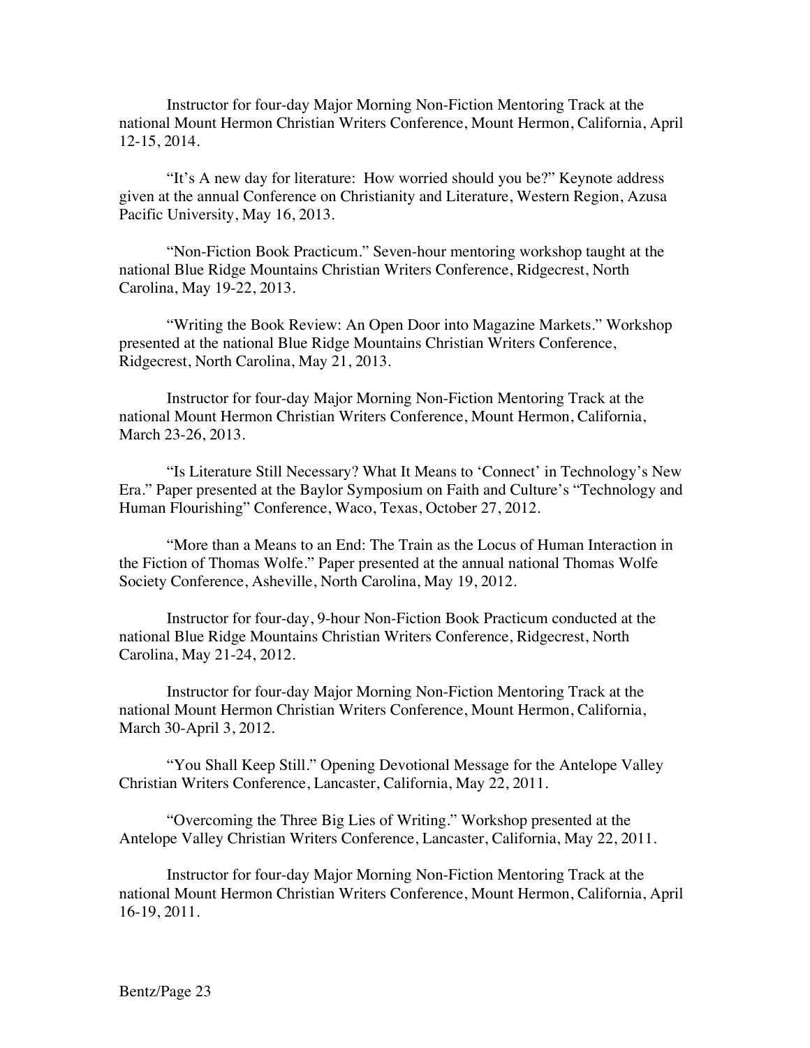Instructor for four-day Major Morning Non-Fiction Mentoring Track at the national Mount Hermon Christian Writers Conference, Mount Hermon, California, April 12-15, 2014.

"It's A new day for literature: How worried should you be?" Keynote address given at the annual Conference on Christianity and Literature, Western Region, Azusa Pacific University, May 16, 2013.

"Non-Fiction Book Practicum." Seven-hour mentoring workshop taught at the national Blue Ridge Mountains Christian Writers Conference, Ridgecrest, North Carolina, May 19-22, 2013.

"Writing the Book Review: An Open Door into Magazine Markets." Workshop presented at the national Blue Ridge Mountains Christian Writers Conference, Ridgecrest, North Carolina, May 21, 2013.

Instructor for four-day Major Morning Non-Fiction Mentoring Track at the national Mount Hermon Christian Writers Conference, Mount Hermon, California, March 23-26, 2013.

"Is Literature Still Necessary? What It Means to 'Connect' in Technology's New Era." Paper presented at the Baylor Symposium on Faith and Culture's "Technology and Human Flourishing" Conference, Waco, Texas, October 27, 2012.

"More than a Means to an End: The Train as the Locus of Human Interaction in the Fiction of Thomas Wolfe." Paper presented at the annual national Thomas Wolfe Society Conference, Asheville, North Carolina, May 19, 2012.

Instructor for four-day, 9-hour Non-Fiction Book Practicum conducted at the national Blue Ridge Mountains Christian Writers Conference, Ridgecrest, North Carolina, May 21-24, 2012.

Instructor for four-day Major Morning Non-Fiction Mentoring Track at the national Mount Hermon Christian Writers Conference, Mount Hermon, California, March 30-April 3, 2012.

"You Shall Keep Still." Opening Devotional Message for the Antelope Valley Christian Writers Conference, Lancaster, California, May 22, 2011.

"Overcoming the Three Big Lies of Writing." Workshop presented at the Antelope Valley Christian Writers Conference, Lancaster, California, May 22, 2011.

Instructor for four-day Major Morning Non-Fiction Mentoring Track at the national Mount Hermon Christian Writers Conference, Mount Hermon, California, April 16-19, 2011.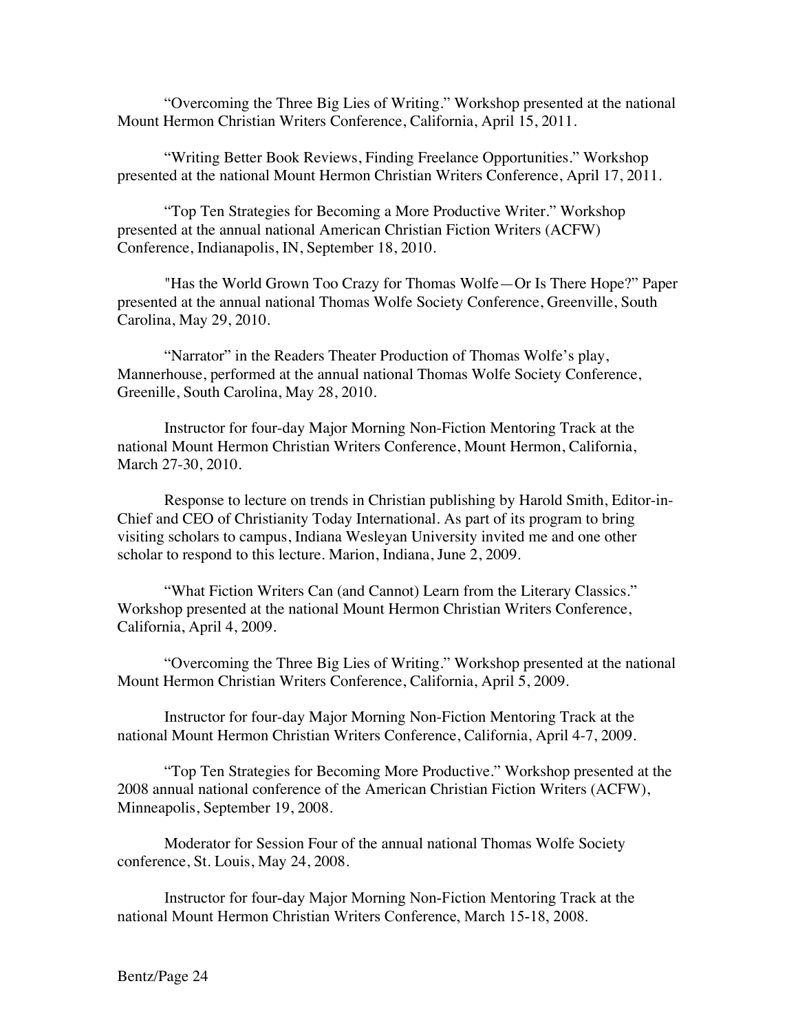"Overcoming the Three Big Lies of Writing." Workshop presented at the national Mount Hermon Christian Writers Conference, California, April 15, 2011.

"Writing Better Book Reviews, Finding Freelance Opportunities." Workshop presented at the national Mount Hermon Christian Writers Conference, April 17, 2011.

"Top Ten Strategies for Becoming a More Productive Writer." Workshop presented at the annual national American Christian Fiction Writers (ACFW) Conference, Indianapolis, IN, September 18, 2010.

"Has the World Grown Too Crazy for Thomas Wolfe—Or Is There Hope?" Paper presented at the annual national Thomas Wolfe Society Conference, Greenville, South Carolina, May 29, 2010.

"Narrator" in the Readers Theater Production of Thomas Wolfe's play, Mannerhouse, performed at the annual national Thomas Wolfe Society Conference, Greenille, South Carolina, May 28, 2010.

Instructor for four-day Major Morning Non-Fiction Mentoring Track at the national Mount Hermon Christian Writers Conference, Mount Hermon, California, March 27-30, 2010.

Response to lecture on trends in Christian publishing by Harold Smith, Editor-in-Chief and CEO of Christianity Today International. As part of its program to bring visiting scholars to campus, Indiana Wesleyan University invited me and one other scholar to respond to this lecture. Marion, Indiana, June 2, 2009.

"What Fiction Writers Can (and Cannot) Learn from the Literary Classics." Workshop presented at the national Mount Hermon Christian Writers Conference, California, April 4, 2009.

"Overcoming the Three Big Lies of Writing." Workshop presented at the national Mount Hermon Christian Writers Conference, California, April 5, 2009.

Instructor for four-day Major Morning Non-Fiction Mentoring Track at the national Mount Hermon Christian Writers Conference, California, April 4-7, 2009.

"Top Ten Strategies for Becoming More Productive." Workshop presented at the 2008 annual national conference of the American Christian Fiction Writers (ACFW), Minneapolis, September 19, 2008.

Moderator for Session Four of the annual national Thomas Wolfe Society conference, St. Louis, May 24, 2008.

Instructor for four-day Major Morning Non-Fiction Mentoring Track at the national Mount Hermon Christian Writers Conference, March 15-18, 2008.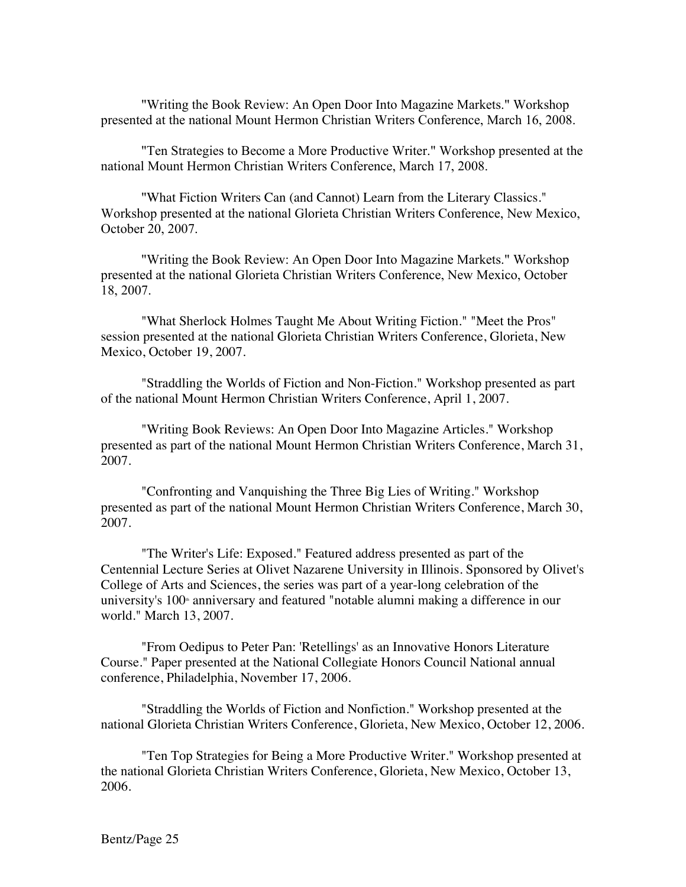"Writing the Book Review: An Open Door Into Magazine Markets." Workshop presented at the national Mount Hermon Christian Writers Conference, March 16, 2008.

"Ten Strategies to Become a More Productive Writer." Workshop presented at the national Mount Hermon Christian Writers Conference, March 17, 2008.

"What Fiction Writers Can (and Cannot) Learn from the Literary Classics." Workshop presented at the national Glorieta Christian Writers Conference, New Mexico, October 20, 2007.

"Writing the Book Review: An Open Door Into Magazine Markets." Workshop presented at the national Glorieta Christian Writers Conference, New Mexico, October 18, 2007.

"What Sherlock Holmes Taught Me About Writing Fiction." "Meet the Pros" session presented at the national Glorieta Christian Writers Conference, Glorieta, New Mexico, October 19, 2007.

"Straddling the Worlds of Fiction and Non-Fiction." Workshop presented as part of the national Mount Hermon Christian Writers Conference, April 1, 2007.

"Writing Book Reviews: An Open Door Into Magazine Articles." Workshop presented as part of the national Mount Hermon Christian Writers Conference, March 31, 2007.

"Confronting and Vanquishing the Three Big Lies of Writing." Workshop presented as part of the national Mount Hermon Christian Writers Conference, March 30, 2007.

"The Writer's Life: Exposed." Featured address presented as part of the Centennial Lecture Series at Olivet Nazarene University in Illinois. Sponsored by Olivet's College of Arts and Sciences, the series was part of a year-long celebration of the university's 100th anniversary and featured "notable alumni making a difference in our world." March 13, 2007.

"From Oedipus to Peter Pan: 'Retellings' as an Innovative Honors Literature Course." Paper presented at the National Collegiate Honors Council National annual conference, Philadelphia, November 17, 2006.

"Straddling the Worlds of Fiction and Nonfiction." Workshop presented at the national Glorieta Christian Writers Conference, Glorieta, New Mexico, October 12, 2006.

"Ten Top Strategies for Being a More Productive Writer." Workshop presented at the national Glorieta Christian Writers Conference, Glorieta, New Mexico, October 13, 2006.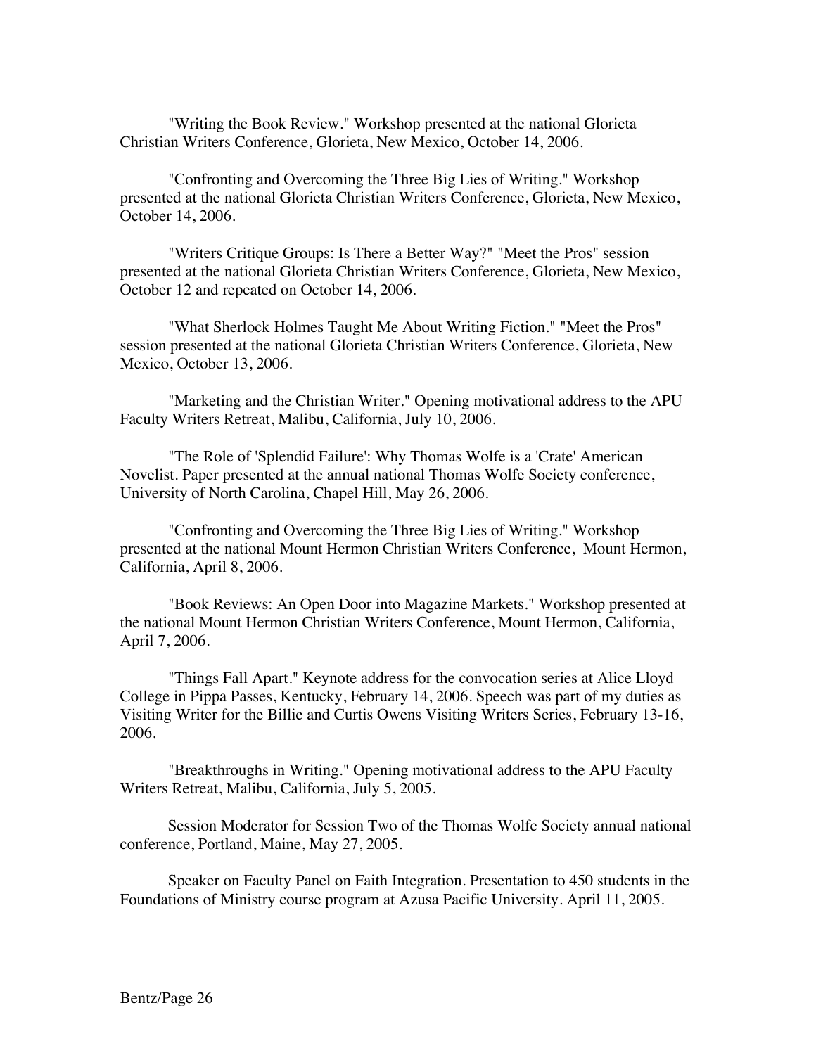"Writing the Book Review." Workshop presented at the national Glorieta Christian Writers Conference, Glorieta, New Mexico, October 14, 2006.

"Confronting and Overcoming the Three Big Lies of Writing." Workshop presented at the national Glorieta Christian Writers Conference, Glorieta, New Mexico, October 14, 2006.

"Writers Critique Groups: Is There a Better Way?" "Meet the Pros" session presented at the national Glorieta Christian Writers Conference, Glorieta, New Mexico, October 12 and repeated on October 14, 2006.

"What Sherlock Holmes Taught Me About Writing Fiction." "Meet the Pros" session presented at the national Glorieta Christian Writers Conference, Glorieta, New Mexico, October 13, 2006.

"Marketing and the Christian Writer." Opening motivational address to the APU Faculty Writers Retreat, Malibu, California, July 10, 2006.

"The Role of 'Splendid Failure': Why Thomas Wolfe is a 'Crate' American Novelist. Paper presented at the annual national Thomas Wolfe Society conference, University of North Carolina, Chapel Hill, May 26, 2006.

"Confronting and Overcoming the Three Big Lies of Writing." Workshop presented at the national Mount Hermon Christian Writers Conference, Mount Hermon, California, April 8, 2006.

"Book Reviews: An Open Door into Magazine Markets." Workshop presented at the national Mount Hermon Christian Writers Conference, Mount Hermon, California, April 7, 2006.

"Things Fall Apart." Keynote address for the convocation series at Alice Lloyd College in Pippa Passes, Kentucky, February 14, 2006. Speech was part of my duties as Visiting Writer for the Billie and Curtis Owens Visiting Writers Series, February 13-16, 2006.

"Breakthroughs in Writing." Opening motivational address to the APU Faculty Writers Retreat, Malibu, California, July 5, 2005.

Session Moderator for Session Two of the Thomas Wolfe Society annual national conference, Portland, Maine, May 27, 2005.

Speaker on Faculty Panel on Faith Integration. Presentation to 450 students in the Foundations of Ministry course program at Azusa Pacific University. April 11, 2005.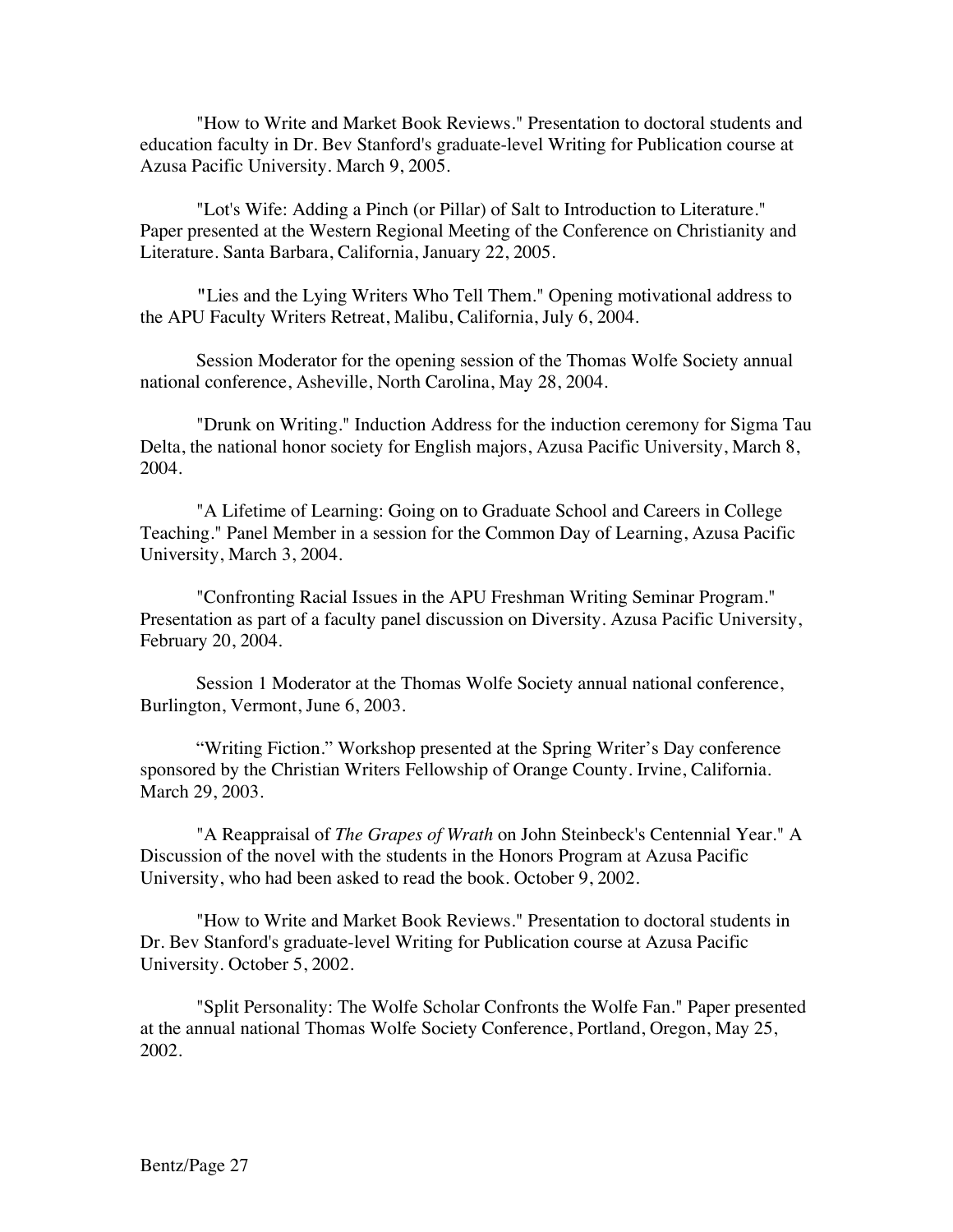"How to Write and Market Book Reviews." Presentation to doctoral students and education faculty in Dr. Bev Stanford's graduate-level Writing for Publication course at Azusa Pacific University. March 9, 2005.

"Lot's Wife: Adding a Pinch (or Pillar) of Salt to Introduction to Literature." Paper presented at the Western Regional Meeting of the Conference on Christianity and Literature. Santa Barbara, California, January 22, 2005.

"Lies and the Lying Writers Who Tell Them." Opening motivational address to the APU Faculty Writers Retreat, Malibu, California, July 6, 2004.

Session Moderator for the opening session of the Thomas Wolfe Society annual national conference, Asheville, North Carolina, May 28, 2004.

"Drunk on Writing." Induction Address for the induction ceremony for Sigma Tau Delta, the national honor society for English majors, Azusa Pacific University, March 8, 2004.

"A Lifetime of Learning: Going on to Graduate School and Careers in College Teaching." Panel Member in a session for the Common Day of Learning, Azusa Pacific University, March 3, 2004.

"Confronting Racial Issues in the APU Freshman Writing Seminar Program." Presentation as part of a faculty panel discussion on Diversity. Azusa Pacific University, February 20, 2004.

Session 1 Moderator at the Thomas Wolfe Society annual national conference, Burlington, Vermont, June 6, 2003.

"Writing Fiction." Workshop presented at the Spring Writer's Day conference sponsored by the Christian Writers Fellowship of Orange County. Irvine, California. March 29, 2003.

"A Reappraisal of *The Grapes of Wrath* on John Steinbeck's Centennial Year." A Discussion of the novel with the students in the Honors Program at Azusa Pacific University, who had been asked to read the book. October 9, 2002.

"How to Write and Market Book Reviews." Presentation to doctoral students in Dr. Bev Stanford's graduate-level Writing for Publication course at Azusa Pacific University. October 5, 2002.

"Split Personality: The Wolfe Scholar Confronts the Wolfe Fan." Paper presented at the annual national Thomas Wolfe Society Conference, Portland, Oregon, May 25, 2002.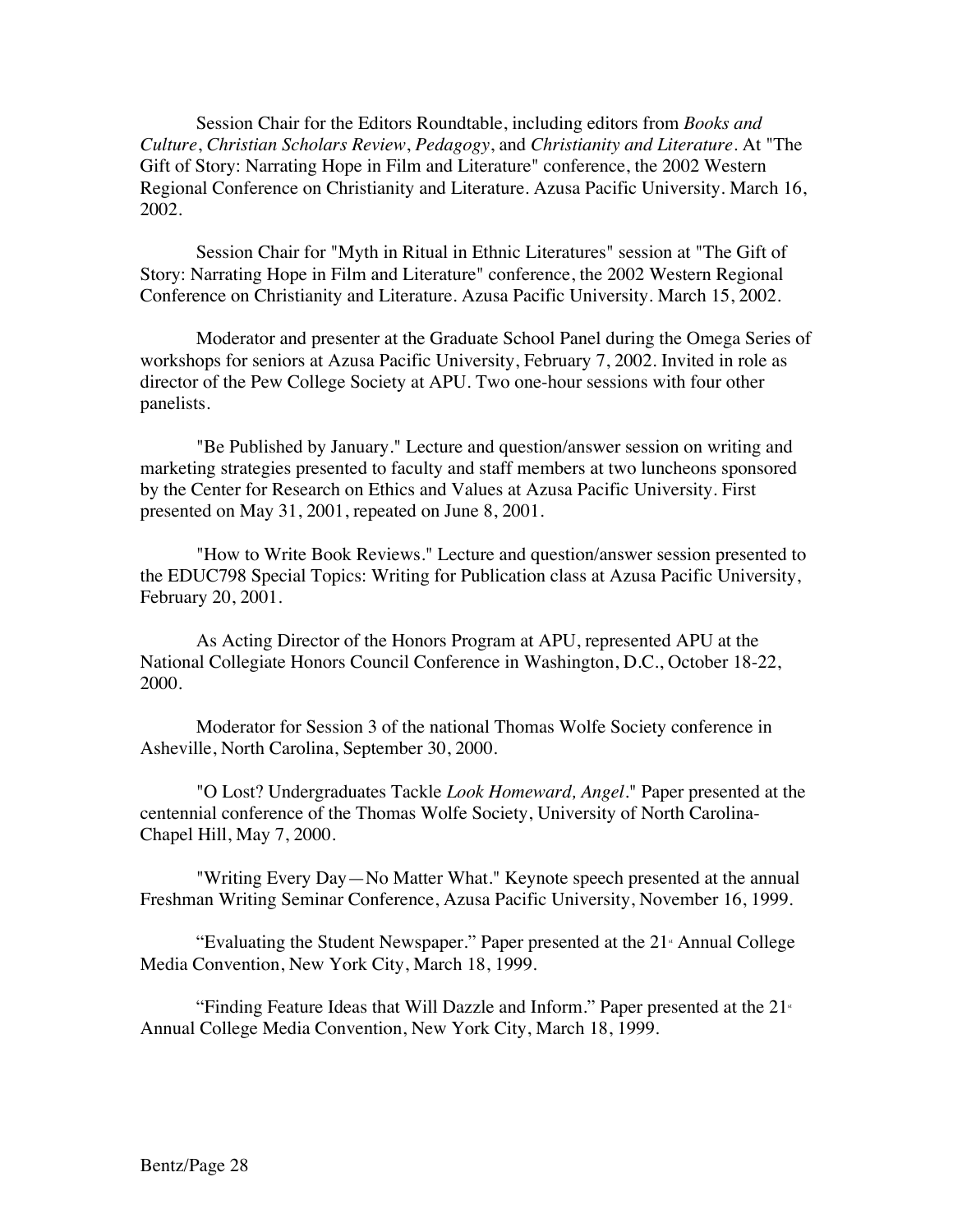Session Chair for the Editors Roundtable, including editors from *Books and Culture*, *Christian Scholars Review*, *Pedagogy*, and *Christianity and Literature*. At "The Gift of Story: Narrating Hope in Film and Literature" conference, the 2002 Western Regional Conference on Christianity and Literature. Azusa Pacific University. March 16, 2002.

Session Chair for "Myth in Ritual in Ethnic Literatures" session at "The Gift of Story: Narrating Hope in Film and Literature" conference, the 2002 Western Regional Conference on Christianity and Literature. Azusa Pacific University. March 15, 2002.

Moderator and presenter at the Graduate School Panel during the Omega Series of workshops for seniors at Azusa Pacific University, February 7, 2002. Invited in role as director of the Pew College Society at APU. Two one-hour sessions with four other panelists.

"Be Published by January." Lecture and question/answer session on writing and marketing strategies presented to faculty and staff members at two luncheons sponsored by the Center for Research on Ethics and Values at Azusa Pacific University. First presented on May 31, 2001, repeated on June 8, 2001.

"How to Write Book Reviews." Lecture and question/answer session presented to the EDUC798 Special Topics: Writing for Publication class at Azusa Pacific University, February 20, 2001.

As Acting Director of the Honors Program at APU, represented APU at the National Collegiate Honors Council Conference in Washington, D.C., October 18-22, 2000.

Moderator for Session 3 of the national Thomas Wolfe Society conference in Asheville, North Carolina, September 30, 2000.

"O Lost? Undergraduates Tackle *Look Homeward, Angel*." Paper presented at the centennial conference of the Thomas Wolfe Society, University of North Carolina-Chapel Hill, May 7, 2000.

"Writing Every Day—No Matter What." Keynote speech presented at the annual Freshman Writing Seminar Conference, Azusa Pacific University, November 16, 1999.

"Evaluating the Student Newspaper." Paper presented at the 21st Annual College Media Convention, New York City, March 18, 1999.

"Finding Feature Ideas that Will Dazzle and Inform." Paper presented at the 21st Annual College Media Convention, New York City, March 18, 1999.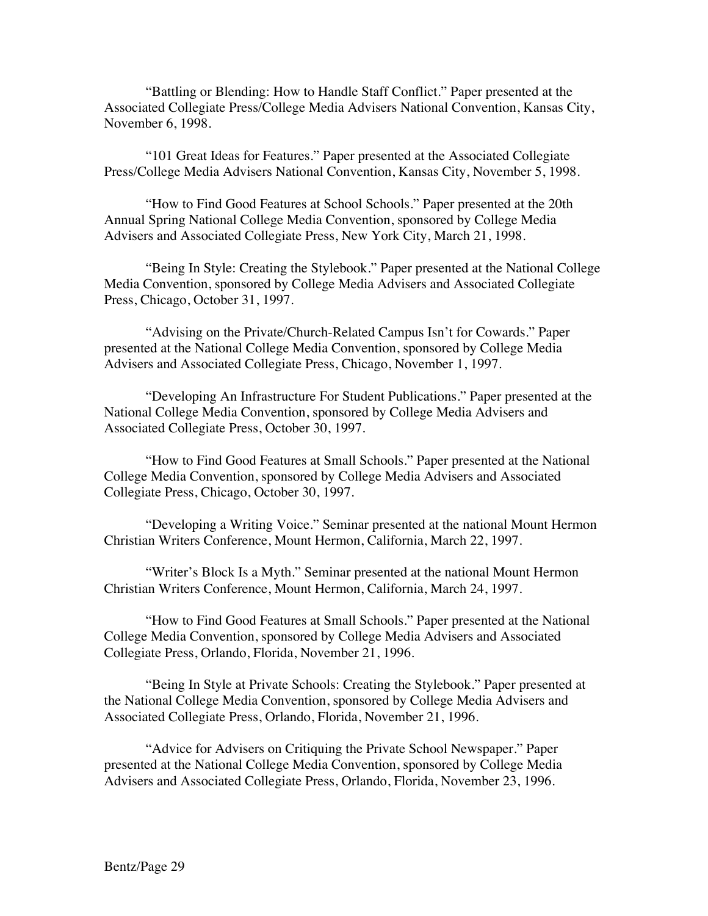"Battling or Blending: How to Handle Staff Conflict." Paper presented at the Associated Collegiate Press/College Media Advisers National Convention, Kansas City, November 6, 1998.

"101 Great Ideas for Features." Paper presented at the Associated Collegiate Press/College Media Advisers National Convention, Kansas City, November 5, 1998.

"How to Find Good Features at School Schools." Paper presented at the 20th Annual Spring National College Media Convention, sponsored by College Media Advisers and Associated Collegiate Press, New York City, March 21, 1998.

"Being In Style: Creating the Stylebook." Paper presented at the National College Media Convention, sponsored by College Media Advisers and Associated Collegiate Press, Chicago, October 31, 1997.

"Advising on the Private/Church-Related Campus Isn't for Cowards." Paper presented at the National College Media Convention, sponsored by College Media Advisers and Associated Collegiate Press, Chicago, November 1, 1997.

"Developing An Infrastructure For Student Publications." Paper presented at the National College Media Convention, sponsored by College Media Advisers and Associated Collegiate Press, October 30, 1997.

"How to Find Good Features at Small Schools." Paper presented at the National College Media Convention, sponsored by College Media Advisers and Associated Collegiate Press, Chicago, October 30, 1997.

"Developing a Writing Voice." Seminar presented at the national Mount Hermon Christian Writers Conference, Mount Hermon, California, March 22, 1997.

"Writer's Block Is a Myth." Seminar presented at the national Mount Hermon Christian Writers Conference, Mount Hermon, California, March 24, 1997.

"How to Find Good Features at Small Schools." Paper presented at the National College Media Convention, sponsored by College Media Advisers and Associated Collegiate Press, Orlando, Florida, November 21, 1996.

"Being In Style at Private Schools: Creating the Stylebook." Paper presented at the National College Media Convention, sponsored by College Media Advisers and Associated Collegiate Press, Orlando, Florida, November 21, 1996.

"Advice for Advisers on Critiquing the Private School Newspaper." Paper presented at the National College Media Convention, sponsored by College Media Advisers and Associated Collegiate Press, Orlando, Florida, November 23, 1996.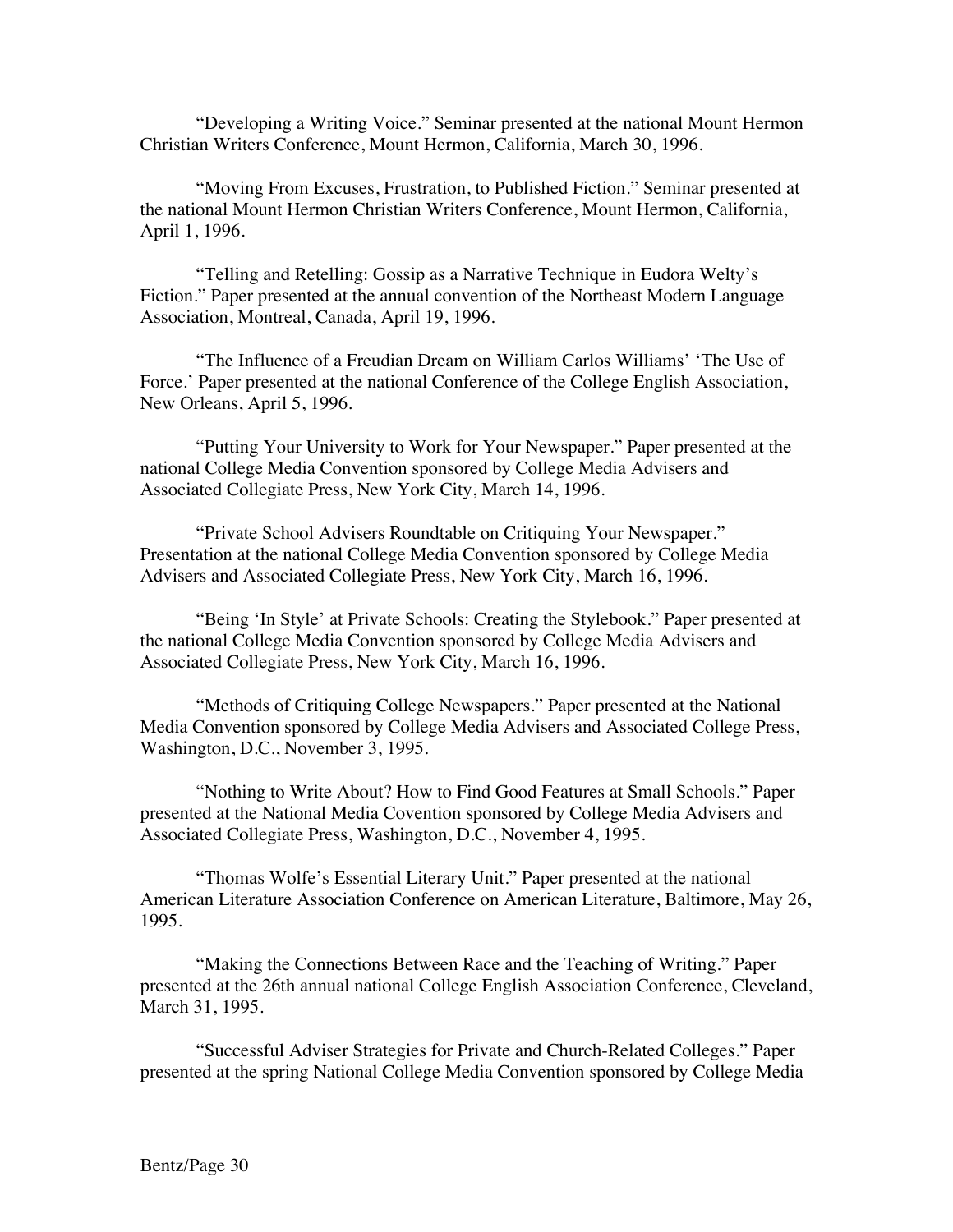"Developing a Writing Voice." Seminar presented at the national Mount Hermon Christian Writers Conference, Mount Hermon, California, March 30, 1996.

"Moving From Excuses, Frustration, to Published Fiction." Seminar presented at the national Mount Hermon Christian Writers Conference, Mount Hermon, California, April 1, 1996.

"Telling and Retelling: Gossip as a Narrative Technique in Eudora Welty's Fiction." Paper presented at the annual convention of the Northeast Modern Language Association, Montreal, Canada, April 19, 1996.

"The Influence of a Freudian Dream on William Carlos Williams' 'The Use of Force.' Paper presented at the national Conference of the College English Association, New Orleans, April 5, 1996.

"Putting Your University to Work for Your Newspaper." Paper presented at the national College Media Convention sponsored by College Media Advisers and Associated Collegiate Press, New York City, March 14, 1996.

"Private School Advisers Roundtable on Critiquing Your Newspaper." Presentation at the national College Media Convention sponsored by College Media Advisers and Associated Collegiate Press, New York City, March 16, 1996.

"Being 'In Style' at Private Schools: Creating the Stylebook." Paper presented at the national College Media Convention sponsored by College Media Advisers and Associated Collegiate Press, New York City, March 16, 1996.

"Methods of Critiquing College Newspapers." Paper presented at the National Media Convention sponsored by College Media Advisers and Associated College Press, Washington, D.C., November 3, 1995.

"Nothing to Write About? How to Find Good Features at Small Schools." Paper presented at the National Media Covention sponsored by College Media Advisers and Associated Collegiate Press, Washington, D.C., November 4, 1995.

"Thomas Wolfe's Essential Literary Unit." Paper presented at the national American Literature Association Conference on American Literature, Baltimore, May 26, 1995.

"Making the Connections Between Race and the Teaching of Writing." Paper presented at the 26th annual national College English Association Conference, Cleveland, March 31, 1995.

"Successful Adviser Strategies for Private and Church-Related Colleges." Paper presented at the spring National College Media Convention sponsored by College Media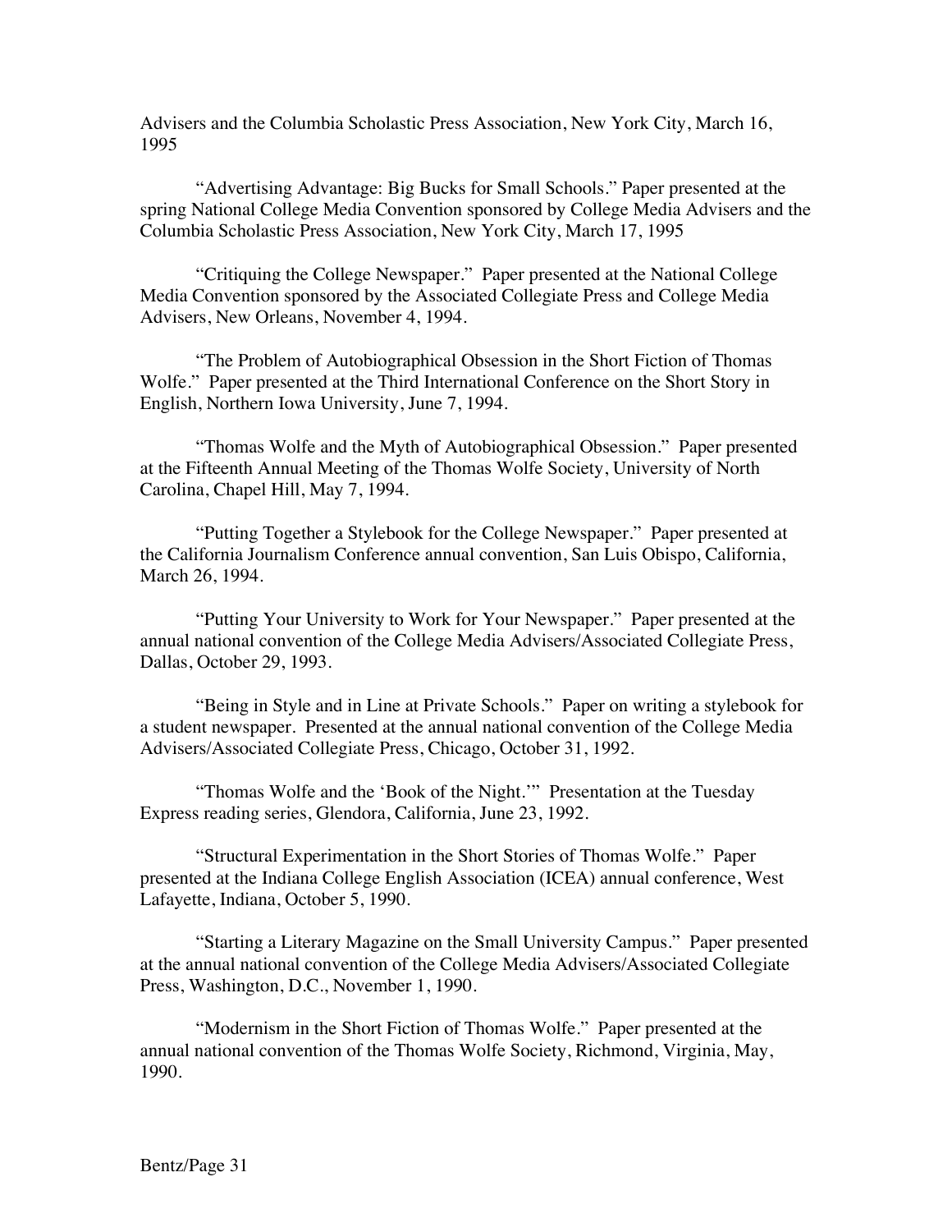Advisers and the Columbia Scholastic Press Association, New York City, March 16, 1995

"Advertising Advantage: Big Bucks for Small Schools." Paper presented at the spring National College Media Convention sponsored by College Media Advisers and the Columbia Scholastic Press Association, New York City, March 17, 1995

"Critiquing the College Newspaper." Paper presented at the National College Media Convention sponsored by the Associated Collegiate Press and College Media Advisers, New Orleans, November 4, 1994.

"The Problem of Autobiographical Obsession in the Short Fiction of Thomas Wolfe." Paper presented at the Third International Conference on the Short Story in English, Northern Iowa University, June 7, 1994.

"Thomas Wolfe and the Myth of Autobiographical Obsession." Paper presented at the Fifteenth Annual Meeting of the Thomas Wolfe Society, University of North Carolina, Chapel Hill, May 7, 1994.

"Putting Together a Stylebook for the College Newspaper." Paper presented at the California Journalism Conference annual convention, San Luis Obispo, California, March 26, 1994.

"Putting Your University to Work for Your Newspaper." Paper presented at the annual national convention of the College Media Advisers/Associated Collegiate Press, Dallas, October 29, 1993.

"Being in Style and in Line at Private Schools." Paper on writing a stylebook for a student newspaper. Presented at the annual national convention of the College Media Advisers/Associated Collegiate Press, Chicago, October 31, 1992.

"Thomas Wolfe and the 'Book of the Night.'" Presentation at the Tuesday Express reading series, Glendora, California, June 23, 1992.

"Structural Experimentation in the Short Stories of Thomas Wolfe." Paper presented at the Indiana College English Association (ICEA) annual conference, West Lafayette, Indiana, October 5, 1990.

"Starting a Literary Magazine on the Small University Campus." Paper presented at the annual national convention of the College Media Advisers/Associated Collegiate Press, Washington, D.C., November 1, 1990.

"Modernism in the Short Fiction of Thomas Wolfe." Paper presented at the annual national convention of the Thomas Wolfe Society, Richmond, Virginia, May, 1990.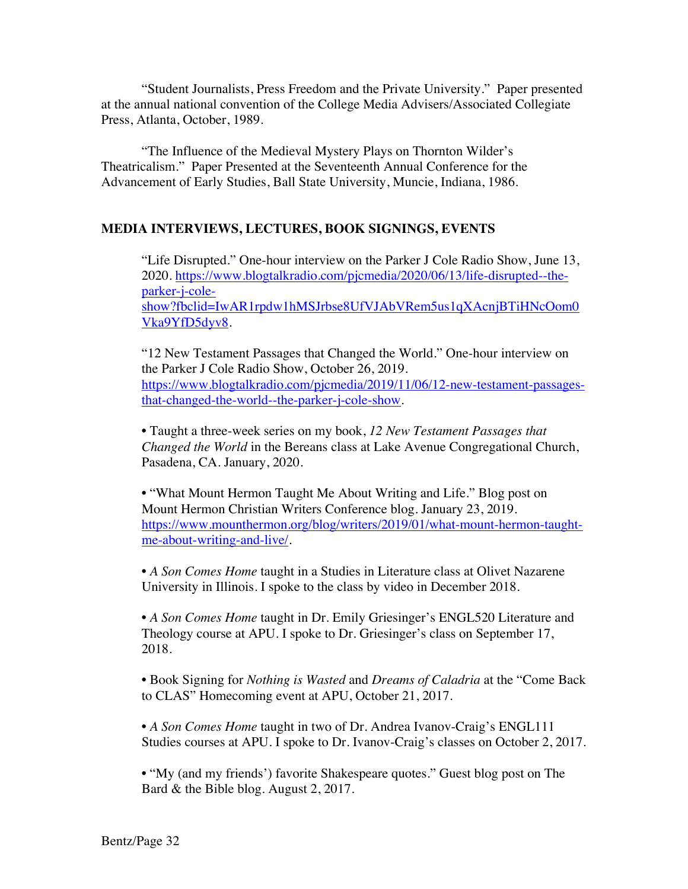"Student Journalists, Press Freedom and the Private University." Paper presented at the annual national convention of the College Media Advisers/Associated Collegiate Press, Atlanta, October, 1989.

"The Influence of the Medieval Mystery Plays on Thornton Wilder's Theatricalism." Paper Presented at the Seventeenth Annual Conference for the Advancement of Early Studies, Ball State University, Muncie, Indiana, 1986.

## MEDIA INTERVIEWS, LECTURES, BOOK SIGNINGS, EVENTS

"Life Disrupted." One-hour interview on the Parker J Cole Radio Show, June 13, 2020. https://www.blogtalkradio.com/pjcmedia/2020/06/13/life-disrupted--the-parker-j-cole-show?fbclid=IwAR1rpdw1hMSJrbse8UfVJAbVRem5us1qXAcnjBTiHNcOom0Vka9YfD5dyv8.

"12 New Testament Passages that Changed the World." One-hour interview on the Parker J Cole Radio Show, October 26, 2019. https://www.blogtalkradio.com/pjcmedia/2019/11/06/12-new-testament-passages-that-changed-the-world--the-parker-j-cole-show.

• Taught a three-week series on my book, *12 New Testament Passages that Changed the World* in the Bereans class at Lake Avenue Congregational Church, Pasadena, CA. January, 2020.

• "What Mount Hermon Taught Me About Writing and Life." Blog post on Mount Hermon Christian Writers Conference blog. January 23, 2019. https://www.mounthermon.org/blog/writers/2019/01/what-mount-hermon-taught-me-about-writing-and-live/.

• *A Son Comes Home* taught in a Studies in Literature class at Olivet Nazarene University in Illinois. I spoke to the class by video in December 2018.

• *A Son Comes Home* taught in Dr. Emily Griesinger's ENGL520 Literature and Theology course at APU. I spoke to Dr. Griesinger's class on September 17, 2018.

• Book Signing for *Nothing is Wasted* and *Dreams of Caladria* at the "Come Back to CLAS" Homecoming event at APU, October 21, 2017.

• *A Son Comes Home* taught in two of Dr. Andrea Ivanov-Craig's ENGL111 Studies courses at APU. I spoke to Dr. Ivanov-Craig's classes on October 2, 2017.

• "My (and my friends') favorite Shakespeare quotes." Guest blog post on The Bard & the Bible blog. August 2, 2017.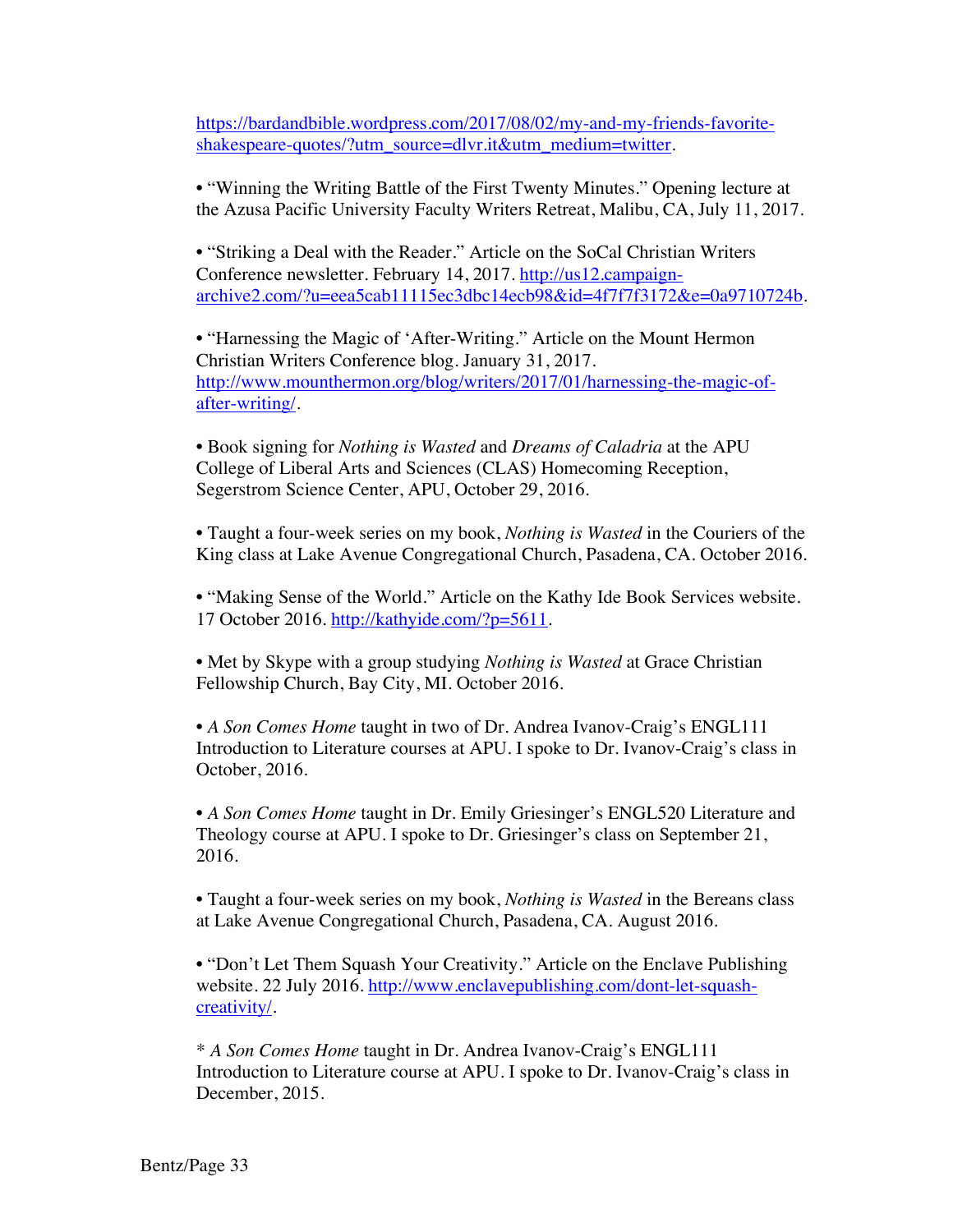https://bardandbible.wordpress.com/2017/08/02/my-and-my-friends-favorite-shakespeare-quotes/?utm_source=dlvr.it&utm_medium=twitter.

• "Winning the Writing Battle of the First Twenty Minutes." Opening lecture at the Azusa Pacific University Faculty Writers Retreat, Malibu, CA, July 11, 2017.

• "Striking a Deal with the Reader." Article on the SoCal Christian Writers Conference newsletter. February 14, 2017. http://us12.campaign-archive2.com/?u=eea5cab11115ec3dbc14ecb98&id=4f7f7f3172&e=0a9710724b.

• "Harnessing the Magic of 'After-Writing." Article on the Mount Hermon Christian Writers Conference blog. January 31, 2017. http://www.mounthermon.org/blog/writers/2017/01/harnessing-the-magic-of-after-writing/.

• Book signing for *Nothing is Wasted* and *Dreams of Caladria* at the APU College of Liberal Arts and Sciences (CLAS) Homecoming Reception, Segerstrom Science Center, APU, October 29, 2016.

• Taught a four-week series on my book, *Nothing is Wasted* in the Couriers of the King class at Lake Avenue Congregational Church, Pasadena, CA. October 2016.

• "Making Sense of the World." Article on the Kathy Ide Book Services website. 17 October 2016. http://kathyide.com/?p=5611.

• Met by Skype with a group studying *Nothing is Wasted* at Grace Christian Fellowship Church, Bay City, MI. October 2016.

• *A Son Comes Home* taught in two of Dr. Andrea Ivanov-Craig's ENGL111 Introduction to Literature courses at APU. I spoke to Dr. Ivanov-Craig's class in October, 2016.

• *A Son Comes Home* taught in Dr. Emily Griesinger's ENGL520 Literature and Theology course at APU. I spoke to Dr. Griesinger's class on September 21, 2016.

• Taught a four-week series on my book, *Nothing is Wasted* in the Bereans class at Lake Avenue Congregational Church, Pasadena, CA. August 2016.

• "Don't Let Them Squash Your Creativity." Article on the Enclave Publishing website. 22 July 2016. http://www.enclavepublishing.com/dont-let-squash-creativity/.

* *A Son Comes Home* taught in Dr. Andrea Ivanov-Craig's ENGL111 Introduction to Literature course at APU. I spoke to Dr. Ivanov-Craig's class in December, 2015.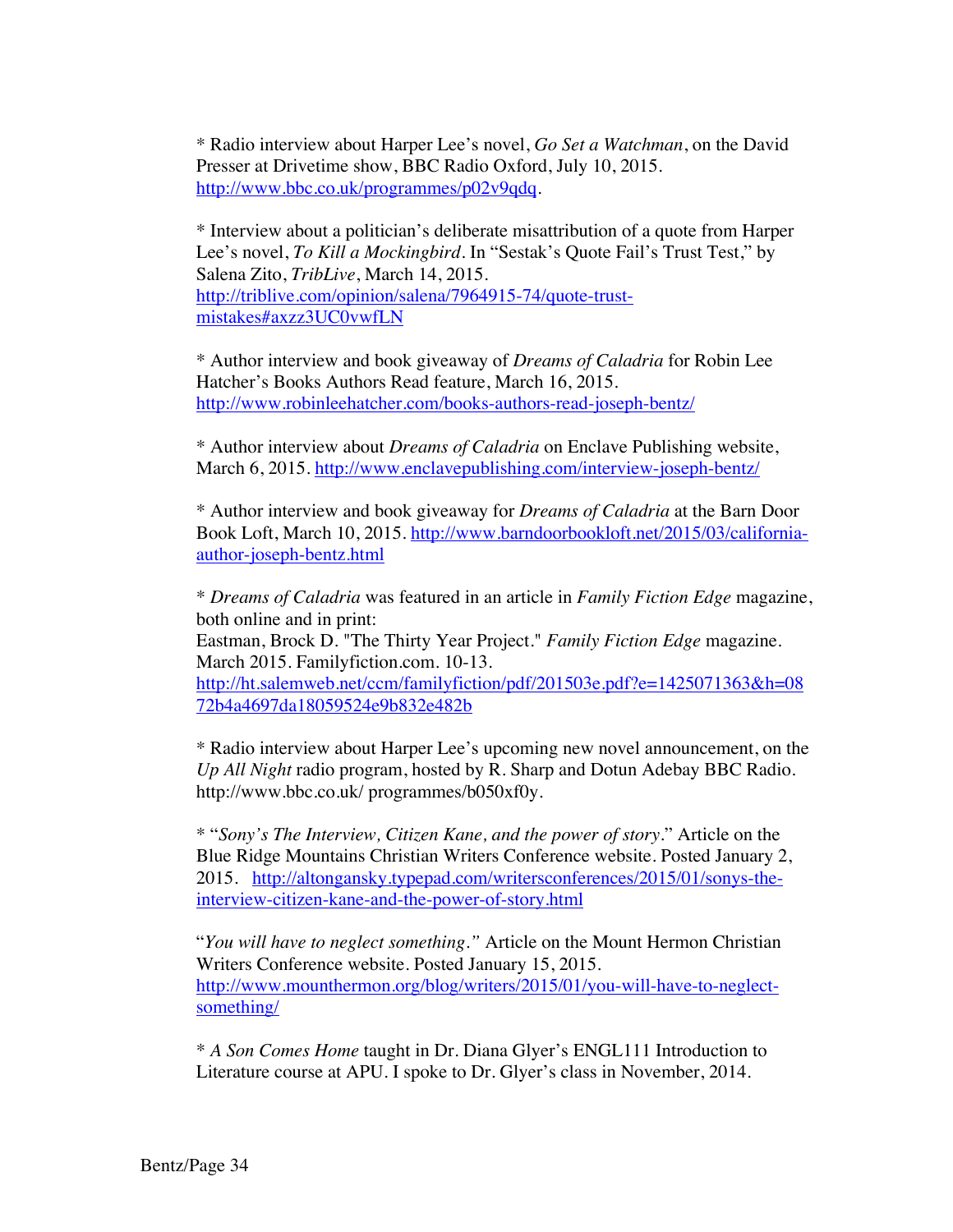* Radio interview about Harper Lee's novel, *Go Set a Watchman*, on the David Presser at Drivetime show, BBC Radio Oxford, July 10, 2015. http://www.bbc.co.uk/programmes/p02v9qdq.

* Interview about a politician's deliberate misattribution of a quote from Harper Lee's novel, *To Kill a Mockingbird*. In "Sestak's Quote Fail's Trust Test," by Salena Zito, *TribLive*, March 14, 2015. http://triblive.com/opinion/salena/7964915-74/quote-trust-mistakes#axzz3UC0vwfLN

* Author interview and book giveaway of *Dreams of Caladria* for Robin Lee Hatcher's Books Authors Read feature, March 16, 2015. http://www.robinleehatcher.com/books-authors-read-joseph-bentz/

* Author interview about *Dreams of Caladria* on Enclave Publishing website, March 6, 2015. http://www.enclavepublishing.com/interview-joseph-bentz/

* Author interview and book giveaway for *Dreams of Caladria* at the Barn Door Book Loft, March 10, 2015. http://www.barndoorbookloft.net/2015/03/california-author-joseph-bentz.html

* *Dreams of Caladria* was featured in an article in *Family Fiction Edge* magazine, both online and in print:
Eastman, Brock D. "The Thirty Year Project." *Family Fiction Edge* magazine. March 2015. Familyfiction.com. 10-13. http://ht.salemweb.net/ccm/familyfiction/pdf/201503e.pdf?e=1425071363&h=0872b4a4697da18059524e9b832e482b

* Radio interview about Harper Lee's upcoming new novel announcement, on the *Up All Night* radio program, hosted by R. Sharp and Dotun Adebay BBC Radio. http://www.bbc.co.uk/ programmes/b050xf0y.

* "*Sony's The Interview, Citizen Kane, and the power of story*." Article on the Blue Ridge Mountains Christian Writers Conference website. Posted January 2, 2015. http://altongansky.typepad.com/writersconferences/2015/01/sonys-the-interview-citizen-kane-and-the-power-of-story.html

"*You will have to neglect something*." Article on the Mount Hermon Christian Writers Conference website. Posted January 15, 2015. http://www.mounthermon.org/blog/writers/2015/01/you-will-have-to-neglect-something/

* *A Son Comes Home* taught in Dr. Diana Glyer's ENGL111 Introduction to Literature course at APU. I spoke to Dr. Glyer's class in November, 2014.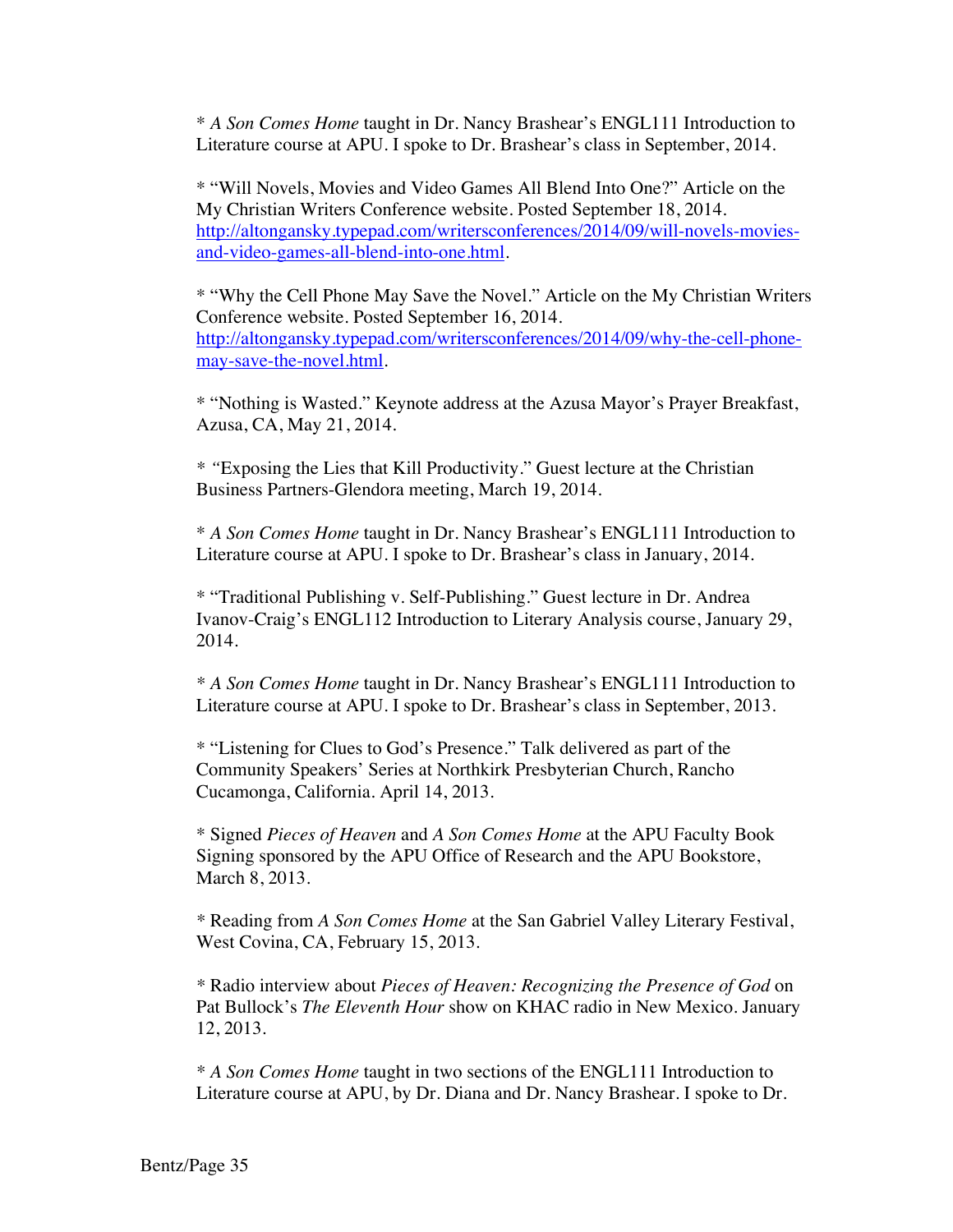* *A Son Comes Home* taught in Dr. Nancy Brashear's ENGL111 Introduction to Literature course at APU. I spoke to Dr. Brashear's class in September, 2014.

* "Will Novels, Movies and Video Games All Blend Into One?" Article on the My Christian Writers Conference website. Posted September 18, 2014. [http://altongansky.typepad.com/writersconferences/2014/09/will-novels-movies-and-video-games-all-blend-into-one.html](http://altongansky.typepad.com/writersconferences/2014/09/will-novels-movies-and-video-games-all-blend-into-one.html).

* "Why the Cell Phone May Save the Novel." Article on the My Christian Writers Conference website. Posted September 16, 2014. [http://altongansky.typepad.com/writersconferences/2014/09/why-the-cell-phone-may-save-the-novel.html](http://altongansky.typepad.com/writersconferences/2014/09/why-the-cell-phone-may-save-the-novel.html).

* "Nothing is Wasted." Keynote address at the Azusa Mayor's Prayer Breakfast, Azusa, CA, May 21, 2014.

* "Exposing the Lies that Kill Productivity." Guest lecture at the Christian Business Partners-Glendora meeting, March 19, 2014.

* *A Son Comes Home* taught in Dr. Nancy Brashear's ENGL111 Introduction to Literature course at APU. I spoke to Dr. Brashear's class in January, 2014.

* "Traditional Publishing v. Self-Publishing." Guest lecture in Dr. Andrea Ivanov-Craig's ENGL112 Introduction to Literary Analysis course, January 29, 2014.

* *A Son Comes Home* taught in Dr. Nancy Brashear's ENGL111 Introduction to Literature course at APU. I spoke to Dr. Brashear's class in September, 2013.

* "Listening for Clues to God's Presence." Talk delivered as part of the Community Speakers' Series at Northkirk Presbyterian Church, Rancho Cucamonga, California. April 14, 2013.

* Signed *Pieces of Heaven* and *A Son Comes Home* at the APU Faculty Book Signing sponsored by the APU Office of Research and the APU Bookstore, March 8, 2013.

* Reading from *A Son Comes Home* at the San Gabriel Valley Literary Festival, West Covina, CA, February 15, 2013.

* Radio interview about *Pieces of Heaven: Recognizing the Presence of God* on Pat Bullock's *The Eleventh Hour* show on KHAC radio in New Mexico. January 12, 2013.

* *A Son Comes Home* taught in two sections of the ENGL111 Introduction to Literature course at APU, by Dr. Diana and Dr. Nancy Brashear. I spoke to Dr.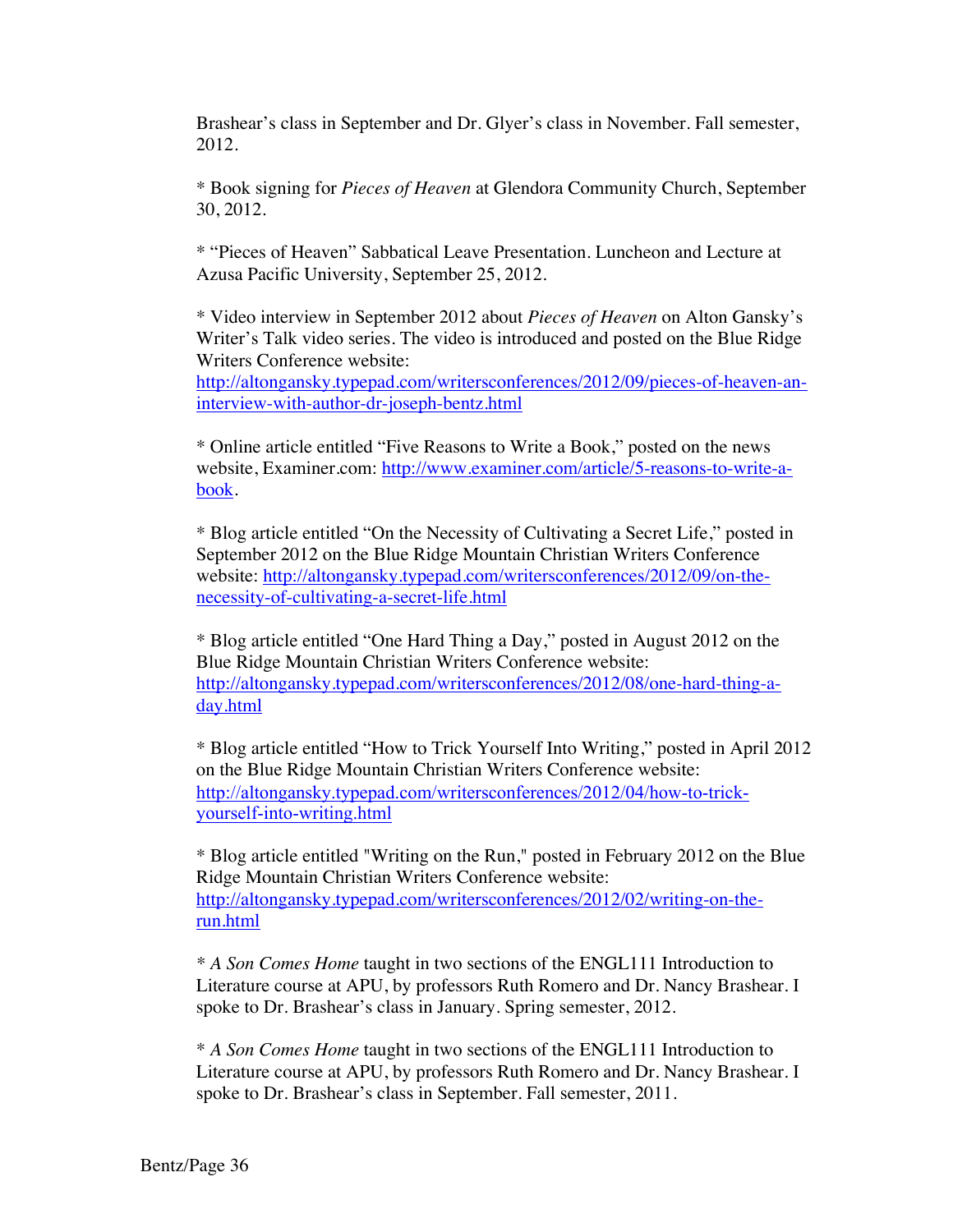Brashear's class in September and Dr. Glyer's class in November. Fall semester, 2012.

* Book signing for *Pieces of Heaven* at Glendora Community Church, September 30, 2012.

* "Pieces of Heaven" Sabbatical Leave Presentation. Luncheon and Lecture at Azusa Pacific University, September 25, 2012.

* Video interview in September 2012 about *Pieces of Heaven* on Alton Gansky's Writer's Talk video series. The video is introduced and posted on the Blue Ridge Writers Conference website: http://altongansky.typepad.com/writersconferences/2012/09/pieces-of-heaven-an-interview-with-author-dr-joseph-bentz.html

* Online article entitled "Five Reasons to Write a Book," posted on the news website, Examiner.com: http://www.examiner.com/article/5-reasons-to-write-a-book.

* Blog article entitled "On the Necessity of Cultivating a Secret Life," posted in September 2012 on the Blue Ridge Mountain Christian Writers Conference website: http://altongansky.typepad.com/writersconferences/2012/09/on-the-necessity-of-cultivating-a-secret-life.html

* Blog article entitled "One Hard Thing a Day," posted in August 2012 on the Blue Ridge Mountain Christian Writers Conference website: http://altongansky.typepad.com/writersconferences/2012/08/one-hard-thing-a-day.html

* Blog article entitled "How to Trick Yourself Into Writing," posted in April 2012 on the Blue Ridge Mountain Christian Writers Conference website: http://altongansky.typepad.com/writersconferences/2012/04/how-to-trick-yourself-into-writing.html

* Blog article entitled "Writing on the Run," posted in February 2012 on the Blue Ridge Mountain Christian Writers Conference website: http://altongansky.typepad.com/writersconferences/2012/02/writing-on-the-run.html

* *A Son Comes Home* taught in two sections of the ENGL111 Introduction to Literature course at APU, by professors Ruth Romero and Dr. Nancy Brashear. I spoke to Dr. Brashear's class in January. Spring semester, 2012.

* *A Son Comes Home* taught in two sections of the ENGL111 Introduction to Literature course at APU, by professors Ruth Romero and Dr. Nancy Brashear. I spoke to Dr. Brashear's class in September. Fall semester, 2011.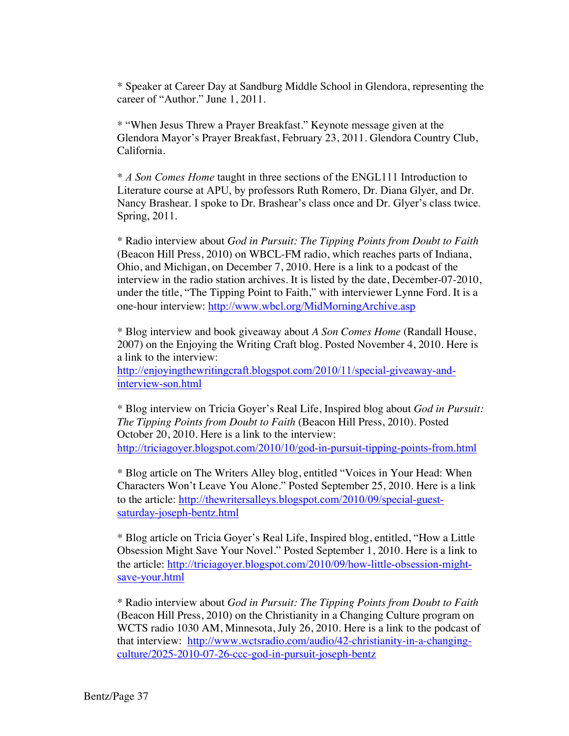* Speaker at Career Day at Sandburg Middle School in Glendora, representing the career of "Author." June 1, 2011.

* "When Jesus Threw a Prayer Breakfast." Keynote message given at the Glendora Mayor's Prayer Breakfast, February 23, 2011. Glendora Country Club, California.

* *A Son Comes Home* taught in three sections of the ENGL111 Introduction to Literature course at APU, by professors Ruth Romero, Dr. Diana Glyer, and Dr. Nancy Brashear. I spoke to Dr. Brashear's class once and Dr. Glyer's class twice. Spring, 2011.

* Radio interview about *God in Pursuit: The Tipping Points from Doubt to Faith* (Beacon Hill Press, 2010) on WBCL-FM radio, which reaches parts of Indiana, Ohio, and Michigan, on December 7, 2010. Here is a link to a podcast of the interview in the radio station archives. It is listed by the date, December-07-2010, under the title, "The Tipping Point to Faith," with interviewer Lynne Ford. It is a one-hour interview: http://www.wbcl.org/MidMorningArchive.asp

* Blog interview and book giveaway about *A Son Comes Home* (Randall House, 2007) on the Enjoying the Writing Craft blog. Posted November 4, 2010. Here is a link to the interview: http://enjoyingthewritingcraft.blogspot.com/2010/11/special-giveaway-and-interview-son.html

* Blog interview on Tricia Goyer's Real Life, Inspired blog about *God in Pursuit: The Tipping Points from Doubt to Faith* (Beacon Hill Press, 2010). Posted October 20, 2010. Here is a link to the interview: http://triciagoyer.blogspot.com/2010/10/god-in-pursuit-tipping-points-from.html

* Blog article on The Writers Alley blog, entitled "Voices in Your Head: When Characters Won't Leave You Alone." Posted September 25, 2010. Here is a link to the article: http://thewritersalleys.blogspot.com/2010/09/special-guest-saturday-joseph-bentz.html

* Blog article on Tricia Goyer's Real Life, Inspired blog, entitled, "How a Little Obsession Might Save Your Novel." Posted September 1, 2010. Here is a link to the article: http://triciagoyer.blogspot.com/2010/09/how-little-obsession-might-save-your.html

* Radio interview about *God in Pursuit: The Tipping Points from Doubt to Faith* (Beacon Hill Press, 2010) on the Christianity in a Changing Culture program on WCTS radio 1030 AM, Minnesota, July 26, 2010. Here is a link to the podcast of that interview: http://www.wctsradio.com/audio/42-christianity-in-a-changing-culture/2025-2010-07-26-ccc-god-in-pursuit-joseph-bentz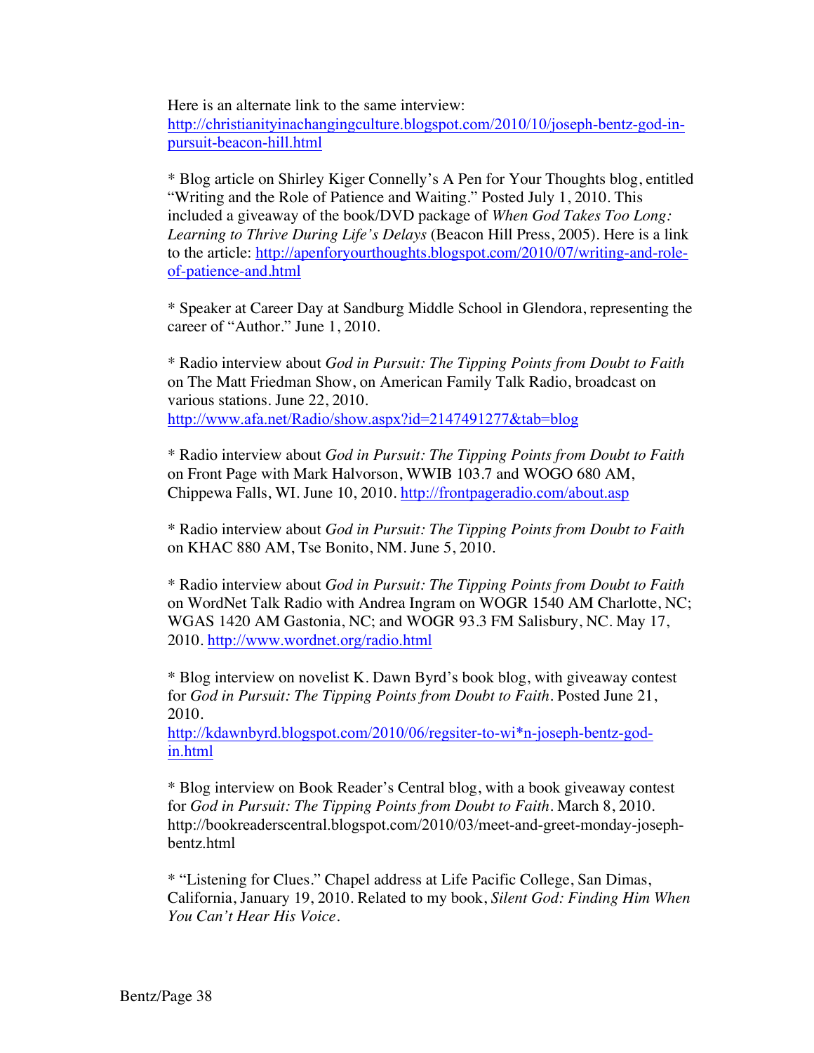Here is an alternate link to the same interview:
http://christianityinachangingculture.blogspot.com/2010/10/joseph-bentz-god-in-pursuit-beacon-hill.html

* Blog article on Shirley Kiger Connelly's A Pen for Your Thoughts blog, entitled "Writing and the Role of Patience and Waiting." Posted July 1, 2010. This included a giveaway of the book/DVD package of *When God Takes Too Long: Learning to Thrive During Life's Delays* (Beacon Hill Press, 2005). Here is a link to the article: http://apenforyourthoughts.blogspot.com/2010/07/writing-and-role-of-patience-and.html

* Speaker at Career Day at Sandburg Middle School in Glendora, representing the career of "Author." June 1, 2010.

* Radio interview about *God in Pursuit: The Tipping Points from Doubt to Faith* on The Matt Friedman Show, on American Family Talk Radio, broadcast on various stations. June 22, 2010.
http://www.afa.net/Radio/show.aspx?id=2147491277&tab=blog

* Radio interview about *God in Pursuit: The Tipping Points from Doubt to Faith* on Front Page with Mark Halvorson, WWIB 103.7 and WOGO 680 AM, Chippewa Falls, WI. June 10, 2010. http://frontpageradio.com/about.asp

* Radio interview about *God in Pursuit: The Tipping Points from Doubt to Faith* on KHAC 880 AM, Tse Bonito, NM. June 5, 2010.

* Radio interview about *God in Pursuit: The Tipping Points from Doubt to Faith* on WordNet Talk Radio with Andrea Ingram on WOGR 1540 AM Charlotte, NC; WGAS 1420 AM Gastonia, NC; and WOGR 93.3 FM Salisbury, NC. May 17, 2010. http://www.wordnet.org/radio.html

* Blog interview on novelist K. Dawn Byrd's book blog, with giveaway contest for *God in Pursuit: The Tipping Points from Doubt to Faith*. Posted June 21, 2010.
http://kdawnbyrd.blogspot.com/2010/06/regsiter-to-wi*n-joseph-bentz-god-in.html

* Blog interview on Book Reader's Central blog, with a book giveaway contest for *God in Pursuit: The Tipping Points from Doubt to Faith*. March 8, 2010. http://bookreaderscentral.blogspot.com/2010/03/meet-and-greet-monday-joseph-bentz.html

* "Listening for Clues." Chapel address at Life Pacific College, San Dimas, California, January 19, 2010. Related to my book, *Silent God: Finding Him When You Can't Hear His Voice*.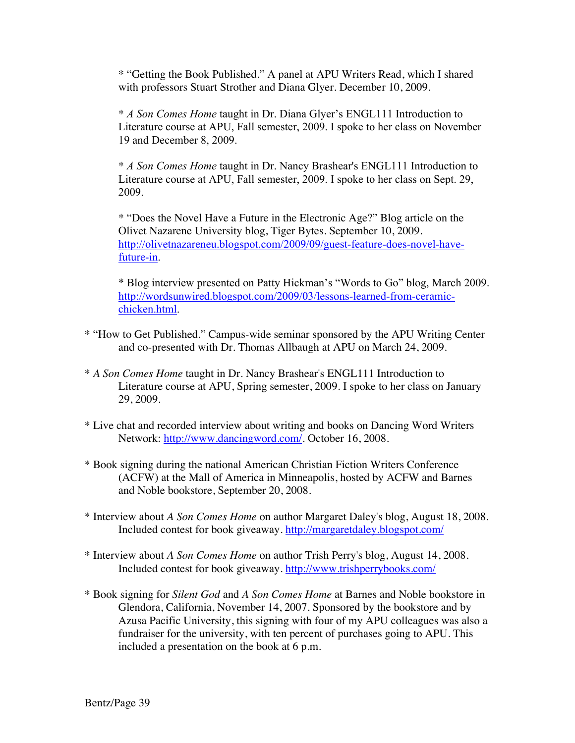* “Getting the Book Published.” A panel at APU Writers Read, which I shared with professors Stuart Strother and Diana Glyer. December 10, 2009.

* *A Son Comes Home* taught in Dr. Diana Glyer’s ENGL111 Introduction to Literature course at APU, Fall semester, 2009. I spoke to her class on November 19 and December 8, 2009.

* *A Son Comes Home* taught in Dr. Nancy Brashear's ENGL111 Introduction to Literature course at APU, Fall semester, 2009. I spoke to her class on Sept. 29, 2009.

* “Does the Novel Have a Future in the Electronic Age?” Blog article on the Olivet Nazarene University blog, Tiger Bytes. September 10, 2009. [http://olivetnazareneu.blogspot.com/2009/09/guest-feature-does-novel-have-future-in](http://olivetnazareneu.blogspot.com/2009/09/guest-feature-does-novel-have-future-in).

* Blog interview presented on Patty Hickman’s “Words to Go” blog, March 2009. [http://wordsunwired.blogspot.com/2009/03/lessons-learned-from-ceramic-chicken.html](http://wordsunwired.blogspot.com/2009/03/lessons-learned-from-ceramic-chicken.html).

* “How to Get Published.” Campus-wide seminar sponsored by the APU Writing Center and co-presented with Dr. Thomas Allbaugh at APU on March 24, 2009.

* *A Son Comes Home* taught in Dr. Nancy Brashear's ENGL111 Introduction to Literature course at APU, Spring semester, 2009. I spoke to her class on January 29, 2009.

* Live chat and recorded interview about writing and books on Dancing Word Writers Network: [http://www.dancingword.com/](http://www.dancingword.com/). October 16, 2008.

* Book signing during the national American Christian Fiction Writers Conference (ACFW) at the Mall of America in Minneapolis, hosted by ACFW and Barnes and Noble bookstore, September 20, 2008.

* Interview about *A Son Comes Home* on author Margaret Daley's blog, August 18, 2008. Included contest for book giveaway. [http://margaretdaley.blogspot.com/](http://margaretdaley.blogspot.com/)

* Interview about *A Son Comes Home* on author Trish Perry's blog, August 14, 2008. Included contest for book giveaway. [http://www.trishperrybooks.com/](http://www.trishperrybooks.com/)

* Book signing for *Silent God* and *A Son Comes Home* at Barnes and Noble bookstore in Glendora, California, November 14, 2007. Sponsored by the bookstore and by Azusa Pacific University, this signing with four of my APU colleagues was also a fundraiser for the university, with ten percent of purchases going to APU. This included a presentation on the book at 6 p.m.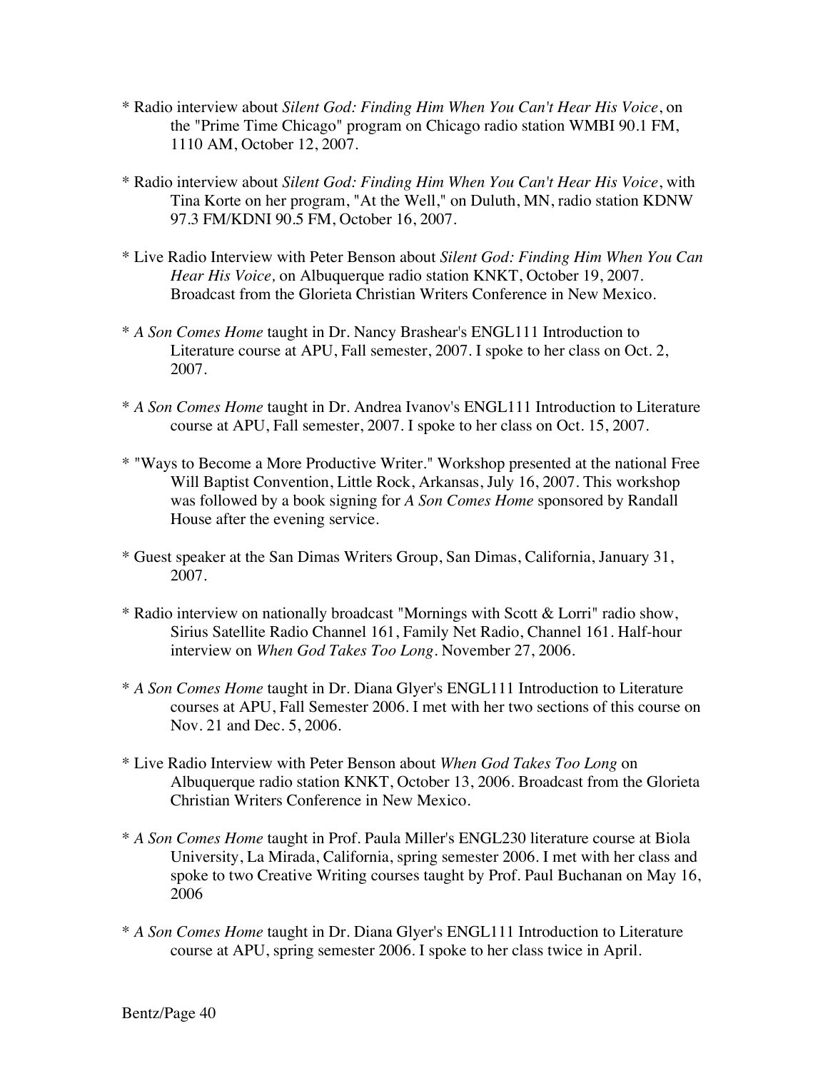* Radio interview about *Silent God: Finding Him When You Can't Hear His Voice*, on the "Prime Time Chicago" program on Chicago radio station WMBI 90.1 FM, 1110 AM, October 12, 2007.

* Radio interview about *Silent God: Finding Him When You Can't Hear His Voice*, with Tina Korte on her program, "At the Well," on Duluth, MN, radio station KDNW 97.3 FM/KDNI 90.5 FM, October 16, 2007.

* Live Radio Interview with Peter Benson about *Silent God: Finding Him When You Can Hear His Voice,* on Albuquerque radio station KNKT, October 19, 2007. Broadcast from the Glorieta Christian Writers Conference in New Mexico.

* *A Son Comes Home* taught in Dr. Nancy Brashear's ENGL111 Introduction to Literature course at APU, Fall semester, 2007. I spoke to her class on Oct. 2, 2007.

* *A Son Comes Home* taught in Dr. Andrea Ivanov's ENGL111 Introduction to Literature course at APU, Fall semester, 2007. I spoke to her class on Oct. 15, 2007.

* "Ways to Become a More Productive Writer." Workshop presented at the national Free Will Baptist Convention, Little Rock, Arkansas, July 16, 2007. This workshop was followed by a book signing for *A Son Comes Home* sponsored by Randall House after the evening service.

* Guest speaker at the San Dimas Writers Group, San Dimas, California, January 31, 2007.

* Radio interview on nationally broadcast "Mornings with Scott & Lorri" radio show, Sirius Satellite Radio Channel 161, Family Net Radio, Channel 161. Half-hour interview on *When God Takes Too Long*. November 27, 2006.

* *A Son Comes Home* taught in Dr. Diana Glyer's ENGL111 Introduction to Literature courses at APU, Fall Semester 2006. I met with her two sections of this course on Nov. 21 and Dec. 5, 2006.

* Live Radio Interview with Peter Benson about *When God Takes Too Long* on Albuquerque radio station KNKT, October 13, 2006. Broadcast from the Glorieta Christian Writers Conference in New Mexico.

* *A Son Comes Home* taught in Prof. Paula Miller's ENGL230 literature course at Biola University, La Mirada, California, spring semester 2006. I met with her class and spoke to two Creative Writing courses taught by Prof. Paul Buchanan on May 16, 2006

* *A Son Comes Home* taught in Dr. Diana Glyer's ENGL111 Introduction to Literature course at APU, spring semester 2006. I spoke to her class twice in April.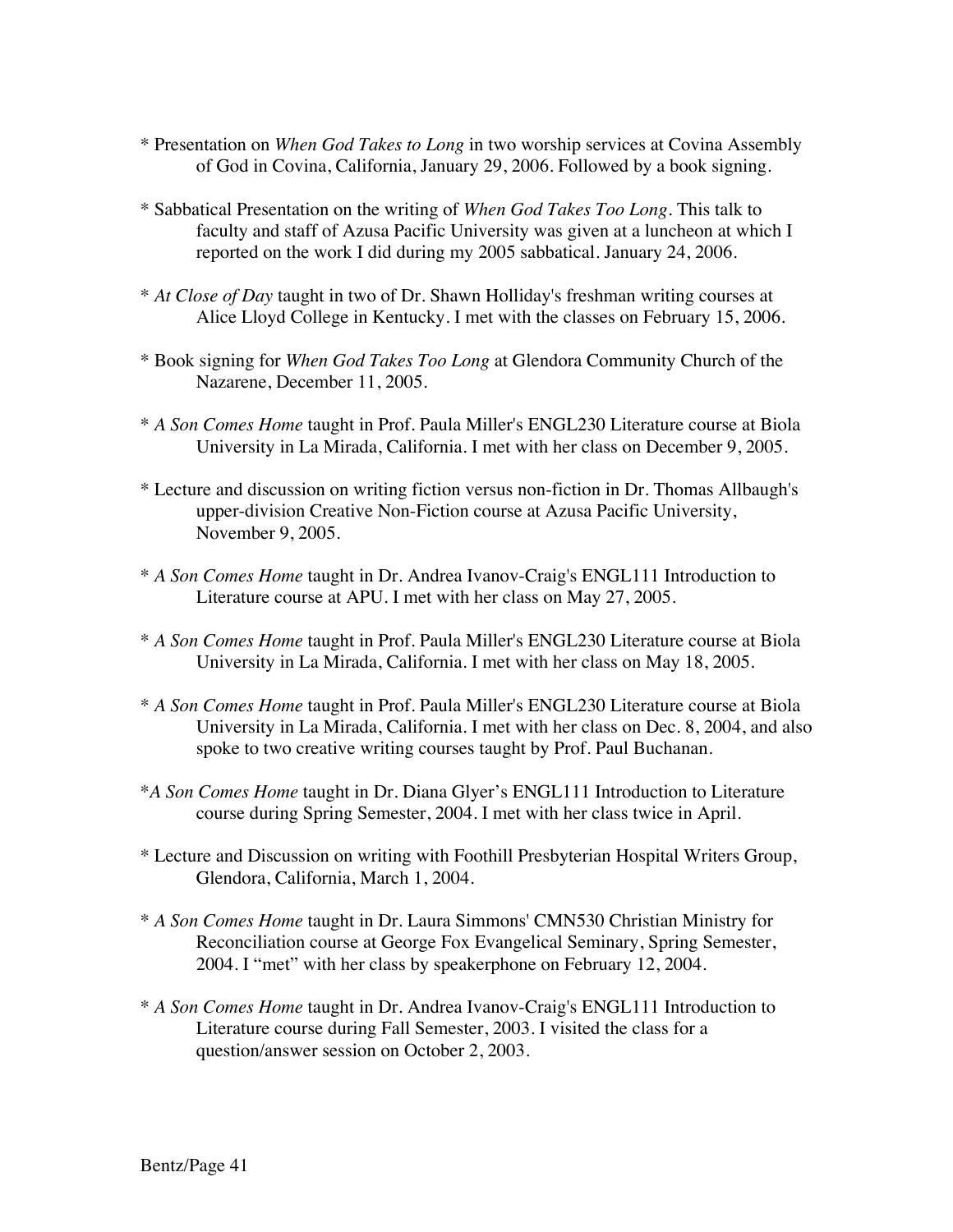* Presentation on *When God Takes to Long* in two worship services at Covina Assembly of God in Covina, California, January 29, 2006. Followed by a book signing.

* Sabbatical Presentation on the writing of *When God Takes Too Long*. This talk to faculty and staff of Azusa Pacific University was given at a luncheon at which I reported on the work I did during my 2005 sabbatical. January 24, 2006.

* *At Close of Day* taught in two of Dr. Shawn Holliday's freshman writing courses at Alice Lloyd College in Kentucky. I met with the classes on February 15, 2006.

* Book signing for *When God Takes Too Long* at Glendora Community Church of the Nazarene, December 11, 2005.

* *A Son Comes Home* taught in Prof. Paula Miller's ENGL230 Literature course at Biola University in La Mirada, California. I met with her class on December 9, 2005.

* Lecture and discussion on writing fiction versus non-fiction in Dr. Thomas Allbaugh's upper-division Creative Non-Fiction course at Azusa Pacific University, November 9, 2005.

* *A Son Comes Home* taught in Dr. Andrea Ivanov-Craig's ENGL111 Introduction to Literature course at APU. I met with her class on May 27, 2005.

* *A Son Comes Home* taught in Prof. Paula Miller's ENGL230 Literature course at Biola University in La Mirada, California. I met with her class on May 18, 2005.

* *A Son Comes Home* taught in Prof. Paula Miller's ENGL230 Literature course at Biola University in La Mirada, California. I met with her class on Dec. 8, 2004, and also spoke to two creative writing courses taught by Prof. Paul Buchanan.

*​*A Son Comes Home* taught in Dr. Diana Glyer's ENGL111 Introduction to Literature course during Spring Semester, 2004. I met with her class twice in April.

* Lecture and Discussion on writing with Foothill Presbyterian Hospital Writers Group, Glendora, California, March 1, 2004.

* *A Son Comes Home* taught in Dr. Laura Simmons' CMN530 Christian Ministry for Reconciliation course at George Fox Evangelical Seminary, Spring Semester, 2004. I "met" with her class by speakerphone on February 12, 2004.

* *A Son Comes Home* taught in Dr. Andrea Ivanov-Craig's ENGL111 Introduction to Literature course during Fall Semester, 2003. I visited the class for a question/answer session on October 2, 2003.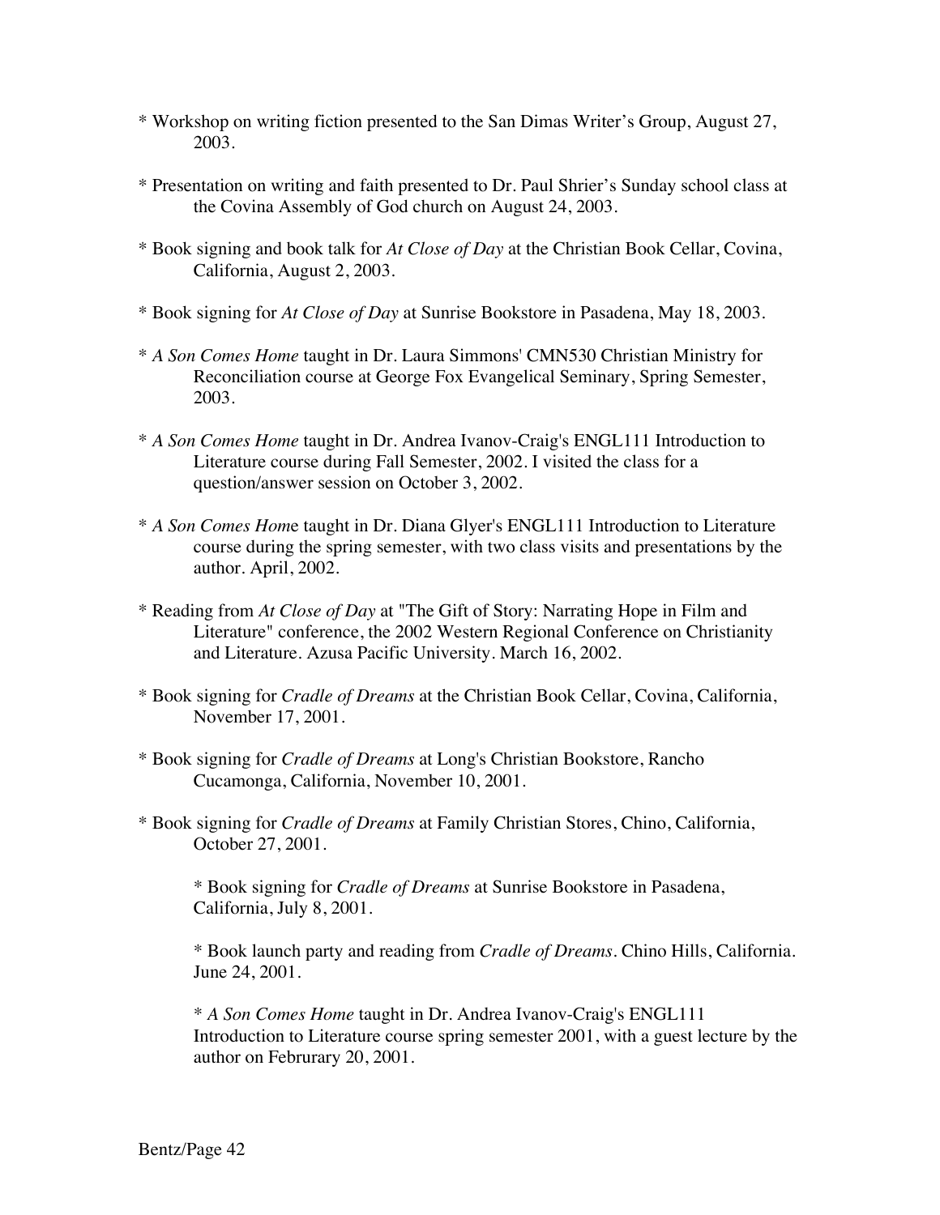* Workshop on writing fiction presented to the San Dimas Writer's Group, August 27, 2003.

* Presentation on writing and faith presented to Dr. Paul Shrier's Sunday school class at the Covina Assembly of God church on August 24, 2003.

* Book signing and book talk for *At Close of Day* at the Christian Book Cellar, Covina, California, August 2, 2003.

* Book signing for *At Close of Day* at Sunrise Bookstore in Pasadena, May 18, 2003.

* *A Son Comes Home* taught in Dr. Laura Simmons' CMN530 Christian Ministry for Reconciliation course at George Fox Evangelical Seminary, Spring Semester, 2003.

* *A Son Comes Home* taught in Dr. Andrea Ivanov-Craig's ENGL111 Introduction to Literature course during Fall Semester, 2002. I visited the class for a question/answer session on October 3, 2002.

* *A Son Comes Hom*e taught in Dr. Diana Glyer's ENGL111 Introduction to Literature course during the spring semester, with two class visits and presentations by the author. April, 2002.

* Reading from *At Close of Day* at "The Gift of Story: Narrating Hope in Film and Literature" conference, the 2002 Western Regional Conference on Christianity and Literature. Azusa Pacific University. March 16, 2002.

* Book signing for *Cradle of Dreams* at the Christian Book Cellar, Covina, California, November 17, 2001.

* Book signing for *Cradle of Dreams* at Long's Christian Bookstore, Rancho Cucamonga, California, November 10, 2001.

* Book signing for *Cradle of Dreams* at Family Christian Stores, Chino, California, October 27, 2001.

* Book signing for *Cradle of Dreams* at Sunrise Bookstore in Pasadena, California, July 8, 2001.

* Book launch party and reading from *Cradle of Dreams*. Chino Hills, California. June 24, 2001.

* *A Son Comes Home* taught in Dr. Andrea Ivanov-Craig's ENGL111 Introduction to Literature course spring semester 2001, with a guest lecture by the author on Februrary 20, 2001.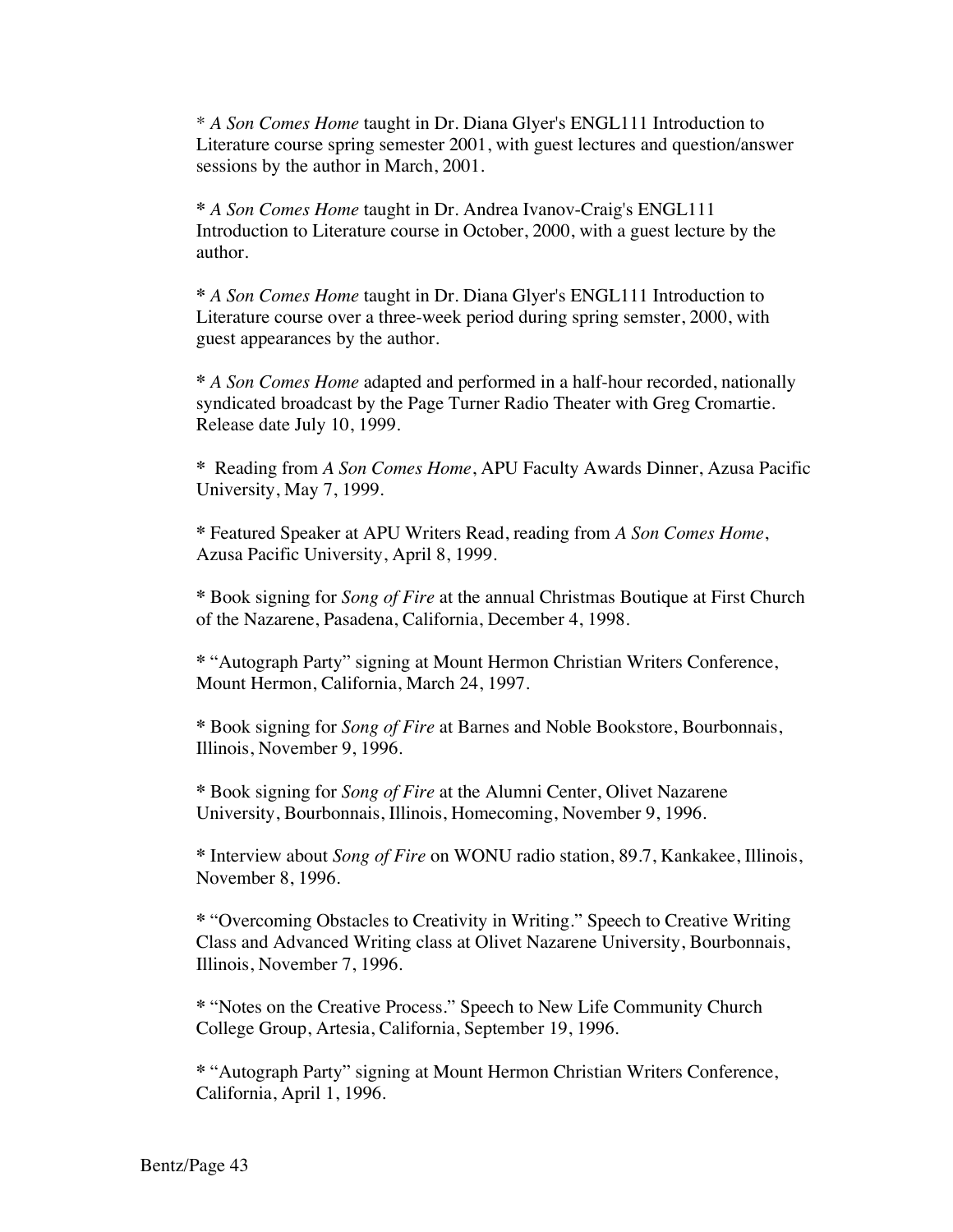\* *A Son Comes Home* taught in Dr. Diana Glyer's ENGL111 Introduction to Literature course spring semester 2001, with guest lectures and question/answer sessions by the author in March, 2001.

\* *A Son Comes Home* taught in Dr. Andrea Ivanov-Craig's ENGL111 Introduction to Literature course in October, 2000, with a guest lecture by the author.

\* *A Son Comes Home* taught in Dr. Diana Glyer's ENGL111 Introduction to Literature course over a three-week period during spring semster, 2000, with guest appearances by the author.

\* *A Son Comes Home* adapted and performed in a half-hour recorded, nationally syndicated broadcast by the Page Turner Radio Theater with Greg Cromartie. Release date July 10, 1999.

\* Reading from *A Son Comes Home*, APU Faculty Awards Dinner, Azusa Pacific University, May 7, 1999.

\* Featured Speaker at APU Writers Read, reading from *A Son Comes Home*, Azusa Pacific University, April 8, 1999.

\* Book signing for *Song of Fire* at the annual Christmas Boutique at First Church of the Nazarene, Pasadena, California, December 4, 1998.

\* "Autograph Party" signing at Mount Hermon Christian Writers Conference, Mount Hermon, California, March 24, 1997.

\* Book signing for *Song of Fire* at Barnes and Noble Bookstore, Bourbonnais, Illinois, November 9, 1996.

\* Book signing for *Song of Fire* at the Alumni Center, Olivet Nazarene University, Bourbonnais, Illinois, Homecoming, November 9, 1996.

\* Interview about *Song of Fire* on WONU radio station, 89.7, Kankakee, Illinois, November 8, 1996.

\* "Overcoming Obstacles to Creativity in Writing." Speech to Creative Writing Class and Advanced Writing class at Olivet Nazarene University, Bourbonnais, Illinois, November 7, 1996.

\* "Notes on the Creative Process." Speech to New Life Community Church College Group, Artesia, California, September 19, 1996.

\* "Autograph Party" signing at Mount Hermon Christian Writers Conference, California, April 1, 1996.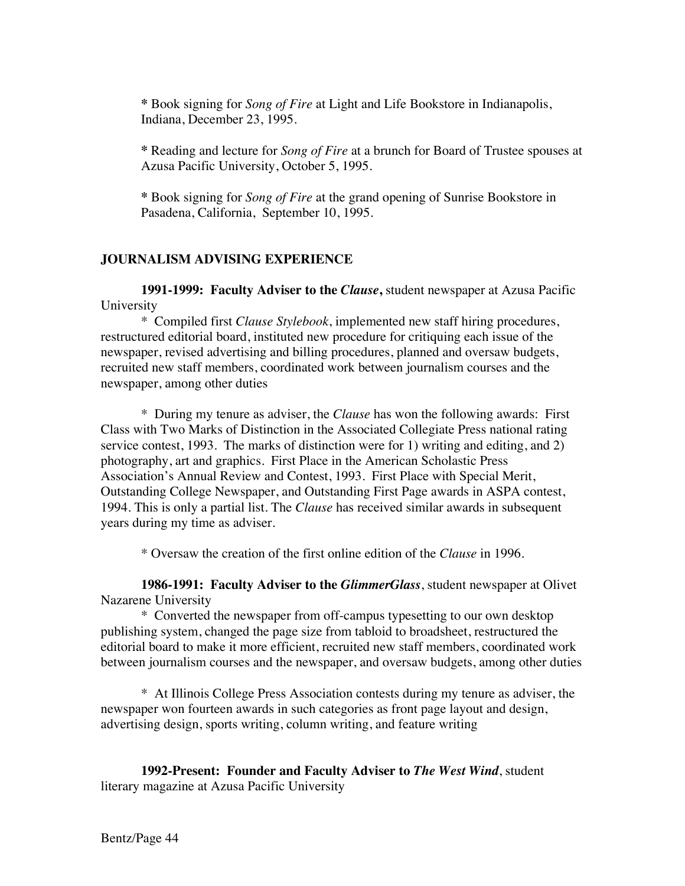**\*** Book signing for *Song of Fire* at Light and Life Bookstore in Indianapolis, Indiana, December 23, 1995.

**\*** Reading and lecture for *Song of Fire* at a brunch for Board of Trustee spouses at Azusa Pacific University, October 5, 1995.

**\*** Book signing for *Song of Fire* at the grand opening of Sunrise Bookstore in Pasadena, California, September 10, 1995.

## JOURNALISM ADVISING EXPERIENCE

**1991-1999: Faculty Adviser to the *Clause*,** student newspaper at Azusa Pacific University

\* Compiled first *Clause Stylebook*, implemented new staff hiring procedures, restructured editorial board, instituted new procedure for critiquing each issue of the newspaper, revised advertising and billing procedures, planned and oversaw budgets, recruited new staff members, coordinated work between journalism courses and the newspaper, among other duties

\* During my tenure as adviser, the *Clause* has won the following awards: First Class with Two Marks of Distinction in the Associated Collegiate Press national rating service contest, 1993. The marks of distinction were for 1) writing and editing, and 2) photography, art and graphics. First Place in the American Scholastic Press Association's Annual Review and Contest, 1993. First Place with Special Merit, Outstanding College Newspaper, and Outstanding First Page awards in ASPA contest, 1994. This is only a partial list. The *Clause* has received similar awards in subsequent years during my time as adviser.

\* Oversaw the creation of the first online edition of the *Clause* in 1996.

**1986-1991: Faculty Adviser to the *GlimmerGlass***, student newspaper at Olivet Nazarene University

\* Converted the newspaper from off-campus typesetting to our own desktop publishing system, changed the page size from tabloid to broadsheet, restructured the editorial board to make it more efficient, recruited new staff members, coordinated work between journalism courses and the newspaper, and oversaw budgets, among other duties

\* At Illinois College Press Association contests during my tenure as adviser, the newspaper won fourteen awards in such categories as front page layout and design, advertising design, sports writing, column writing, and feature writing

**1992-Present: Founder and Faculty Adviser to *The West Wind***, student literary magazine at Azusa Pacific University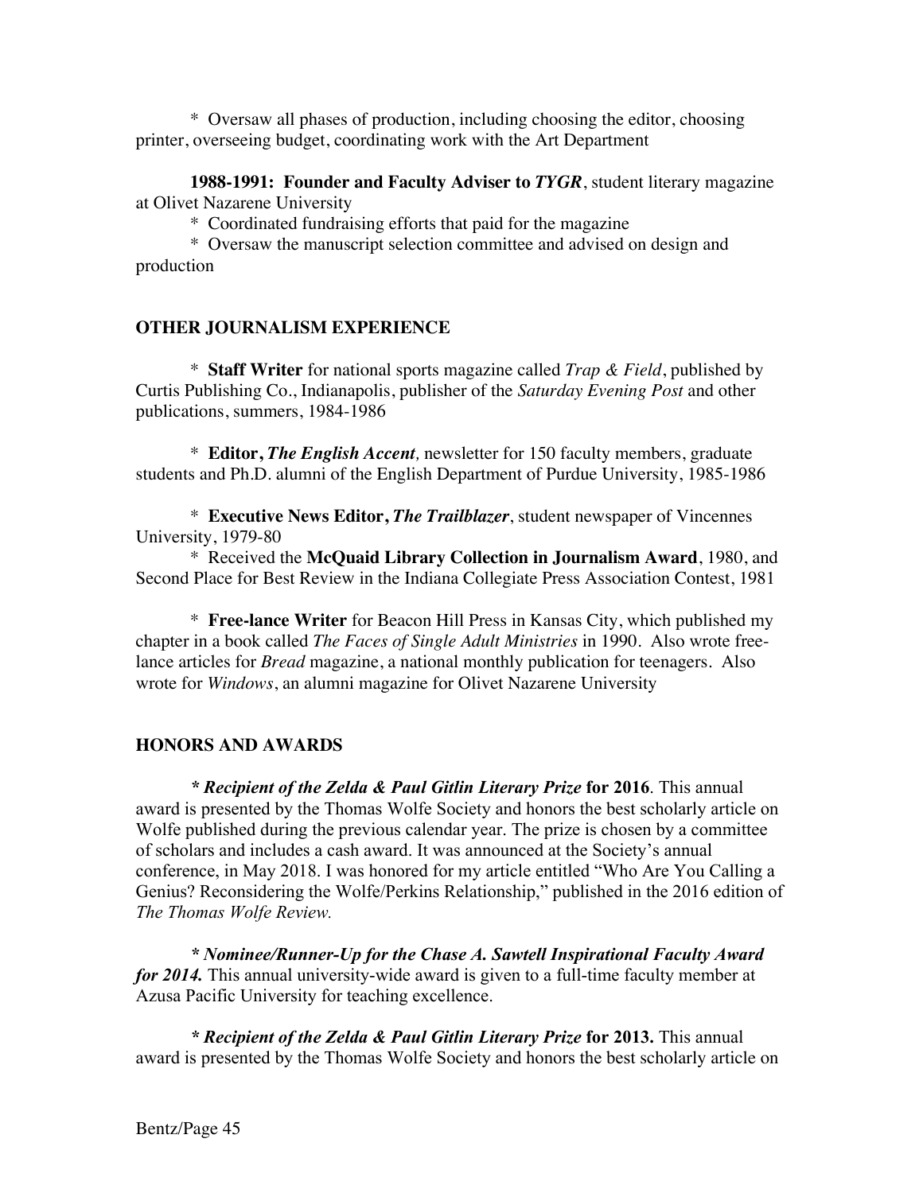* Oversaw all phases of production, including choosing the editor, choosing printer, overseeing budget, coordinating work with the Art Department

**1988-1991: Founder and Faculty Adviser to *TYGR***, student literary magazine at Olivet Nazarene University

* Coordinated fundraising efforts that paid for the magazine
* Oversaw the manuscript selection committee and advised on design and production

## OTHER JOURNALISM EXPERIENCE

* **Staff Writer** for national sports magazine called *Trap & Field*, published by Curtis Publishing Co., Indianapolis, publisher of the *Saturday Evening Post* and other publications, summers, 1984-1986

* **Editor, *The English Accent*,** newsletter for 150 faculty members, graduate students and Ph.D. alumni of the English Department of Purdue University, 1985-1986

* **Executive News Editor, *The Trailblazer***, student newspaper of Vincennes University, 1979-80
* Received the **McQuaid Library Collection in Journalism Award**, 1980, and Second Place for Best Review in the Indiana Collegiate Press Association Contest, 1981

* **Free-lance Writer** for Beacon Hill Press in Kansas City, which published my chapter in a book called *The Faces of Single Adult Ministries* in 1990. Also wrote free-lance articles for *Bread* magazine, a national monthly publication for teenagers. Also wrote for *Windows*, an alumni magazine for Olivet Nazarene University

## HONORS AND AWARDS

***\* Recipient of the Zelda & Paul Gitlin Literary Prize* for 2016**. This annual award is presented by the Thomas Wolfe Society and honors the best scholarly article on Wolfe published during the previous calendar year. The prize is chosen by a committee of scholars and includes a cash award. It was announced at the Society's annual conference, in May 2018. I was honored for my article entitled "Who Are You Calling a Genius? Reconsidering the Wolfe/Perkins Relationship," published in the 2016 edition of *The Thomas Wolfe Review.*

***\* Nominee/Runner-Up for the Chase A. Sawtell Inspirational Faculty Award for 2014.*** This annual university-wide award is given to a full-time faculty member at Azusa Pacific University for teaching excellence.

***\* Recipient of the Zelda & Paul Gitlin Literary Prize* for 2013.** This annual award is presented by the Thomas Wolfe Society and honors the best scholarly article on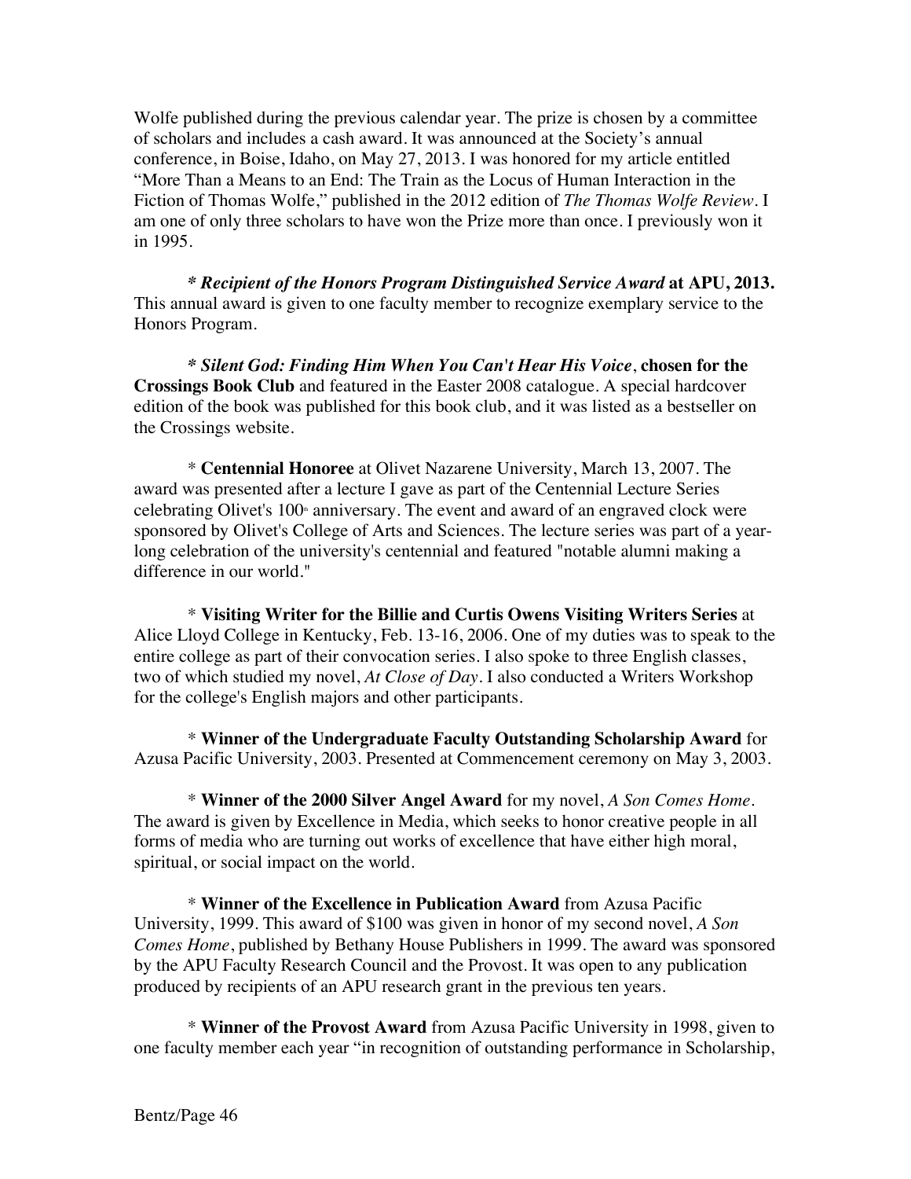Wolfe published during the previous calendar year. The prize is chosen by a committee of scholars and includes a cash award. It was announced at the Society's annual conference, in Boise, Idaho, on May 27, 2013. I was honored for my article entitled "More Than a Means to an End: The Train as the Locus of Human Interaction in the Fiction of Thomas Wolfe," published in the 2012 edition of *The Thomas Wolfe Review*. I am one of only three scholars to have won the Prize more than once. I previously won it in 1995.

***\* Recipient of the Honors Program Distinguished Service Award* at APU, 2013.** This annual award is given to one faculty member to recognize exemplary service to the Honors Program.

***\* Silent God: Finding Him When You Can't Hear His Voice*, chosen for the Crossings Book Club** and featured in the Easter 2008 catalogue. A special hardcover edition of the book was published for this book club, and it was listed as a bestseller on the Crossings website.

\* **Centennial Honoree** at Olivet Nazarene University, March 13, 2007. The award was presented after a lecture I gave as part of the Centennial Lecture Series celebrating Olivet's 100th anniversary. The event and award of an engraved clock were sponsored by Olivet's College of Arts and Sciences. The lecture series was part of a year-long celebration of the university's centennial and featured "notable alumni making a difference in our world."

\* **Visiting Writer for the Billie and Curtis Owens Visiting Writers Series** at Alice Lloyd College in Kentucky, Feb. 13-16, 2006. One of my duties was to speak to the entire college as part of their convocation series. I also spoke to three English classes, two of which studied my novel, *At Close of Day*. I also conducted a Writers Workshop for the college's English majors and other participants.

\* **Winner of the Undergraduate Faculty Outstanding Scholarship Award** for Azusa Pacific University, 2003. Presented at Commencement ceremony on May 3, 2003.

\* **Winner of the 2000 Silver Angel Award** for my novel, *A Son Comes Home*. The award is given by Excellence in Media, which seeks to honor creative people in all forms of media who are turning out works of excellence that have either high moral, spiritual, or social impact on the world.

\* **Winner of the Excellence in Publication Award** from Azusa Pacific University, 1999. This award of $100 was given in honor of my second novel, *A Son Comes Home*, published by Bethany House Publishers in 1999. The award was sponsored by the APU Faculty Research Council and the Provost. It was open to any publication produced by recipients of an APU research grant in the previous ten years.

\* **Winner of the Provost Award** from Azusa Pacific University in 1998, given to one faculty member each year "in recognition of outstanding performance in Scholarship,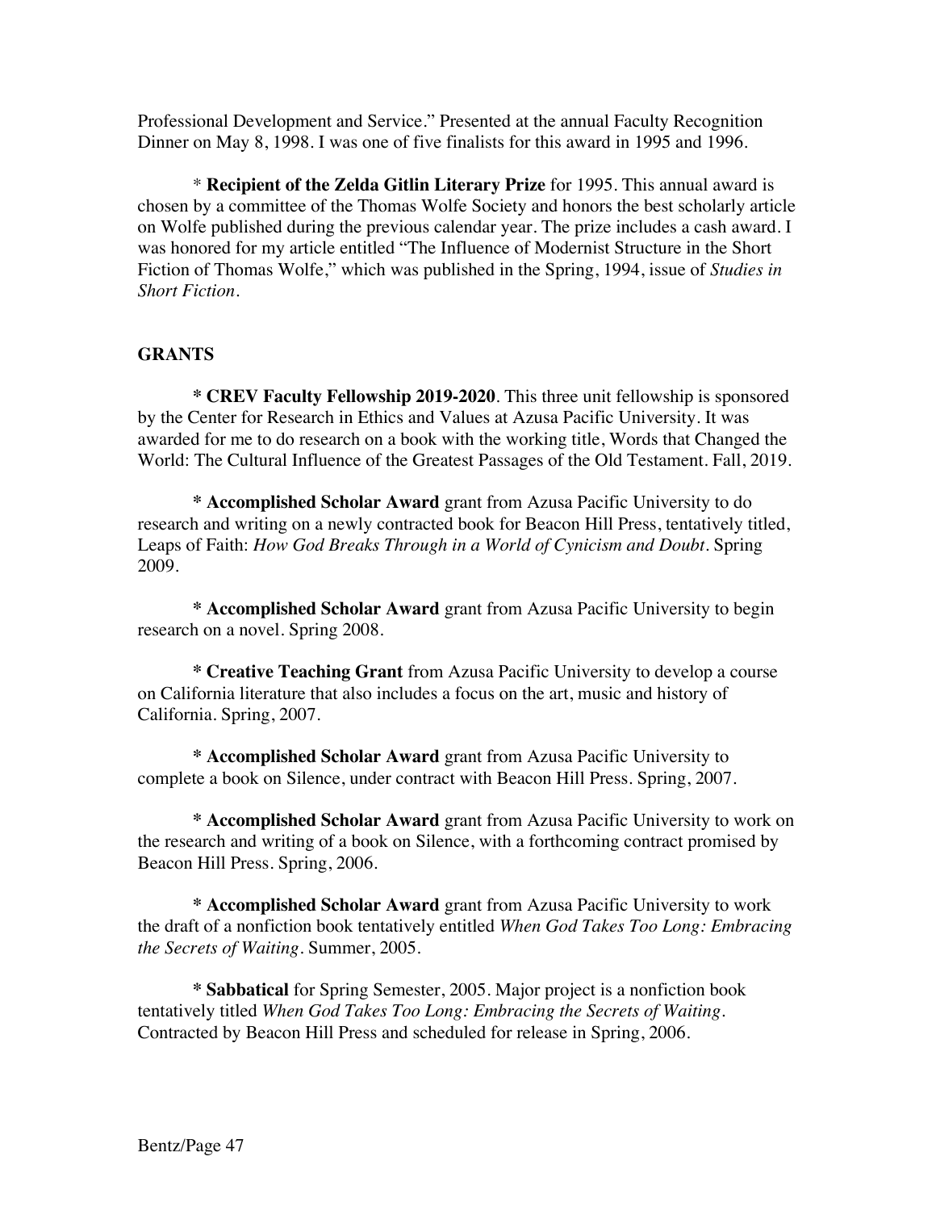Professional Development and Service." Presented at the annual Faculty Recognition Dinner on May 8, 1998. I was one of five finalists for this award in 1995 and 1996.

* **Recipient of the Zelda Gitlin Literary Prize** for 1995. This annual award is chosen by a committee of the Thomas Wolfe Society and honors the best scholarly article on Wolfe published during the previous calendar year. The prize includes a cash award. I was honored for my article entitled "The Influence of Modernist Structure in the Short Fiction of Thomas Wolfe," which was published in the Spring, 1994, issue of *Studies in Short Fiction*.

## GRANTS

**\* CREV Faculty Fellowship 2019-2020**. This three unit fellowship is sponsored by the Center for Research in Ethics and Values at Azusa Pacific University. It was awarded for me to do research on a book with the working title, Words that Changed the World: The Cultural Influence of the Greatest Passages of the Old Testament. Fall, 2019.

**\* Accomplished Scholar Award** grant from Azusa Pacific University to do research and writing on a newly contracted book for Beacon Hill Press, tentatively titled, Leaps of Faith: *How God Breaks Through in a World of Cynicism and Doubt*. Spring 2009.

**\* Accomplished Scholar Award** grant from Azusa Pacific University to begin research on a novel. Spring 2008.

**\* Creative Teaching Grant** from Azusa Pacific University to develop a course on California literature that also includes a focus on the art, music and history of California. Spring, 2007.

**\* Accomplished Scholar Award** grant from Azusa Pacific University to complete a book on Silence, under contract with Beacon Hill Press. Spring, 2007.

**\* Accomplished Scholar Award** grant from Azusa Pacific University to work on the research and writing of a book on Silence, with a forthcoming contract promised by Beacon Hill Press. Spring, 2006.

**\* Accomplished Scholar Award** grant from Azusa Pacific University to work the draft of a nonfiction book tentatively entitled *When God Takes Too Long: Embracing the Secrets of Waiting*. Summer, 2005.

**\* Sabbatical** for Spring Semester, 2005. Major project is a nonfiction book tentatively titled *When God Takes Too Long: Embracing the Secrets of Waiting*. Contracted by Beacon Hill Press and scheduled for release in Spring, 2006.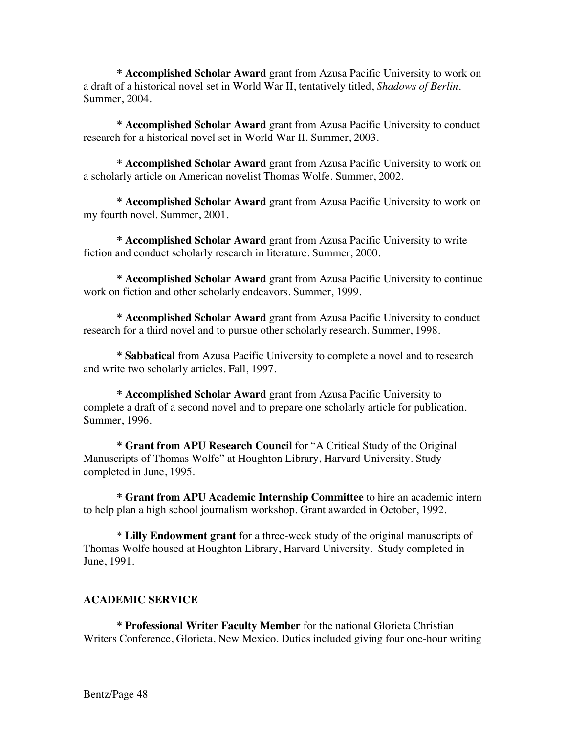\* **Accomplished Scholar Award** grant from Azusa Pacific University to work on a draft of a historical novel set in World War II, tentatively titled, *Shadows of Berlin*. Summer, 2004.

\* **Accomplished Scholar Award** grant from Azusa Pacific University to conduct research for a historical novel set in World War II. Summer, 2003.

\* **Accomplished Scholar Award** grant from Azusa Pacific University to work on a scholarly article on American novelist Thomas Wolfe. Summer, 2002.

\* **Accomplished Scholar Award** grant from Azusa Pacific University to work on my fourth novel. Summer, 2001.

\* **Accomplished Scholar Award** grant from Azusa Pacific University to write fiction and conduct scholarly research in literature. Summer, 2000.

\* **Accomplished Scholar Award** grant from Azusa Pacific University to continue work on fiction and other scholarly endeavors. Summer, 1999.

\* **Accomplished Scholar Award** grant from Azusa Pacific University to conduct research for a third novel and to pursue other scholarly research. Summer, 1998.

\* **Sabbatical** from Azusa Pacific University to complete a novel and to research and write two scholarly articles. Fall, 1997.

\* **Accomplished Scholar Award** grant from Azusa Pacific University to complete a draft of a second novel and to prepare one scholarly article for publication. Summer, 1996.

\* **Grant from APU Research Council** for "A Critical Study of the Original Manuscripts of Thomas Wolfe" at Houghton Library, Harvard University. Study completed in June, 1995.

\* **Grant from APU Academic Internship Committee** to hire an academic intern to help plan a high school journalism workshop. Grant awarded in October, 1992.

\* **Lilly Endowment grant** for a three-week study of the original manuscripts of Thomas Wolfe housed at Houghton Library, Harvard University. Study completed in June, 1991.

**ACADEMIC SERVICE**

\* **Professional Writer Faculty Member** for the national Glorieta Christian Writers Conference, Glorieta, New Mexico. Duties included giving four one-hour writing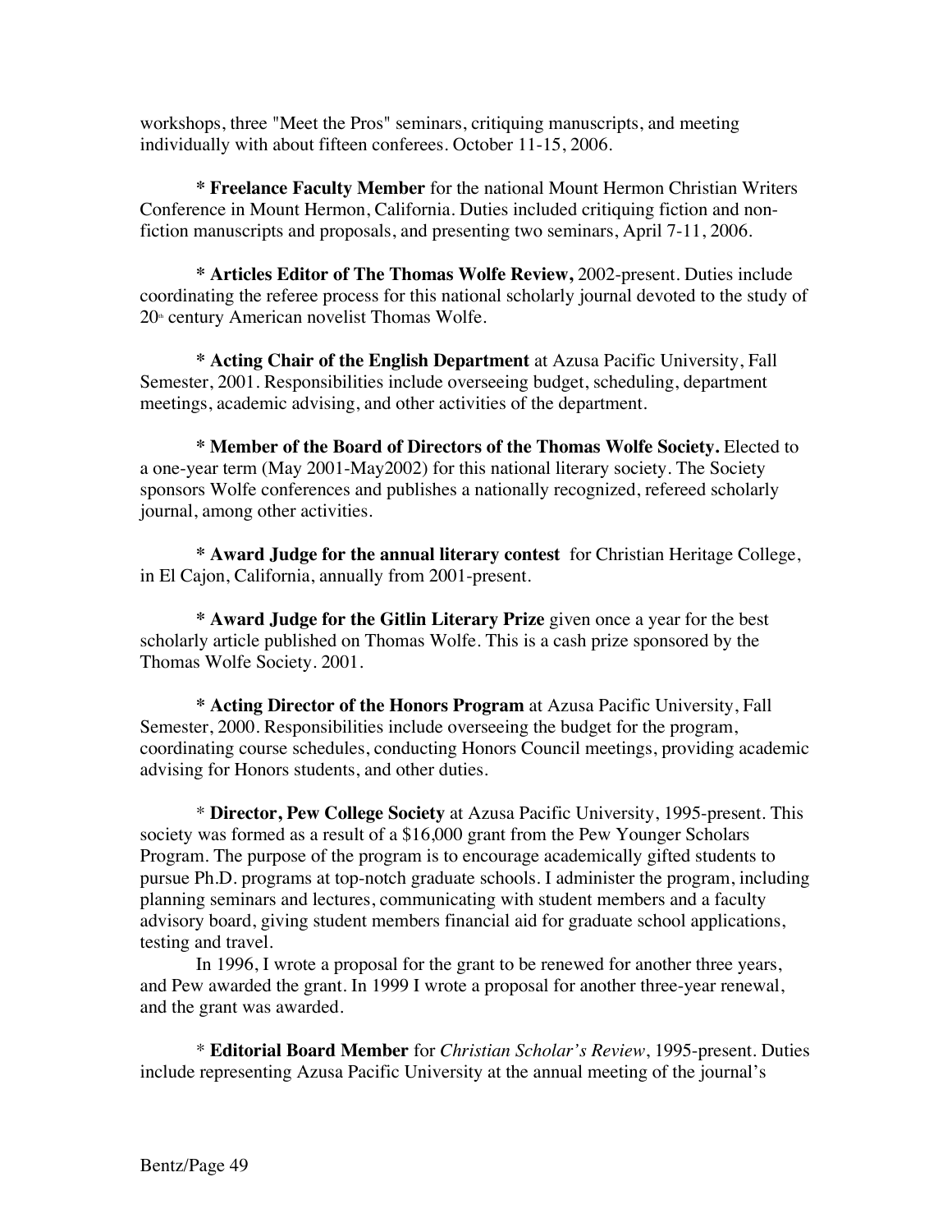workshops, three "Meet the Pros" seminars, critiquing manuscripts, and meeting individually with about fifteen conferees. October 11-15, 2006.

* **Freelance Faculty Member** for the national Mount Hermon Christian Writers Conference in Mount Hermon, California. Duties included critiquing fiction and non-fiction manuscripts and proposals, and presenting two seminars, April 7-11, 2006.

* **Articles Editor of The Thomas Wolfe Review,** 2002-present. Duties include coordinating the referee process for this national scholarly journal devoted to the study of 20th century American novelist Thomas Wolfe.

* **Acting Chair of the English Department** at Azusa Pacific University, Fall Semester, 2001. Responsibilities include overseeing budget, scheduling, department meetings, academic advising, and other activities of the department.

* **Member of the Board of Directors of the Thomas Wolfe Society.** Elected to a one-year term (May 2001-May2002) for this national literary society. The Society sponsors Wolfe conferences and publishes a nationally recognized, refereed scholarly journal, among other activities.

* **Award Judge for the annual literary contest** for Christian Heritage College, in El Cajon, California, annually from 2001-present.

* **Award Judge for the Gitlin Literary Prize** given once a year for the best scholarly article published on Thomas Wolfe. This is a cash prize sponsored by the Thomas Wolfe Society. 2001.

* **Acting Director of the Honors Program** at Azusa Pacific University, Fall Semester, 2000. Responsibilities include overseeing the budget for the program, coordinating course schedules, conducting Honors Council meetings, providing academic advising for Honors students, and other duties.

* **Director, Pew College Society** at Azusa Pacific University, 1995-present. This society was formed as a result of a $16,000 grant from the Pew Younger Scholars Program. The purpose of the program is to encourage academically gifted students to pursue Ph.D. programs at top-notch graduate schools. I administer the program, including planning seminars and lectures, communicating with student members and a faculty advisory board, giving student members financial aid for graduate school applications, testing and travel.

In 1996, I wrote a proposal for the grant to be renewed for another three years, and Pew awarded the grant. In 1999 I wrote a proposal for another three-year renewal, and the grant was awarded.

* **Editorial Board Member** for *Christian Scholar's Review*, 1995-present. Duties include representing Azusa Pacific University at the annual meeting of the journal's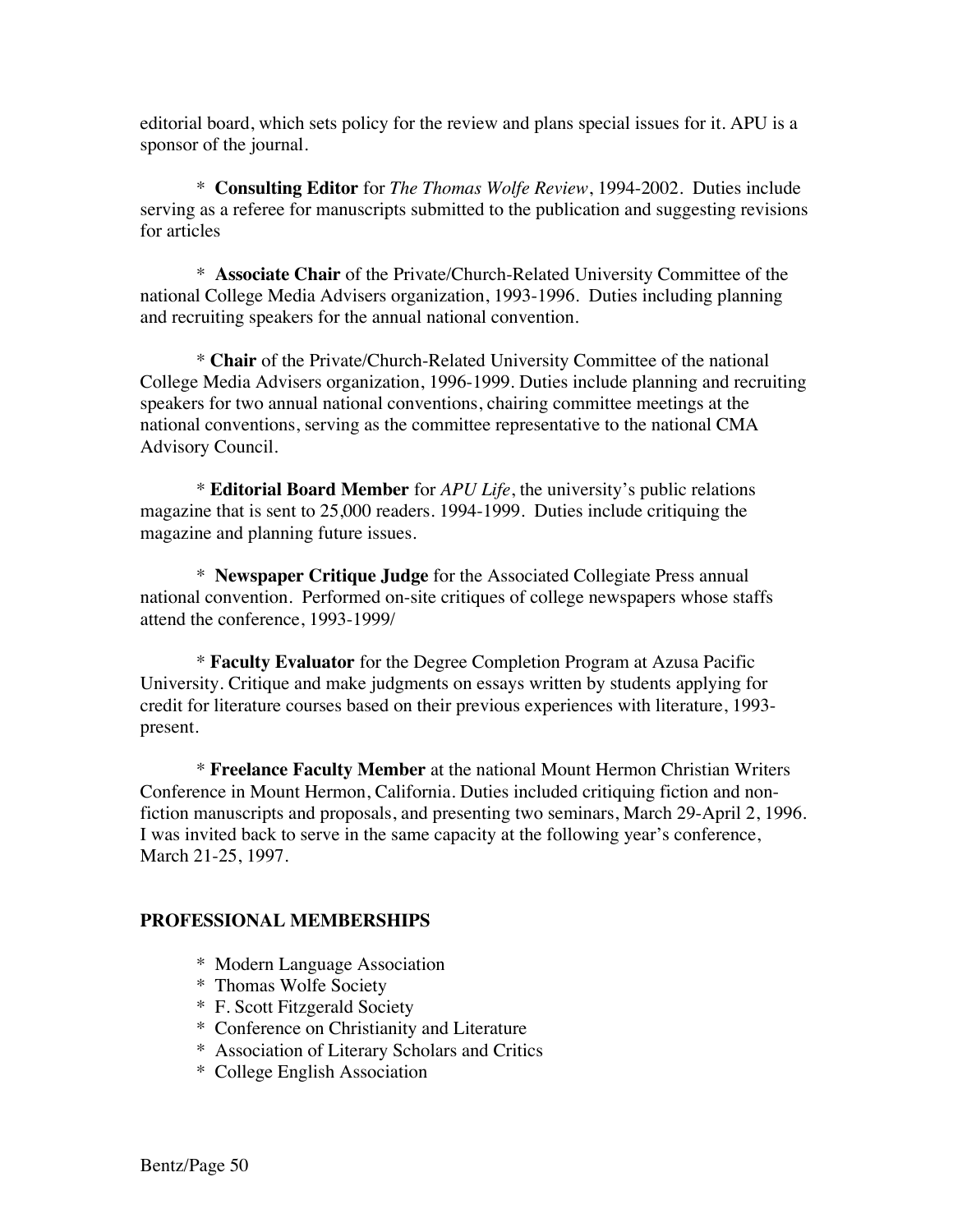editorial board, which sets policy for the review and plans special issues for it. APU is a sponsor of the journal.

* **Consulting Editor** for *The Thomas Wolfe Review*, 1994-2002. Duties include serving as a referee for manuscripts submitted to the publication and suggesting revisions for articles

* **Associate Chair** of the Private/Church-Related University Committee of the national College Media Advisers organization, 1993-1996. Duties including planning and recruiting speakers for the annual national convention.

* **Chair** of the Private/Church-Related University Committee of the national College Media Advisers organization, 1996-1999. Duties include planning and recruiting speakers for two annual national conventions, chairing committee meetings at the national conventions, serving as the committee representative to the national CMA Advisory Council.

* **Editorial Board Member** for *APU Life*, the university's public relations magazine that is sent to 25,000 readers. 1994-1999. Duties include critiquing the magazine and planning future issues.

* **Newspaper Critique Judge** for the Associated Collegiate Press annual national convention. Performed on-site critiques of college newspapers whose staffs attend the conference, 1993-1999/

* **Faculty Evaluator** for the Degree Completion Program at Azusa Pacific University. Critique and make judgments on essays written by students applying for credit for literature courses based on their previous experiences with literature, 1993-present.

* **Freelance Faculty Member** at the national Mount Hermon Christian Writers Conference in Mount Hermon, California. Duties included critiquing fiction and non-fiction manuscripts and proposals, and presenting two seminars, March 29-April 2, 1996. I was invited back to serve in the same capacity at the following year's conference, March 21-25, 1997.

## PROFESSIONAL MEMBERSHIPS

* Modern Language Association
* Thomas Wolfe Society
* F. Scott Fitzgerald Society
* Conference on Christianity and Literature
* Association of Literary Scholars and Critics
* College English Association